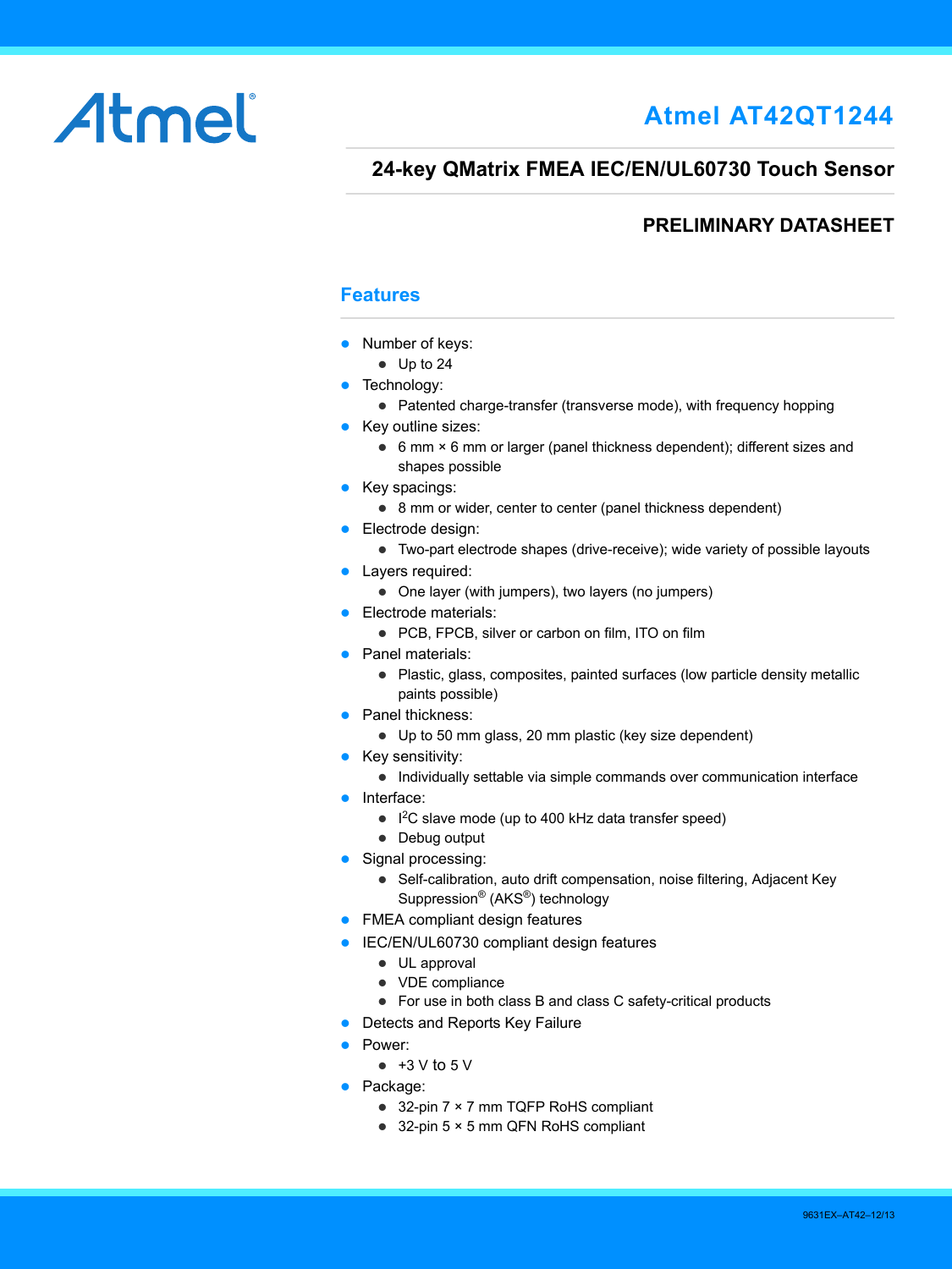Atmel

# Atmel AT42QT1244

## 24-key QMatrix FMEA IEC/EN/UL60730 Touch Sensor

### PRELIMINARY DATASHEET

## Features

- Number of keys:
  - Up to 24
- Technology:
  - Patented charge-transfer (transverse mode), with frequency hopping
- Key outline sizes:
  - 6 mm × 6 mm or larger (panel thickness dependent); different sizes and shapes possible
- Key spacings:
  - 8 mm or wider, center to center (panel thickness dependent)
- Electrode design:
  - Two-part electrode shapes (drive-receive); wide variety of possible layouts
- Layers required:
  - One layer (with jumpers), two layers (no jumpers)
- Electrode materials:
  - PCB, FPCB, silver or carbon on film, ITO on film
- Panel materials:
  - Plastic, glass, composites, painted surfaces (low particle density metallic paints possible)
- Panel thickness:
  - Up to 50 mm glass, 20 mm plastic (key size dependent)
- Key sensitivity:
  - Individually settable via simple commands over communication interface
- Interface:
  - $I^2C$ slave mode (up to 400 kHz data transfer speed)
  - Debug output
- Signal processing:
  - Self-calibration, auto drift compensation, noise filtering, Adjacent Key Suppression® (AKS®) technology
- FMEA compliant design features
- IEC/EN/UL60730 compliant design features
  - UL approval
  - VDE compliance
  - For use in both class B and class C safety-critical products
- Detects and Reports Key Failure
- Power:
  - +3 V to 5 V
- Package:
  - 32-pin 7 × 7 mm TQFP RoHS compliant
  - 32-pin 5 × 5 mm QFN RoHS compliant

9631EX–AT42–12/13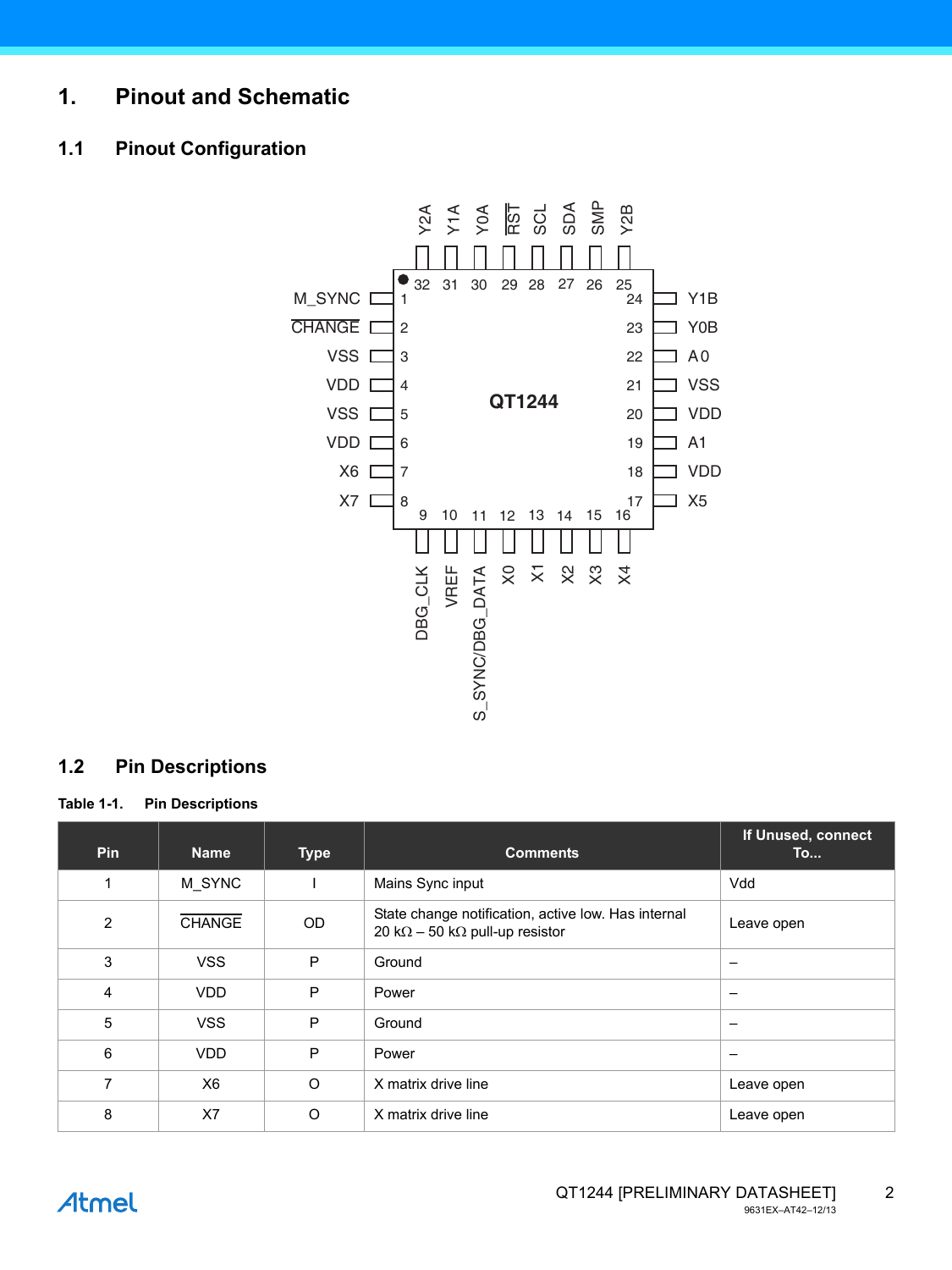# 1. Pinout and Schematic

## 1.1 Pinout Configuration

## 1.2 Pin Descriptions

**Table 1-1. Pin Descriptions**

| Pin | Name | Type | Comments | If Unused, connect To... |
|---|---|---|---|---|
| 1 | M_SYNC | I | Mains Sync input | Vdd |
| 2 | CHANGE | OD | State change notification, active low. Has internal 20 kΩ – 50 kΩ pull-up resistor | Leave open |
| 3 | VSS | P | Ground | – |
| 4 | VDD | P | Power | – |
| 5 | VSS | P | Ground | – |
| 6 | VDD | P | Power | – |
| 7 | X6 | O | X matrix drive line | Leave open |
| 8 | X7 | O | X matrix drive line | Leave open |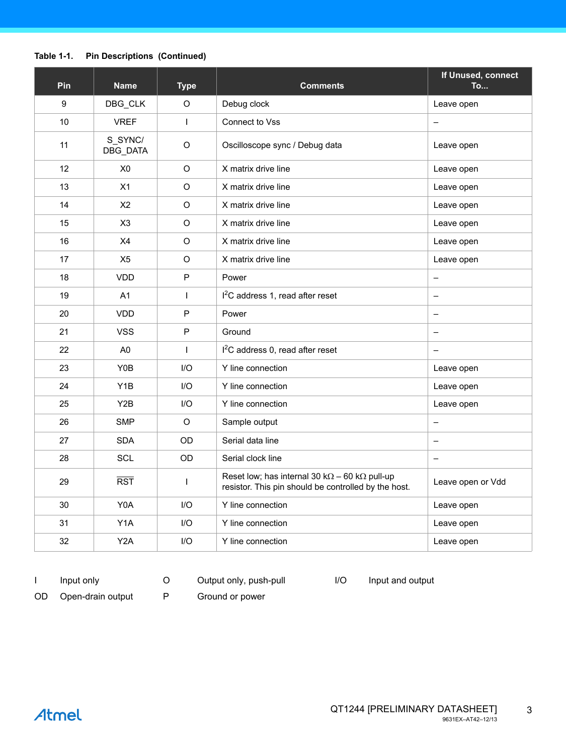**Table 1-1. Pin Descriptions (Continued)**

| Pin | Name | Type | Comments | If Unused, connect To... |
|---|---|---|---|---|
| 9 | DBG_CLK | O | Debug clock | Leave open |
| 10 | VREF | I | Connect to Vss | – |
| 11 | S_SYNC/ DBG_DATA | O | Oscilloscope sync / Debug data | Leave open |
| 12 | X0 | O | X matrix drive line | Leave open |
| 13 | X1 | O | X matrix drive line | Leave open |
| 14 | X2 | O | X matrix drive line | Leave open |
| 15 | X3 | O | X matrix drive line | Leave open |
| 16 | X4 | O | X matrix drive line | Leave open |
| 17 | X5 | O | X matrix drive line | Leave open |
| 18 | VDD | P | Power | – |
| 19 | A1 | I | $I^2C$ address 1, read after reset | – |
| 20 | VDD | P | Power | – |
| 21 | VSS | P | Ground | – |
| 22 | A0 | I | $I^2C$ address 0, read after reset | – |
| 23 | Y0B | I/O | Y line connection | Leave open |
| 24 | Y1B | I/O | Y line connection | Leave open |
| 25 | Y2B | I/O | Y line connection | Leave open |
| 26 | SMP | O | Sample output | – |
| 27 | SDA | OD | Serial data line | – |
| 28 | SCL | OD | Serial clock line | – |
| 29 | $\overline{RST}$ | I | Reset low; has internal 30 kΩ – 60 kΩ pull-up resistor. This pin should be controlled by the host. | Leave open or Vdd |
| 30 | Y0A | I/O | Y line connection | Leave open |
| 31 | Y1A | I/O | Y line connection | Leave open |
| 32 | Y2A | I/O | Y line connection | Leave open |

| | | | | | |
|---|---|---|---|---|---|
| I | Input only | O | Output only, push-pull | I/O | Input and output |
| OD | Open-drain output | P | Ground or power | | |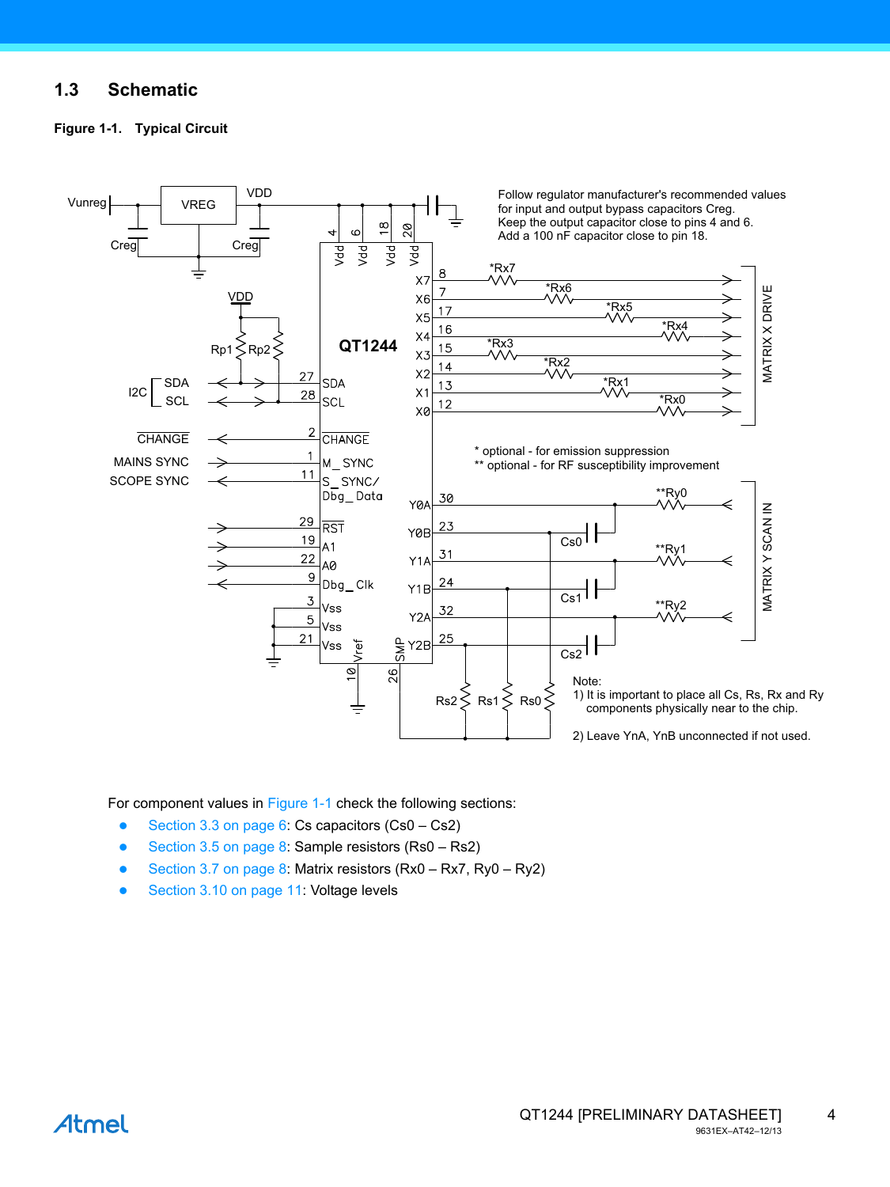## 1.3 Schematic

**Figure 1-1. Typical Circuit**

Follow regulator manufacturer's recommended values for input and output bypass capacitors Creg.
Keep the output capacitor close to pins 4 and 6.
Add a 100 nF capacitor close to pin 18.

\* optional - for emission suppression
\*\* optional - for RF susceptibility improvement

Note:
1) It is important to place all Cs, Rs, Rx and Ry components physically near to the chip.

2) Leave YnA, YnB unconnected if not used.

For component values in Figure 1-1 check the following sections:

- Section 3.3 on page 6: Cs capacitors (Cs0 – Cs2)
- Section 3.5 on page 8: Sample resistors (Rs0 – Rs2)
- Section 3.7 on page 8: Matrix resistors (Rx0 – Rx7, Ry0 – Ry2)
- Section 3.10 on page 11: Voltage levels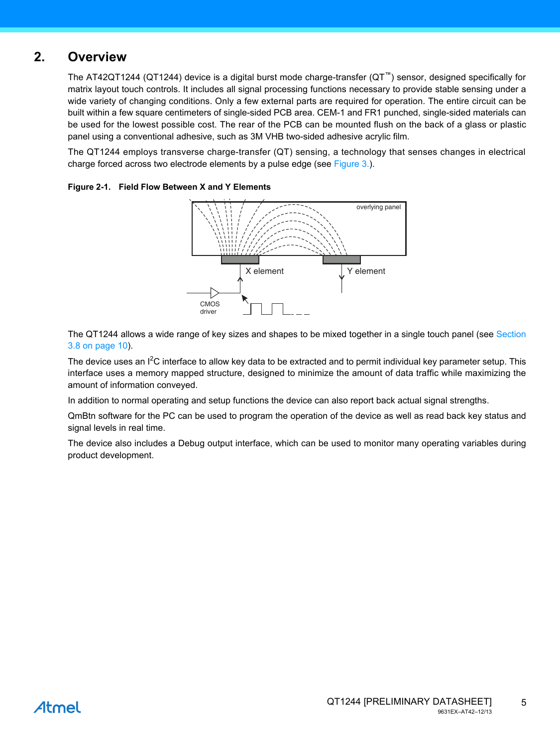## 2. Overview

The AT42QT1244 (QT1244) device is a digital burst mode charge-transfer (QT™) sensor, designed specifically for matrix layout touch controls. It includes all signal processing functions necessary to provide stable sensing under a wide variety of changing conditions. Only a few external parts are required for operation. The entire circuit can be built within a few square centimeters of single-sided PCB area. CEM-1 and FR1 punched, single-sided materials can be used for the lowest possible cost. The rear of the PCB can be mounted flush on the back of a glass or plastic panel using a conventional adhesive, such as 3M VHB two-sided adhesive acrylic film.

The QT1244 employs transverse charge-transfer (QT) sensing, a technology that senses changes in electrical charge forced across two electrode elements by a pulse edge (see Figure 3.).

**Figure 2-1. Field Flow Between X and Y Elements**

overlying panel

X element

Y element

CMOS driver

The QT1244 allows a wide range of key sizes and shapes to be mixed together in a single touch panel (see Section 3.8 on page 10).

The device uses an $I^2C$ interface to allow key data to be extracted and to permit individual key parameter setup. This interface uses a memory mapped structure, designed to minimize the amount of data traffic while maximizing the amount of information conveyed.

In addition to normal operating and setup functions the device can also report back actual signal strengths.

QmBtn software for the PC can be used to program the operation of the device as well as read back key status and signal levels in real time.

The device also includes a Debug output interface, which can be used to monitor many operating variables during product development.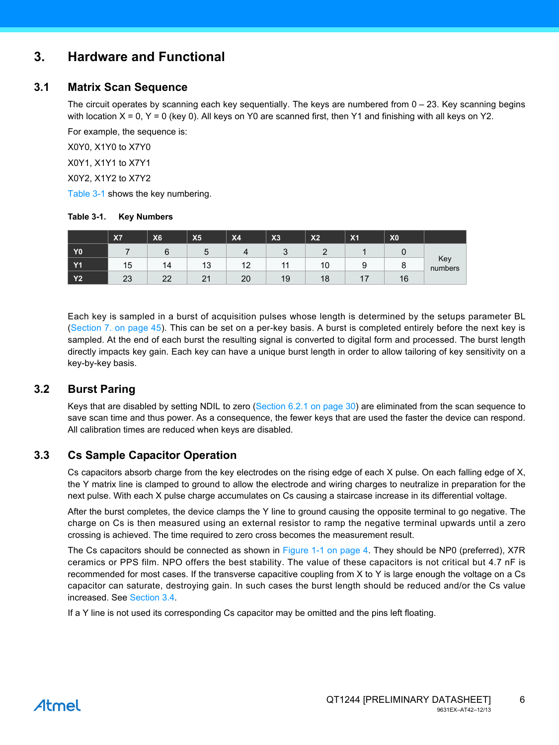# 3. Hardware and Functional

## 3.1 Matrix Scan Sequence

The circuit operates by scanning each key sequentially. The keys are numbered from 0 – 23. Key scanning begins with location X = 0, Y = 0 (key 0). All keys on Y0 are scanned first, then Y1 and finishing with all keys on Y2.

For example, the sequence is:

X0Y0, X1Y0 to X7Y0

X0Y1, X1Y1 to X7Y1

X0Y2, X1Y2 to X7Y2

Table 3-1 shows the key numbering.

**Table 3-1. Key Numbers**

| | X7 | X6 | X5 | X4 | X3 | X2 | X1 | X0 | |
|---|---|---|---|---|---|---|---|---|---|
| Y0 | 7 | 6 | 5 | 4 | 3 | 2 | 1 | 0 | Key numbers |
| Y1 | 15 | 14 | 13 | 12 | 11 | 10 | 9 | 8 | |
| Y2 | 23 | 22 | 21 | 20 | 19 | 18 | 17 | 16 | |

Each key is sampled in a burst of acquisition pulses whose length is determined by the setups parameter BL (Section 7. on page 45). This can be set on a per-key basis. A burst is completed entirely before the next key is sampled. At the end of each burst the resulting signal is converted to digital form and processed. The burst length directly impacts key gain. Each key can have a unique burst length in order to allow tailoring of key sensitivity on a key-by-key basis.

## 3.2 Burst Paring

Keys that are disabled by setting NDIL to zero (Section 6.2.1 on page 30) are eliminated from the scan sequence to save scan time and thus power. As a consequence, the fewer keys that are used the faster the device can respond. All calibration times are reduced when keys are disabled.

## 3.3 Cs Sample Capacitor Operation

Cs capacitors absorb charge from the key electrodes on the rising edge of each X pulse. On each falling edge of X, the Y matrix line is clamped to ground to allow the electrode and wiring charges to neutralize in preparation for the next pulse. With each X pulse charge accumulates on Cs causing a staircase increase in its differential voltage.

After the burst completes, the device clamps the Y line to ground causing the opposite terminal to go negative. The charge on Cs is then measured using an external resistor to ramp the negative terminal upwards until a zero crossing is achieved. The time required to zero cross becomes the measurement result.

The Cs capacitors should be connected as shown in Figure 1-1 on page 4. They should be NP0 (preferred), X7R ceramics or PPS film. NPO offers the best stability. The value of these capacitors is not critical but 4.7 nF is recommended for most cases. If the transverse capacitive coupling from X to Y is large enough the voltage on a Cs capacitor can saturate, destroying gain. In such cases the burst length should be reduced and/or the Cs value increased. See Section 3.4.

If a Y line is not used its corresponding Cs capacitor may be omitted and the pins left floating.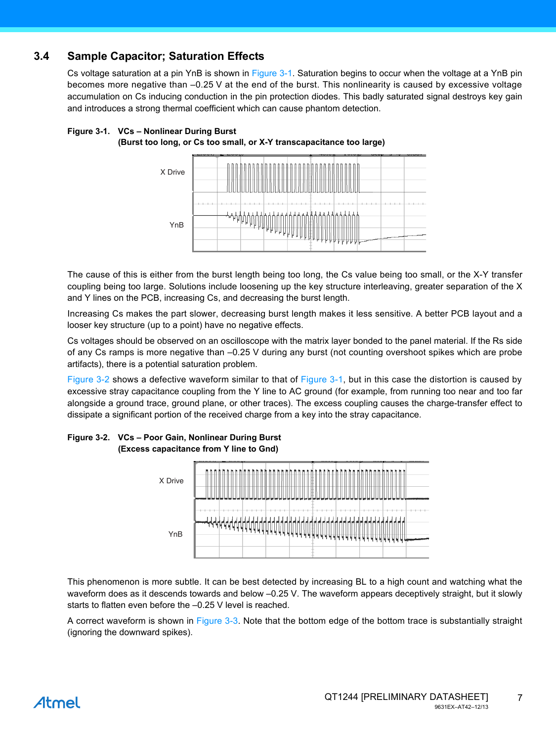## 3.4 Sample Capacitor; Saturation Effects

Cs voltage saturation at a pin YnB is shown in Figure 3-1. Saturation begins to occur when the voltage at a YnB pin becomes more negative than –0.25 V at the end of the burst. This nonlinearity is caused by excessive voltage accumulation on Cs inducing conduction in the pin protection diodes. This badly saturated signal destroys key gain and introduces a strong thermal coefficient which can cause phantom detection.

**Figure 3-1. VCs – Nonlinear During Burst (Burst too long, or Cs too small, or X-Y transcapacitance too large)**

The cause of this is either from the burst length being too long, the Cs value being too small, or the X-Y transfer coupling being too large. Solutions include loosening up the key structure interleaving, greater separation of the X and Y lines on the PCB, increasing Cs, and decreasing the burst length.

Increasing Cs makes the part slower, decreasing burst length makes it less sensitive. A better PCB layout and a looser key structure (up to a point) have no negative effects.

Cs voltages should be observed on an oscilloscope with the matrix layer bonded to the panel material. If the Rs side of any Cs ramps is more negative than –0.25 V during any burst (not counting overshoot spikes which are probe artifacts), there is a potential saturation problem.

Figure 3-2 shows a defective waveform similar to that of Figure 3-1, but in this case the distortion is caused by excessive stray capacitance coupling from the Y line to AC ground (for example, from running too near and too far alongside a ground trace, ground plane, or other traces). The excess coupling causes the charge-transfer effect to dissipate a significant portion of the received charge from a key into the stray capacitance.

**Figure 3-2. VCs – Poor Gain, Nonlinear During Burst (Excess capacitance from Y line to Gnd)**

This phenomenon is more subtle. It can be best detected by increasing BL to a high count and watching what the waveform does as it descends towards and below –0.25 V. The waveform appears deceptively straight, but it slowly starts to flatten even before the –0.25 V level is reached.

A correct waveform is shown in Figure 3-3. Note that the bottom edge of the bottom trace is substantially straight (ignoring the downward spikes).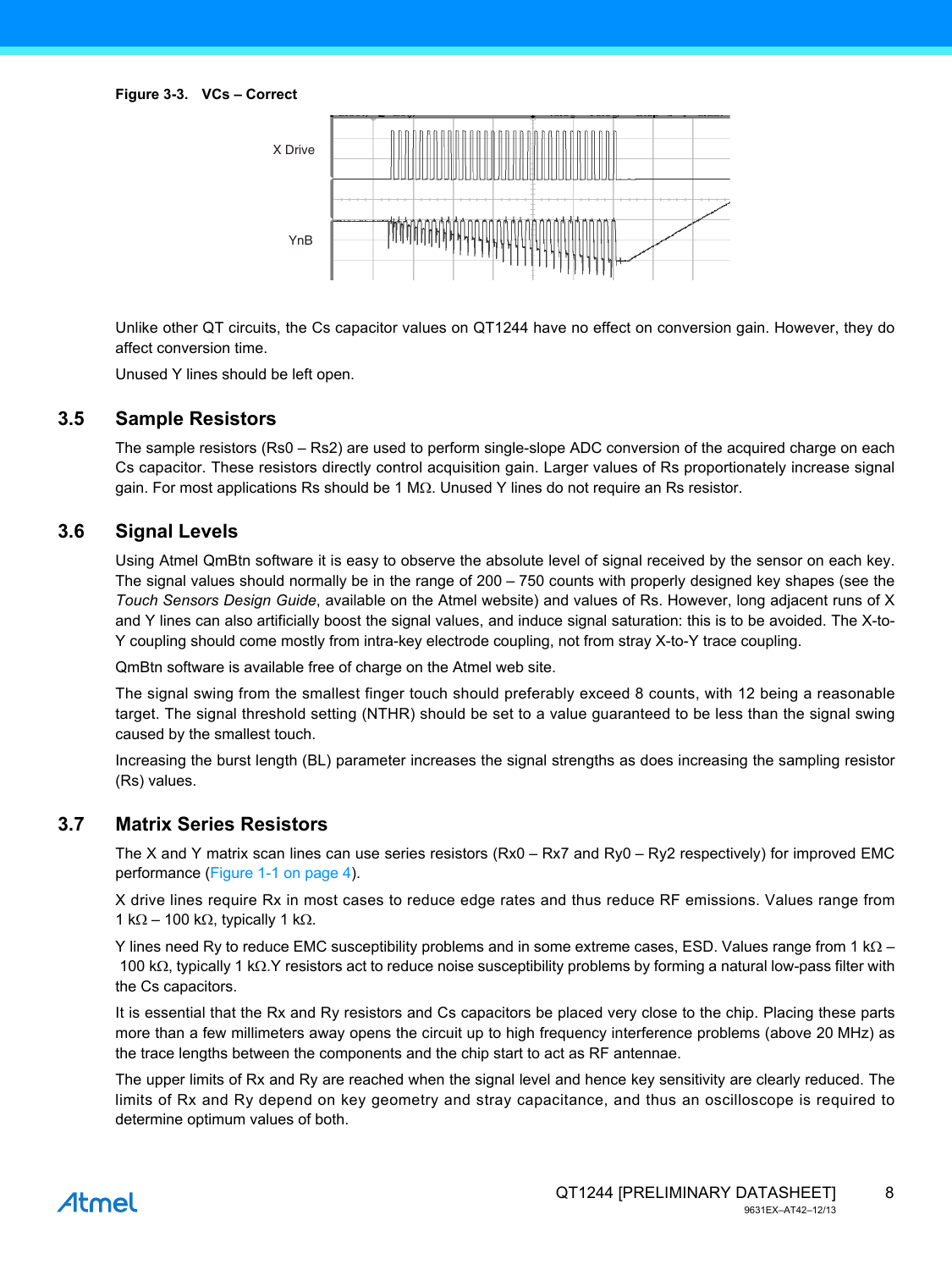**Figure 3-3. VCs – Correct**

X Drive

YnB

Unlike other QT circuits, the Cs capacitor values on QT1244 have no effect on conversion gain. However, they do affect conversion time.

Unused Y lines should be left open.

## 3.5 Sample Resistors

The sample resistors (Rs0 – Rs2) are used to perform single-slope ADC conversion of the acquired charge on each Cs capacitor. These resistors directly control acquisition gain. Larger values of Rs proportionately increase signal gain. For most applications Rs should be 1 MΩ. Unused Y lines do not require an Rs resistor.

## 3.6 Signal Levels

Using Atmel QmBtn software it is easy to observe the absolute level of signal received by the sensor on each key. The signal values should normally be in the range of 200 – 750 counts with properly designed key shapes (see the *Touch Sensors Design Guide*, available on the Atmel website) and values of Rs. However, long adjacent runs of X and Y lines can also artificially boost the signal values, and induce signal saturation: this is to be avoided. The X-to-Y coupling should come mostly from intra-key electrode coupling, not from stray X-to-Y trace coupling.

QmBtn software is available free of charge on the Atmel web site.

The signal swing from the smallest finger touch should preferably exceed 8 counts, with 12 being a reasonable target. The signal threshold setting (NTHR) should be set to a value guaranteed to be less than the signal swing caused by the smallest touch.

Increasing the burst length (BL) parameter increases the signal strengths as does increasing the sampling resistor (Rs) values.

## 3.7 Matrix Series Resistors

The X and Y matrix scan lines can use series resistors (Rx0 – Rx7 and Ry0 – Ry2 respectively) for improved EMC performance (Figure 1-1 on page 4).

X drive lines require Rx in most cases to reduce edge rates and thus reduce RF emissions. Values range from 1 kΩ – 100 kΩ, typically 1 kΩ.

Y lines need Ry to reduce EMC susceptibility problems and in some extreme cases, ESD. Values range from 1 kΩ – 100 kΩ, typically 1 kΩ.Y resistors act to reduce noise susceptibility problems by forming a natural low-pass filter with the Cs capacitors.

It is essential that the Rx and Ry resistors and Cs capacitors be placed very close to the chip. Placing these parts more than a few millimeters away opens the circuit up to high frequency interference problems (above 20 MHz) as the trace lengths between the components and the chip start to act as RF antennae.

The upper limits of Rx and Ry are reached when the signal level and hence key sensitivity are clearly reduced. The limits of Rx and Ry depend on key geometry and stray capacitance, and thus an oscilloscope is required to determine optimum values of both.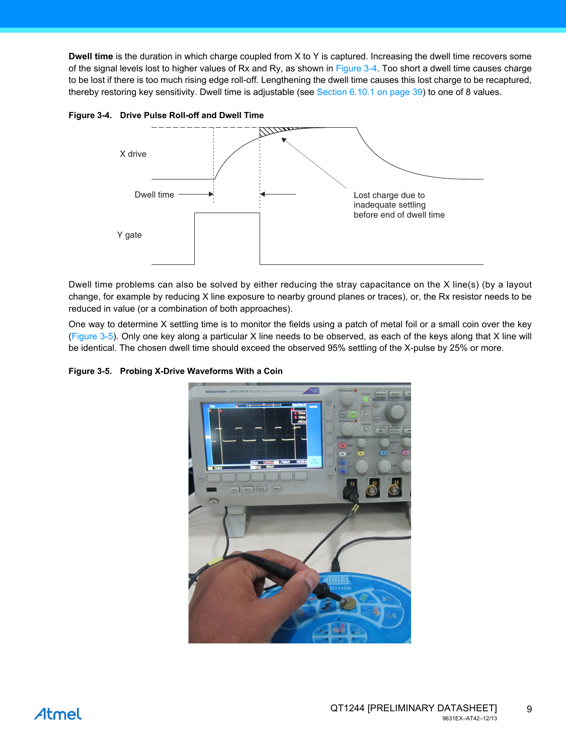**Dwell time** is the duration in which charge coupled from X to Y is captured. Increasing the dwell time recovers some of the signal levels lost to higher values of Rx and Ry, as shown in Figure 3-4. Too short a dwell time causes charge to be lost if there is too much rising edge roll-off. Lengthening the dwell time causes this lost charge to be recaptured, thereby restoring key sensitivity. Dwell time is adjustable (see Section 6.10.1 on page 39) to one of 8 values.

**Figure 3-4. Drive Pulse Roll-off and Dwell Time**

X drive

Dwell time

Lost charge due to inadequate settling before end of dwell time

Y gate

Dwell time problems can also be solved by either reducing the stray capacitance on the X line(s) (by a layout change, for example by reducing X line exposure to nearby ground planes or traces), or, the Rx resistor needs to be reduced in value (or a combination of both approaches).

One way to determine X settling time is to monitor the fields using a patch of metal foil or a small coin over the key (Figure 3-5). Only one key along a particular X line needs to be observed, as each of the keys along that X line will be identical. The chosen dwell time should exceed the observed 95% settling of the X-pulse by 25% or more.

**Figure 3-5. Probing X-Drive Waveforms With a Coin**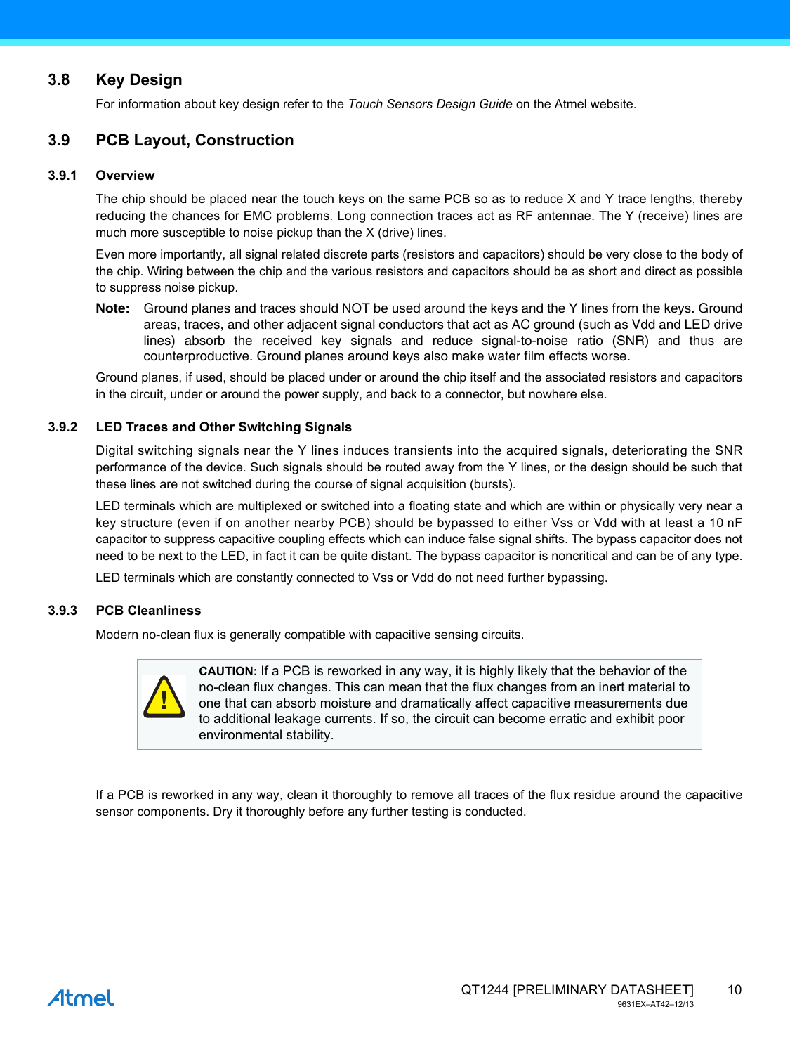## 3.8 Key Design

For information about key design refer to the *Touch Sensors Design Guide* on the Atmel website.

## 3.9 PCB Layout, Construction

### 3.9.1 Overview

The chip should be placed near the touch keys on the same PCB so as to reduce X and Y trace lengths, thereby reducing the chances for EMC problems. Long connection traces act as RF antennae. The Y (receive) lines are much more susceptible to noise pickup than the X (drive) lines.

Even more importantly, all signal related discrete parts (resistors and capacitors) should be very close to the body of the chip. Wiring between the chip and the various resistors and capacitors should be as short and direct as possible to suppress noise pickup.

**Note:** Ground planes and traces should NOT be used around the keys and the Y lines from the keys. Ground areas, traces, and other adjacent signal conductors that act as AC ground (such as Vdd and LED drive lines) absorb the received key signals and reduce signal-to-noise ratio (SNR) and thus are counterproductive. Ground planes around keys also make water film effects worse.

Ground planes, if used, should be placed under or around the chip itself and the associated resistors and capacitors in the circuit, under or around the power supply, and back to a connector, but nowhere else.

### 3.9.2 LED Traces and Other Switching Signals

Digital switching signals near the Y lines induces transients into the acquired signals, deteriorating the SNR performance of the device. Such signals should be routed away from the Y lines, or the design should be such that these lines are not switched during the course of signal acquisition (bursts).

LED terminals which are multiplexed or switched into a floating state and which are within or physically very near a key structure (even if on another nearby PCB) should be bypassed to either Vss or Vdd with at least a 10 nF capacitor to suppress capacitive coupling effects which can induce false signal shifts. The bypass capacitor does not need to be next to the LED, in fact it can be quite distant. The bypass capacitor is noncritical and can be of any type.

LED terminals which are constantly connected to Vss or Vdd do not need further bypassing.

### 3.9.3 PCB Cleanliness

Modern no-clean flux is generally compatible with capacitive sensing circuits.

> **CAUTION:** If a PCB is reworked in any way, it is highly likely that the behavior of the no-clean flux changes. This can mean that the flux changes from an inert material to one that can absorb moisture and dramatically affect capacitive measurements due to additional leakage currents. If so, the circuit can become erratic and exhibit poor environmental stability.

If a PCB is reworked in any way, clean it thoroughly to remove all traces of the flux residue around the capacitive sensor components. Dry it thoroughly before any further testing is conducted.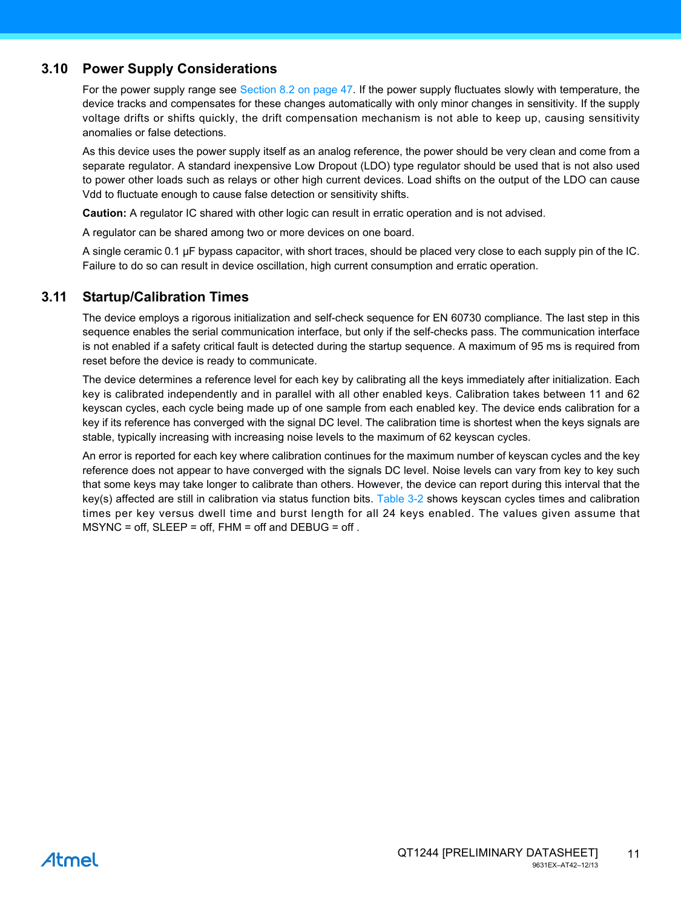## 3.10 Power Supply Considerations

For the power supply range see Section 8.2 on page 47. If the power supply fluctuates slowly with temperature, the device tracks and compensates for these changes automatically with only minor changes in sensitivity. If the supply voltage drifts or shifts quickly, the drift compensation mechanism is not able to keep up, causing sensitivity anomalies or false detections.

As this device uses the power supply itself as an analog reference, the power should be very clean and come from a separate regulator. A standard inexpensive Low Dropout (LDO) type regulator should be used that is not also used to power other loads such as relays or other high current devices. Load shifts on the output of the LDO can cause Vdd to fluctuate enough to cause false detection or sensitivity shifts.

**Caution:** A regulator IC shared with other logic can result in erratic operation and is not advised.

A regulator can be shared among two or more devices on one board.

A single ceramic 0.1 µF bypass capacitor, with short traces, should be placed very close to each supply pin of the IC. Failure to do so can result in device oscillation, high current consumption and erratic operation.

## 3.11 Startup/Calibration Times

The device employs a rigorous initialization and self-check sequence for EN 60730 compliance. The last step in this sequence enables the serial communication interface, but only if the self-checks pass. The communication interface is not enabled if a safety critical fault is detected during the startup sequence. A maximum of 95 ms is required from reset before the device is ready to communicate.

The device determines a reference level for each key by calibrating all the keys immediately after initialization. Each key is calibrated independently and in parallel with all other enabled keys. Calibration takes between 11 and 62 keyscan cycles, each cycle being made up of one sample from each enabled key. The device ends calibration for a key if its reference has converged with the signal DC level. The calibration time is shortest when the keys signals are stable, typically increasing with increasing noise levels to the maximum of 62 keyscan cycles.

An error is reported for each key where calibration continues for the maximum number of keyscan cycles and the key reference does not appear to have converged with the signals DC level. Noise levels can vary from key to key such that some keys may take longer to calibrate than others. However, the device can report during this interval that the key(s) affected are still in calibration via status function bits. Table 3-2 shows keyscan cycles times and calibration times per key versus dwell time and burst length for all 24 keys enabled. The values given assume that MSYNC = off, SLEEP = off, FHM = off and DEBUG = off .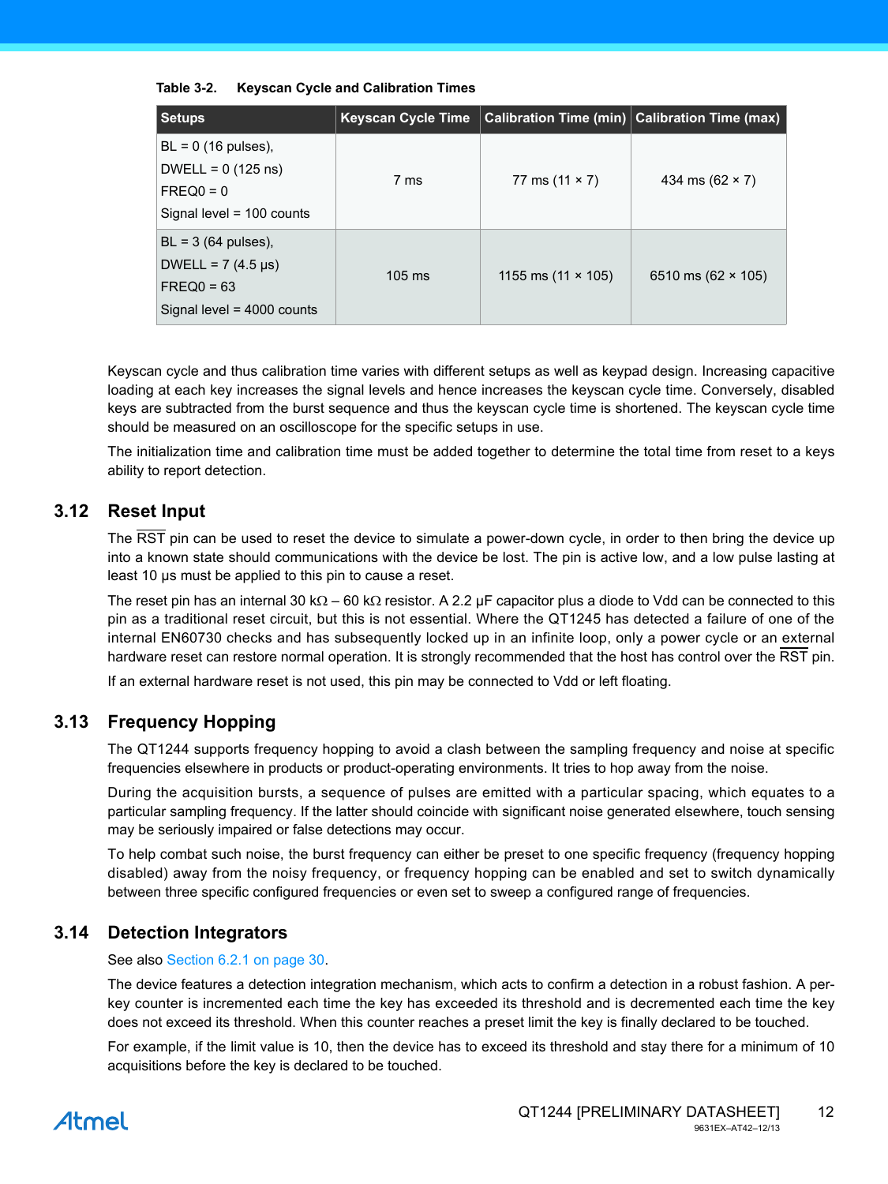**Table 3-2. Keyscan Cycle and Calibration Times**

| Setups | Keyscan Cycle Time | Calibration Time (min) | Calibration Time (max) |
|---|---|---|---|
| BL = 0 (16 pulses),<br>DWELL = 0 (125 ns)<br>FREQ0 = 0<br>Signal level = 100 counts | 7 ms | 77 ms (11 × 7) | 434 ms (62 × 7) |
| BL = 3 (64 pulses),<br>DWELL = 7 (4.5 µs)<br>FREQ0 = 63<br>Signal level = 4000 counts | 105 ms | 1155 ms (11 × 105) | 6510 ms (62 × 105) |

Keyscan cycle and thus calibration time varies with different setups as well as keypad design. Increasing capacitive loading at each key increases the signal levels and hence increases the keyscan cycle time. Conversely, disabled keys are subtracted from the burst sequence and thus the keyscan cycle time is shortened. The keyscan cycle time should be measured on an oscilloscope for the specific setups in use.

The initialization time and calibration time must be added together to determine the total time from reset to a keys ability to report detection.

## 3.12 Reset Input

The $\overline{\text{RST}}$ pin can be used to reset the device to simulate a power-down cycle, in order to then bring the device up into a known state should communications with the device be lost. The pin is active low, and a low pulse lasting at least 10 µs must be applied to this pin to cause a reset.

The reset pin has an internal 30 kΩ – 60 kΩ resistor. A 2.2 µF capacitor plus a diode to Vdd can be connected to this pin as a traditional reset circuit, but this is not essential. Where the QT1245 has detected a failure of one of the internal EN60730 checks and has subsequently locked up in an infinite loop, only a power cycle or an external hardware reset can restore normal operation. It is strongly recommended that the host has control over the $\overline{\text{RST}}$ pin.

If an external hardware reset is not used, this pin may be connected to Vdd or left floating.

## 3.13 Frequency Hopping

The QT1244 supports frequency hopping to avoid a clash between the sampling frequency and noise at specific frequencies elsewhere in products or product-operating environments. It tries to hop away from the noise.

During the acquisition bursts, a sequence of pulses are emitted with a particular spacing, which equates to a particular sampling frequency. If the latter should coincide with significant noise generated elsewhere, touch sensing may be seriously impaired or false detections may occur.

To help combat such noise, the burst frequency can either be preset to one specific frequency (frequency hopping disabled) away from the noisy frequency, or frequency hopping can be enabled and set to switch dynamically between three specific configured frequencies or even set to sweep a configured range of frequencies.

## 3.14 Detection Integrators

See also Section 6.2.1 on page 30.

The device features a detection integration mechanism, which acts to confirm a detection in a robust fashion. A per-key counter is incremented each time the key has exceeded its threshold and is decremented each time the key does not exceed its threshold. When this counter reaches a preset limit the key is finally declared to be touched.

For example, if the limit value is 10, then the device has to exceed its threshold and stay there for a minimum of 10 acquisitions before the key is declared to be touched.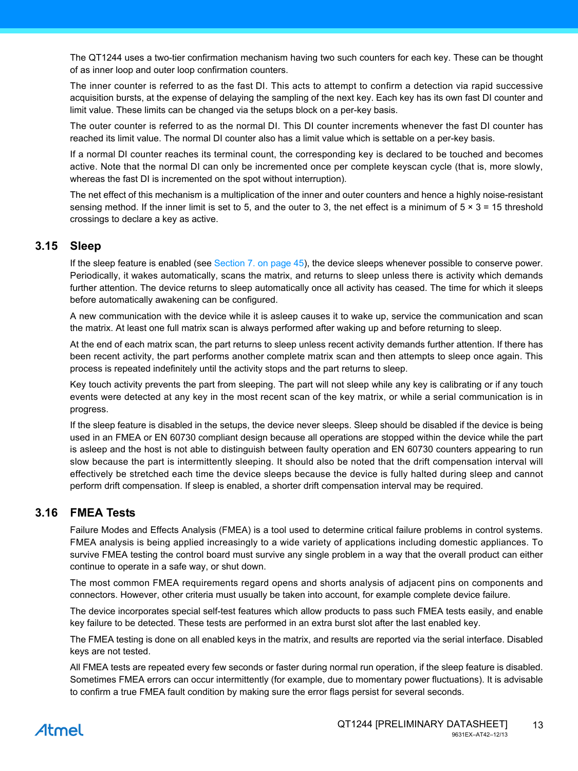The QT1244 uses a two-tier confirmation mechanism having two such counters for each key. These can be thought of as inner loop and outer loop confirmation counters.

The inner counter is referred to as the fast DI. This acts to attempt to confirm a detection via rapid successive acquisition bursts, at the expense of delaying the sampling of the next key. Each key has its own fast DI counter and limit value. These limits can be changed via the setups block on a per-key basis.

The outer counter is referred to as the normal DI. This DI counter increments whenever the fast DI counter has reached its limit value. The normal DI counter also has a limit value which is settable on a per-key basis.

If a normal DI counter reaches its terminal count, the corresponding key is declared to be touched and becomes active. Note that the normal DI can only be incremented once per complete keyscan cycle (that is, more slowly, whereas the fast DI is incremented on the spot without interruption).

The net effect of this mechanism is a multiplication of the inner and outer counters and hence a highly noise-resistant sensing method. If the inner limit is set to 5, and the outer to 3, the net effect is a minimum of $5 \times 3 = 15$ threshold crossings to declare a key as active.

## 3.15 Sleep

If the sleep feature is enabled (see Section 7. on page 45), the device sleeps whenever possible to conserve power. Periodically, it wakes automatically, scans the matrix, and returns to sleep unless there is activity which demands further attention. The device returns to sleep automatically once all activity has ceased. The time for which it sleeps before automatically awakening can be configured.

A new communication with the device while it is asleep causes it to wake up, service the communication and scan the matrix. At least one full matrix scan is always performed after waking up and before returning to sleep.

At the end of each matrix scan, the part returns to sleep unless recent activity demands further attention. If there has been recent activity, the part performs another complete matrix scan and then attempts to sleep once again. This process is repeated indefinitely until the activity stops and the part returns to sleep.

Key touch activity prevents the part from sleeping. The part will not sleep while any key is calibrating or if any touch events were detected at any key in the most recent scan of the key matrix, or while a serial communication is in progress.

If the sleep feature is disabled in the setups, the device never sleeps. Sleep should be disabled if the device is being used in an FMEA or EN 60730 compliant design because all operations are stopped within the device while the part is asleep and the host is not able to distinguish between faulty operation and EN 60730 counters appearing to run slow because the part is intermittently sleeping. It should also be noted that the drift compensation interval will effectively be stretched each time the device sleeps because the device is fully halted during sleep and cannot perform drift compensation. If sleep is enabled, a shorter drift compensation interval may be required.

## 3.16 FMEA Tests

Failure Modes and Effects Analysis (FMEA) is a tool used to determine critical failure problems in control systems. FMEA analysis is being applied increasingly to a wide variety of applications including domestic appliances. To survive FMEA testing the control board must survive any single problem in a way that the overall product can either continue to operate in a safe way, or shut down.

The most common FMEA requirements regard opens and shorts analysis of adjacent pins on components and connectors. However, other criteria must usually be taken into account, for example complete device failure.

The device incorporates special self-test features which allow products to pass such FMEA tests easily, and enable key failure to be detected. These tests are performed in an extra burst slot after the last enabled key.

The FMEA testing is done on all enabled keys in the matrix, and results are reported via the serial interface. Disabled keys are not tested.

All FMEA tests are repeated every few seconds or faster during normal run operation, if the sleep feature is disabled. Sometimes FMEA errors can occur intermittently (for example, due to momentary power fluctuations). It is advisable to confirm a true FMEA fault condition by making sure the error flags persist for several seconds.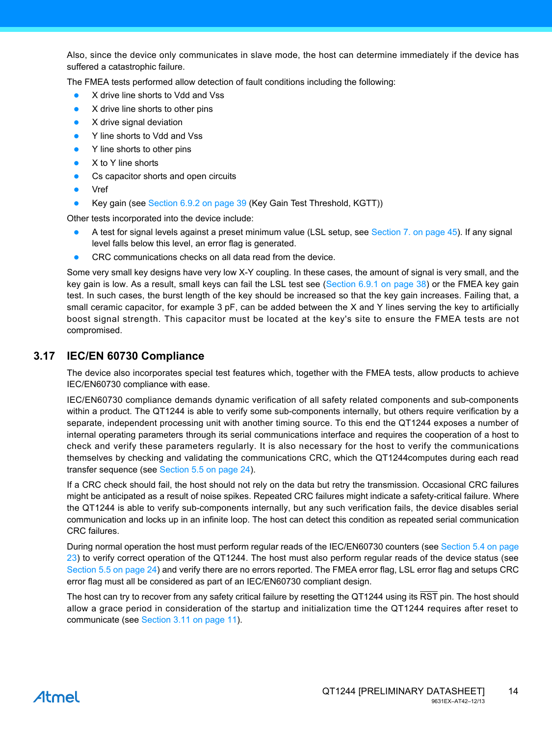Also, since the device only communicates in slave mode, the host can determine immediately if the device has suffered a catastrophic failure.

The FMEA tests performed allow detection of fault conditions including the following:

- X drive line shorts to Vdd and Vss
- X drive line shorts to other pins
- X drive signal deviation
- Y line shorts to Vdd and Vss
- Y line shorts to other pins
- X to Y line shorts
- Cs capacitor shorts and open circuits
- Vref
- Key gain (see Section 6.9.2 on page 39 (Key Gain Test Threshold, KGTT))

Other tests incorporated into the device include:

- A test for signal levels against a preset minimum value (LSL setup, see Section 7. on page 45). If any signal level falls below this level, an error flag is generated.
- CRC communications checks on all data read from the device.

Some very small key designs have very low X-Y coupling. In these cases, the amount of signal is very small, and the key gain is low. As a result, small keys can fail the LSL test see (Section 6.9.1 on page 38) or the FMEA key gain test. In such cases, the burst length of the key should be increased so that the key gain increases. Failing that, a small ceramic capacitor, for example 3 pF, can be added between the X and Y lines serving the key to artificially boost signal strength. This capacitor must be located at the key's site to ensure the FMEA tests are not compromised.

## 3.17 IEC/EN 60730 Compliance

The device also incorporates special test features which, together with the FMEA tests, allow products to achieve IEC/EN60730 compliance with ease.

IEC/EN60730 compliance demands dynamic verification of all safety related components and sub-components within a product. The QT1244 is able to verify some sub-components internally, but others require verification by a separate, independent processing unit with another timing source. To this end the QT1244 exposes a number of internal operating parameters through its serial communications interface and requires the cooperation of a host to check and verify these parameters regularly. It is also necessary for the host to verify the communications themselves by checking and validating the communications CRC, which the QT1244computes during each read transfer sequence (see Section 5.5 on page 24).

If a CRC check should fail, the host should not rely on the data but retry the transmission. Occasional CRC failures might be anticipated as a result of noise spikes. Repeated CRC failures might indicate a safety-critical failure. Where the QT1244 is able to verify sub-components internally, but any such verification fails, the device disables serial communication and locks up in an infinite loop. The host can detect this condition as repeated serial communication CRC failures.

During normal operation the host must perform regular reads of the IEC/EN60730 counters (see Section 5.4 on page 23) to verify correct operation of the QT1244. The host must also perform regular reads of the device status (see Section 5.5 on page 24) and verify there are no errors reported. The FMEA error flag, LSL error flag and setups CRC error flag must all be considered as part of an IEC/EN60730 compliant design.

The host can try to recover from any safety critical failure by resetting the QT1244 using its $\overline{\text{RST}}$ pin. The host should allow a grace period in consideration of the startup and initialization time the QT1244 requires after reset to communicate (see Section 3.11 on page 11).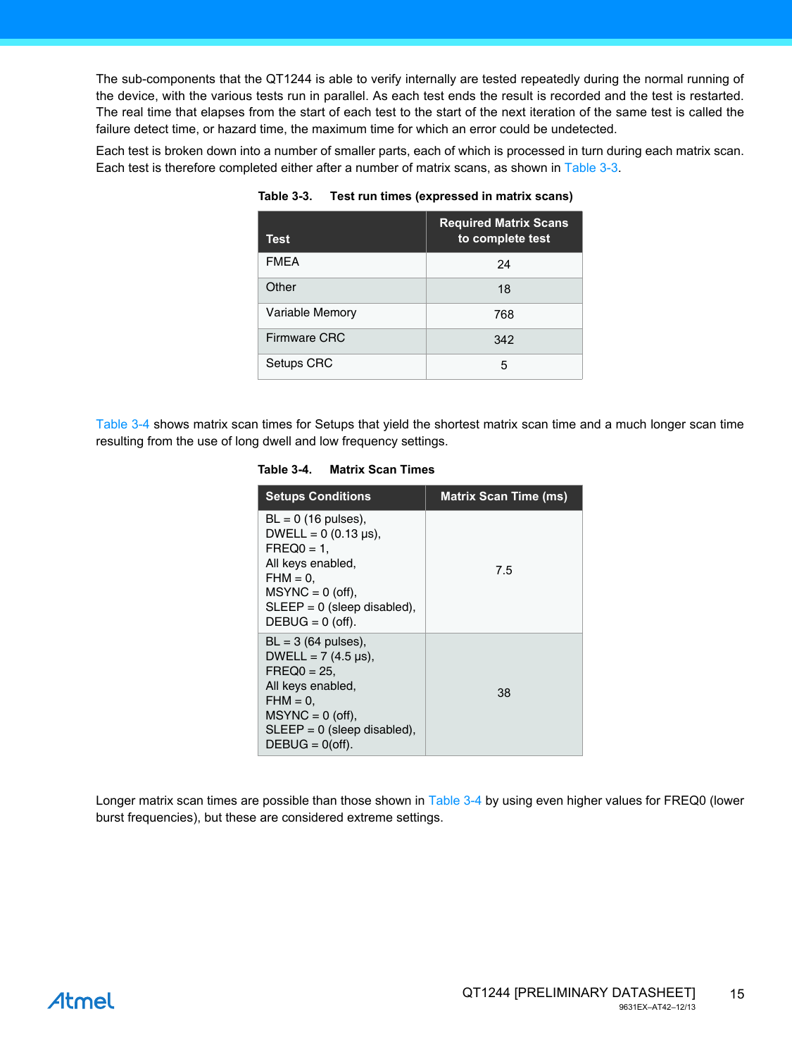The sub-components that the QT1244 is able to verify internally are tested repeatedly during the normal running of the device, with the various tests run in parallel. As each test ends the result is recorded and the test is restarted. The real time that elapses from the start of each test to the start of the next iteration of the same test is called the failure detect time, or hazard time, the maximum time for which an error could be undetected.

Each test is broken down into a number of smaller parts, each of which is processed in turn during each matrix scan. Each test is therefore completed either after a number of matrix scans, as shown in Table 3-3.

**Table 3-3. Test run times (expressed in matrix scans)**

| Test | Required Matrix Scans to complete test |
|---|---|
| FMEA | 24 |
| Other | 18 |
| Variable Memory | 768 |
| Firmware CRC | 342 |
| Setups CRC | 5 |

Table 3-4 shows matrix scan times for Setups that yield the shortest matrix scan time and a much longer scan time resulting from the use of long dwell and low frequency settings.

**Table 3-4. Matrix Scan Times**

| Setups Conditions | Matrix Scan Time (ms) |
|---|---|
| BL = 0 (16 pulses), DWELL = 0 (0.13 µs), FREQ0 = 1, All keys enabled, FHM = 0, MSYNC = 0 (off), SLEEP = 0 (sleep disabled), DEBUG = 0 (off). | 7.5 |
| BL = 3 (64 pulses), DWELL = 7 (4.5 µs), FREQ0 = 25, All keys enabled, FHM = 0, MSYNC = 0 (off), SLEEP = 0 (sleep disabled), DEBUG = 0(off). | 38 |

Longer matrix scan times are possible than those shown in Table 3-4 by using even higher values for FREQ0 (lower burst frequencies), but these are considered extreme settings.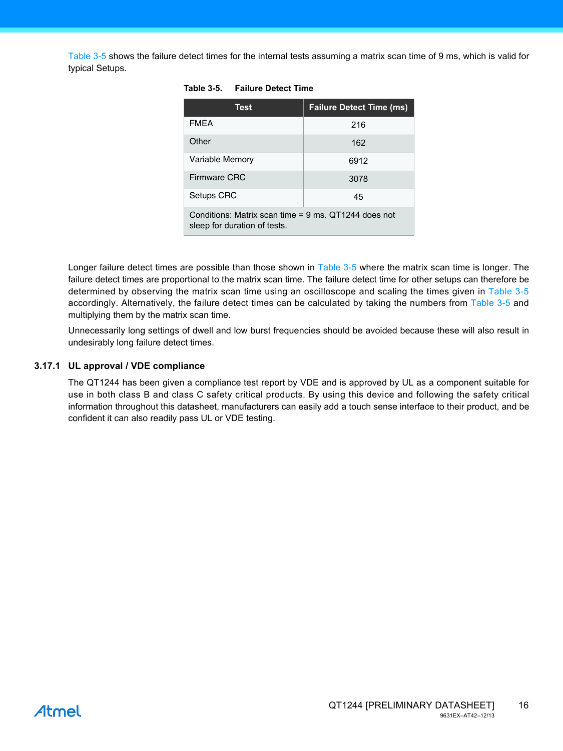Table 3-5 shows the failure detect times for the internal tests assuming a matrix scan time of 9 ms, which is valid for typical Setups.

**Table 3-5. Failure Detect Time**

| Test | Failure Detect Time (ms) |
|---|---|
| FMEA | 216 |
| Other | 162 |
| Variable Memory | 6912 |
| Firmware CRC | 3078 |
| Setups CRC | 45 |
| Conditions: Matrix scan time = 9 ms. QT1244 does not sleep for duration of tests. | |

Longer failure detect times are possible than those shown in Table 3-5 where the matrix scan time is longer. The failure detect times are proportional to the matrix scan time. The failure detect time for other setups can therefore be determined by observing the matrix scan time using an oscilloscope and scaling the times given in Table 3-5 accordingly. Alternatively, the failure detect times can be calculated by taking the numbers from Table 3-5 and multiplying them by the matrix scan time.

Unnecessarily long settings of dwell and low burst frequencies should be avoided because these will also result in undesirably long failure detect times.

### 3.17.1 UL approval / VDE compliance

The QT1244 has been given a compliance test report by VDE and is approved by UL as a component suitable for use in both class B and class C safety critical products. By using this device and following the safety critical information throughout this datasheet, manufacturers can easily add a touch sense interface to their product, and be confident it can also readily pass UL or VDE testing.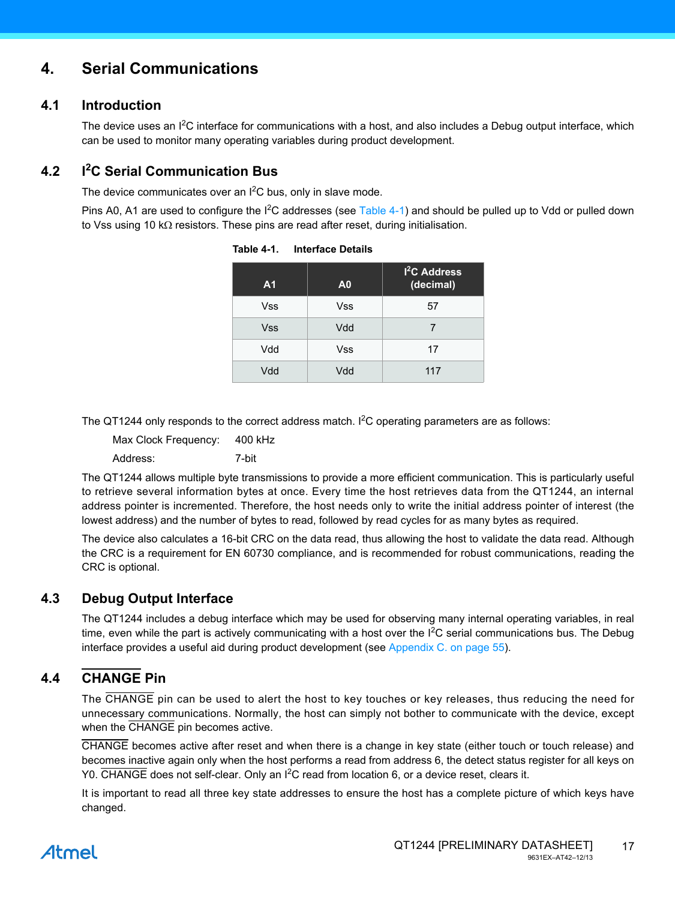# 4. Serial Communications

## 4.1 Introduction

The device uses an I$^2$C interface for communications with a host, and also includes a Debug output interface, which can be used to monitor many operating variables during product development.

## 4.2 I$^2$C Serial Communication Bus

The device communicates over an I$^2$C bus, only in slave mode.

Pins A0, A1 are used to configure the I$^2$C addresses (see Table 4-1) and should be pulled up to Vdd or pulled down to Vss using 10 kΩ resistors. These pins are read after reset, during initialisation.

**Table 4-1. Interface Details**

| A1 | A0 | I$^2$C Address (decimal) |
|---|---|---|
| Vss | Vss | 57 |
| Vss | Vdd | 7 |
| Vdd | Vss | 17 |
| Vdd | Vdd | 117 |

The QT1244 only responds to the correct address match. I$^2$C operating parameters are as follows:

Max Clock Frequency: 400 kHz

Address: 7-bit

The QT1244 allows multiple byte transmissions to provide a more efficient communication. This is particularly useful to retrieve several information bytes at once. Every time the host retrieves data from the QT1244, an internal address pointer is incremented. Therefore, the host needs only to write the initial address pointer of interest (the lowest address) and the number of bytes to read, followed by read cycles for as many bytes as required.

The device also calculates a 16-bit CRC on the data read, thus allowing the host to validate the data read. Although the CRC is a requirement for EN 60730 compliance, and is recommended for robust communications, reading the CRC is optional.

## 4.3 Debug Output Interface

The QT1244 includes a debug interface which may be used for observing many internal operating variables, in real time, even while the part is actively communicating with a host over the I$^2$C serial communications bus. The Debug interface provides a useful aid during product development (see Appendix C. on page 55).

## 4.4 CHANGE Pin

The CHANGE pin can be used to alert the host to key touches or key releases, thus reducing the need for unnecessary communications. Normally, the host can simply not bother to communicate with the device, except when the CHANGE pin becomes active.

CHANGE becomes active after reset and when there is a change in key state (either touch or touch release) and becomes inactive again only when the host performs a read from address 6, the detect status register for all keys on Y0. CHANGE does not self-clear. Only an I$^2$C read from location 6, or a device reset, clears it.

It is important to read all three key state addresses to ensure the host has a complete picture of which keys have changed.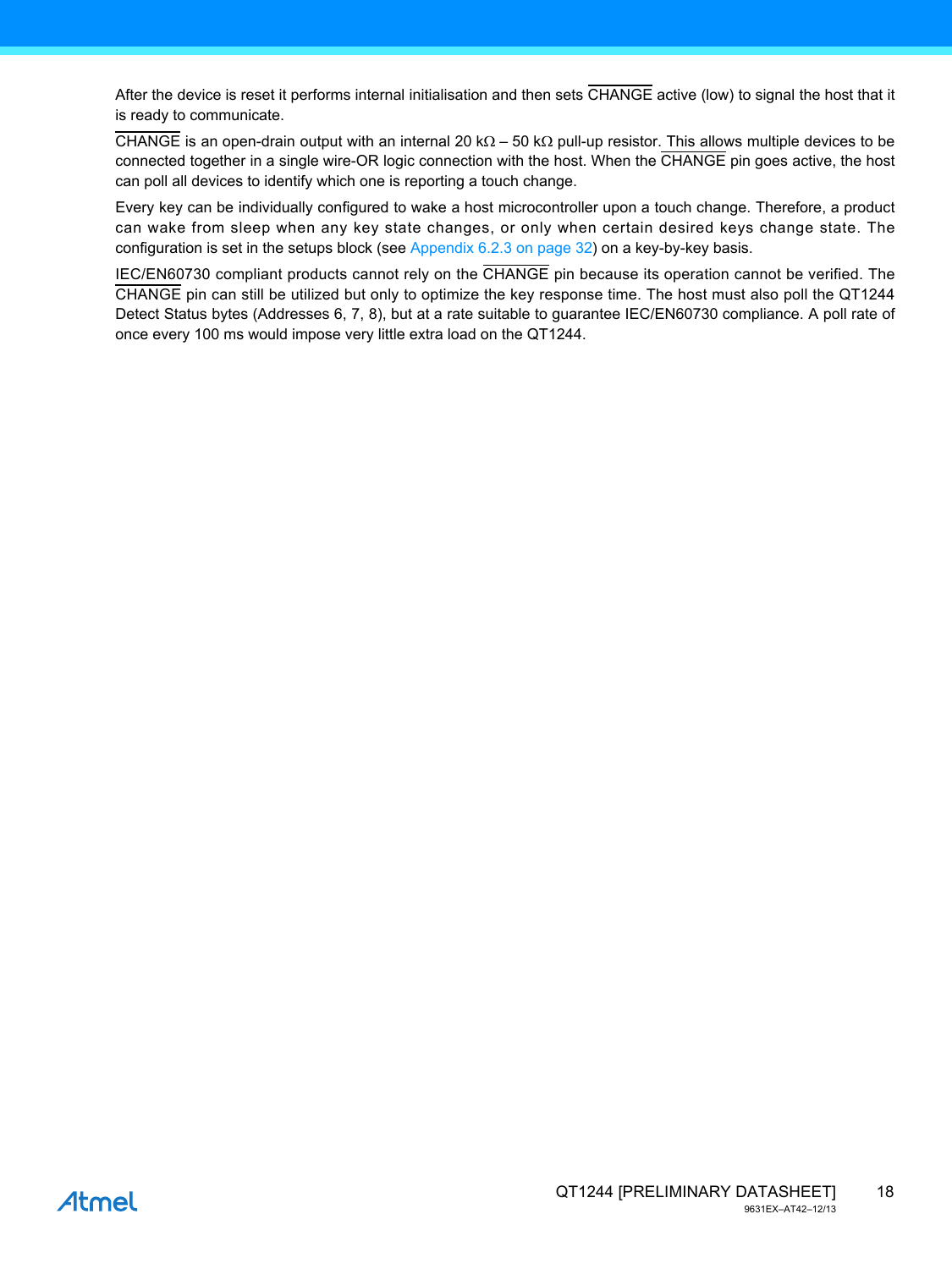After the device is reset it performs internal initialisation and then sets CHANGE active (low) to signal the host that it is ready to communicate.

CHANGE is an open-drain output with an internal 20 kΩ – 50 kΩ pull-up resistor. This allows multiple devices to be connected together in a single wire-OR logic connection with the host. When the CHANGE pin goes active, the host can poll all devices to identify which one is reporting a touch change.

Every key can be individually configured to wake a host microcontroller upon a touch change. Therefore, a product can wake from sleep when any key state changes, or only when certain desired keys change state. The configuration is set in the setups block (see Appendix 6.2.3 on page 32) on a key-by-key basis.

IEC/EN60730 compliant products cannot rely on the CHANGE pin because its operation cannot be verified. The CHANGE pin can still be utilized but only to optimize the key response time. The host must also poll the QT1244 Detect Status bytes (Addresses 6, 7, 8), but at a rate suitable to guarantee IEC/EN60730 compliance. A poll rate of once every 100 ms would impose very little extra load on the QT1244.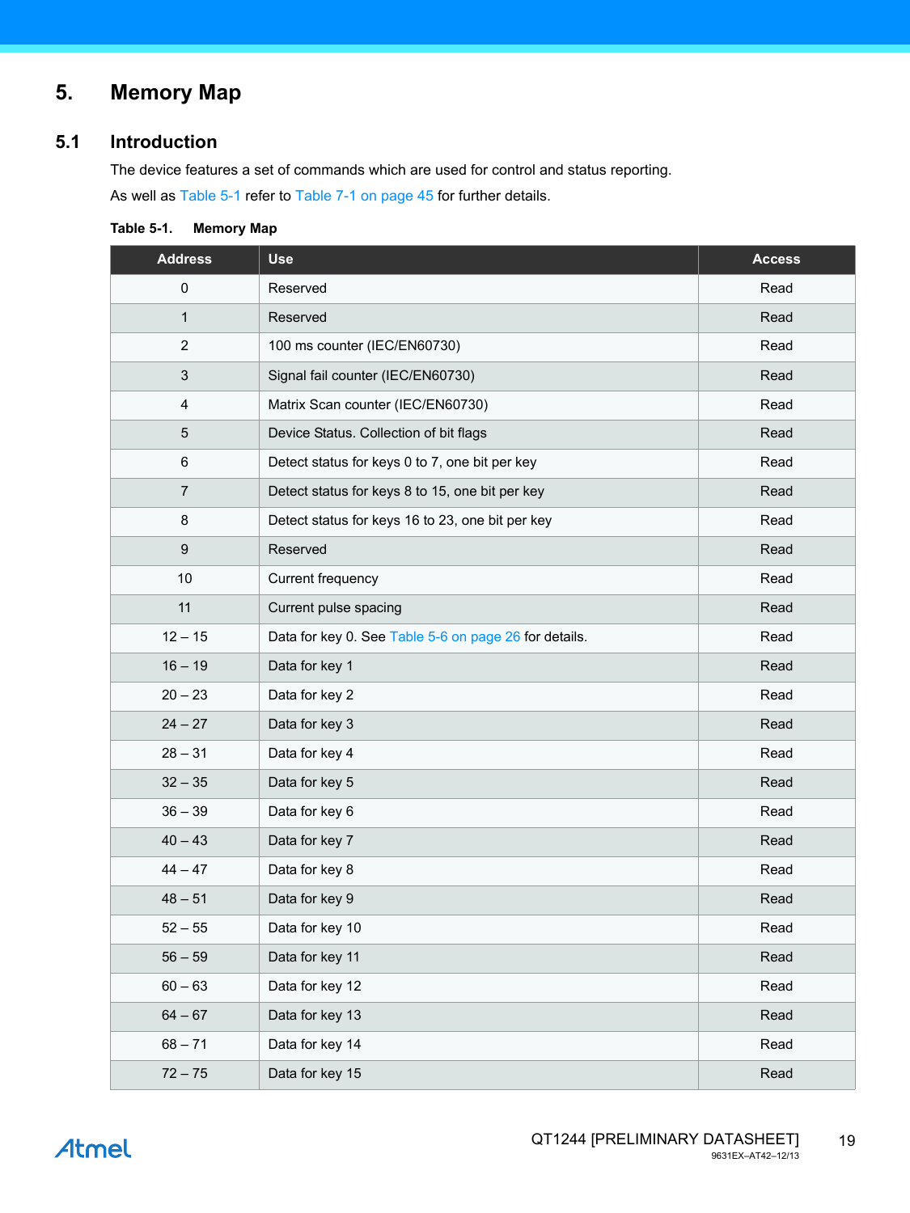# 5. Memory Map

## 5.1 Introduction

The device features a set of commands which are used for control and status reporting.

As well as Table 5-1 refer to Table 7-1 on page 45 for further details.

**Table 5-1. Memory Map**

| Address | Use | Access |
|---|---|---|
| 0 | Reserved | Read |
| 1 | Reserved | Read |
| 2 | 100 ms counter (IEC/EN60730) | Read |
| 3 | Signal fail counter (IEC/EN60730) | Read |
| 4 | Matrix Scan counter (IEC/EN60730) | Read |
| 5 | Device Status. Collection of bit flags | Read |
| 6 | Detect status for keys 0 to 7, one bit per key | Read |
| 7 | Detect status for keys 8 to 15, one bit per key | Read |
| 8 | Detect status for keys 16 to 23, one bit per key | Read |
| 9 | Reserved | Read |
| 10 | Current frequency | Read |
| 11 | Current pulse spacing | Read |
| 12 – 15 | Data for key 0. See Table 5-6 on page 26 for details. | Read |
| 16 – 19 | Data for key 1 | Read |
| 20 – 23 | Data for key 2 | Read |
| 24 – 27 | Data for key 3 | Read |
| 28 – 31 | Data for key 4 | Read |
| 32 – 35 | Data for key 5 | Read |
| 36 – 39 | Data for key 6 | Read |
| 40 – 43 | Data for key 7 | Read |
| 44 – 47 | Data for key 8 | Read |
| 48 – 51 | Data for key 9 | Read |
| 52 – 55 | Data for key 10 | Read |
| 56 – 59 | Data for key 11 | Read |
| 60 – 63 | Data for key 12 | Read |
| 64 – 67 | Data for key 13 | Read |
| 68 – 71 | Data for key 14 | Read |
| 72 – 75 | Data for key 15 | Read |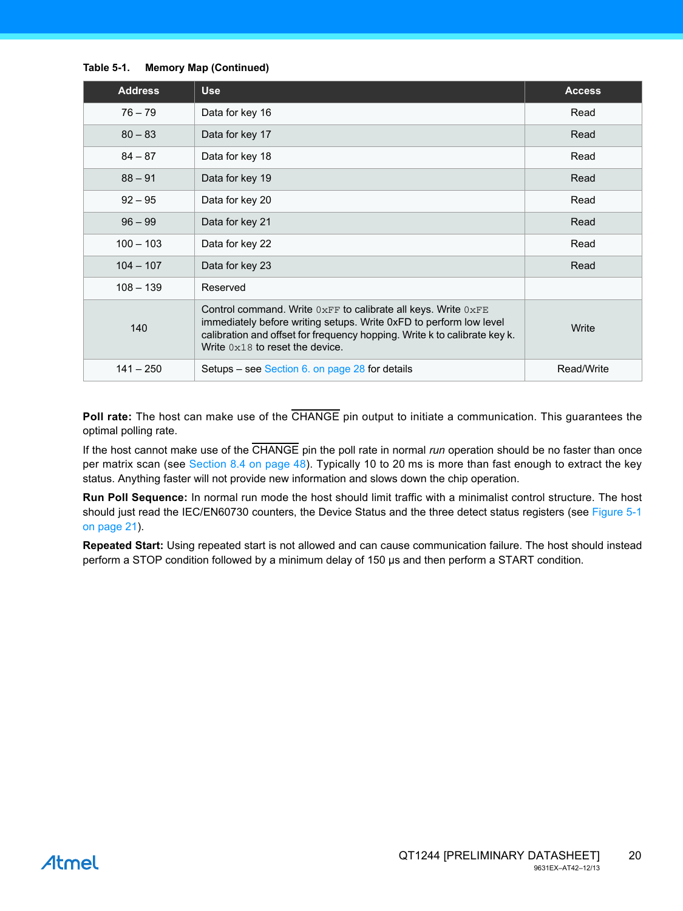**Table 5-1. Memory Map (Continued)**

| Address | Use | Access |
|---|---|---|
| 76 – 79 | Data for key 16 | Read |
| 80 – 83 | Data for key 17 | Read |
| 84 – 87 | Data for key 18 | Read |
| 88 – 91 | Data for key 19 | Read |
| 92 – 95 | Data for key 20 | Read |
| 96 – 99 | Data for key 21 | Read |
| 100 – 103 | Data for key 22 | Read |
| 104 – 107 | Data for key 23 | Read |
| 108 – 139 | Reserved | |
| 140 | Control command. Write `0xFF` to calibrate all keys. Write `0xFE` immediately before writing setups. Write 0xFD to perform low level calibration and offset for frequency hopping. Write k to calibrate key k. Write `0x18` to reset the device. | Write |
| 141 – 250 | Setups – see Section 6. on page 28 for details | Read/Write |

**Poll rate:** The host can make use of the $\overline{\text{CHANGE}}$ pin output to initiate a communication. This guarantees the optimal polling rate.

If the host cannot make use of the $\overline{\text{CHANGE}}$ pin the poll rate in normal *run* operation should be no faster than once per matrix scan (see Section 8.4 on page 48). Typically 10 to 20 ms is more than fast enough to extract the key status. Anything faster will not provide new information and slows down the chip operation.

**Run Poll Sequence:** In normal run mode the host should limit traffic with a minimalist control structure. The host should just read the IEC/EN60730 counters, the Device Status and the three detect status registers (see Figure 5-1 on page 21).

**Repeated Start:** Using repeated start is not allowed and can cause communication failure. The host should instead perform a STOP condition followed by a minimum delay of 150 µs and then perform a START condition.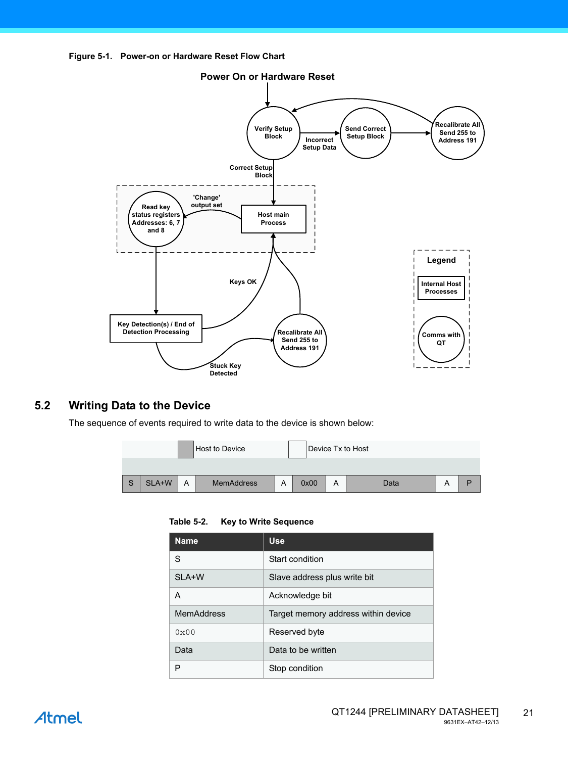**Figure 5-1. Power-on or Hardware Reset Flow Chart**

Power On or Hardware Reset

Verify Setup Block

Incorrect Setup Data

Send Correct Setup Block

Recalibrate All Send 255 to Address 191

Correct Setup Block

Read key status registers Addresses: 6, 7 and 8

'Change' output set

Host main Process

Keys OK

Key Detection(s) / End of Detection Processing

Recalibrate All Send 255 to Address 191

Stuck Key Detected

Legend

Internal Host Processes

Comms with QT

## 5.2 Writing Data to the Device

The sequence of events required to write data to the device is shown below:

Host to Device | Device Tx to Host

| S | SLA+W | A | MemAddress | A | 0x00 | A | Data | A | P |
|---|---|---|---|---|---|---|---|---|---|

**Table 5-2. Key to Write Sequence**

| Name | Use |
|---|---|
| S | Start condition |
| SLA+W | Slave address plus write bit |
| A | Acknowledge bit |
| MemAddress | Target memory address within device |
| 0x00 | Reserved byte |
| Data | Data to be written |
| P | Stop condition |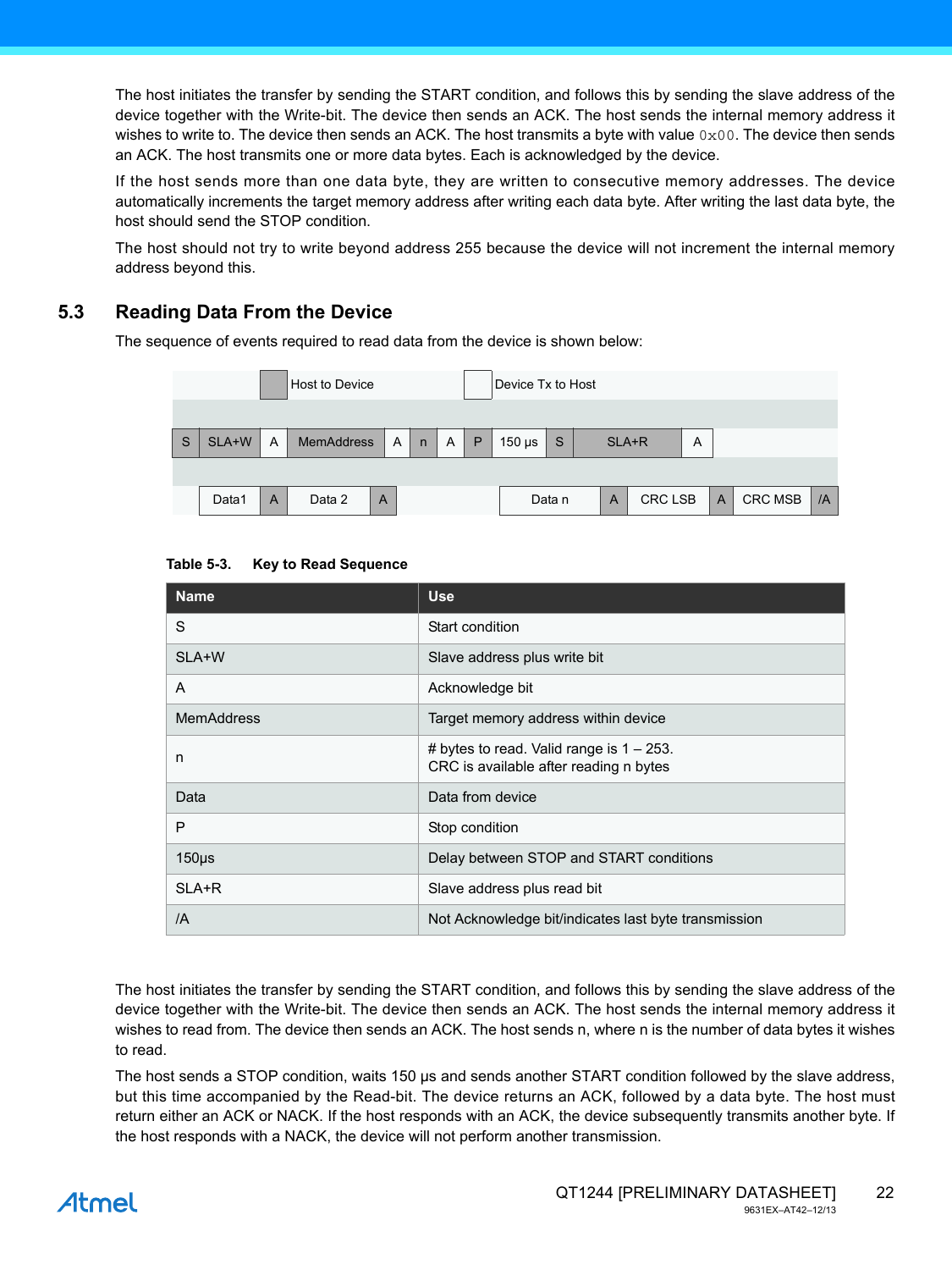The host initiates the transfer by sending the START condition, and follows this by sending the slave address of the device together with the Write-bit. The device then sends an ACK. The host sends the internal memory address it wishes to write to. The device then sends an ACK. The host transmits a byte with value `0x00`. The device then sends an ACK. The host transmits one or more data bytes. Each is acknowledged by the device.

If the host sends more than one data byte, they are written to consecutive memory addresses. The device automatically increments the target memory address after writing each data byte. After writing the last data byte, the host should send the STOP condition.

The host should not try to write beyond address 255 because the device will not increment the internal memory address beyond this.

## 5.3 Reading Data From the Device

The sequence of events required to read data from the device is shown below:

Host to Device | Device Tx to Host

| S | SLA+W | A | MemAddress | A | n | A | P | 150 µs | S | SLA+R | A |
|---|---|---|---|---|---|---|---|---|---|---|---|

| Data1 | A | Data 2 | A | ... | Data n | A | CRC LSB | A | CRC MSB | /A |
|---|---|---|---|---|---|---|---|---|---|---|

**Table 5-3. Key to Read Sequence**

| Name | Use |
|---|---|
| S | Start condition |
| SLA+W | Slave address plus write bit |
| A | Acknowledge bit |
| MemAddress | Target memory address within device |
| n | # bytes to read. Valid range is 1 – 253.<br>CRC is available after reading n bytes |
| Data | Data from device |
| P | Stop condition |
| 150µs | Delay between STOP and START conditions |
| SLA+R | Slave address plus read bit |
| /A | Not Acknowledge bit/indicates last byte transmission |

The host initiates the transfer by sending the START condition, and follows this by sending the slave address of the device together with the Write-bit. The device then sends an ACK. The host sends the internal memory address it wishes to read from. The device then sends an ACK. The host sends n, where n is the number of data bytes it wishes to read.

The host sends a STOP condition, waits 150 µs and sends another START condition followed by the slave address, but this time accompanied by the Read-bit. The device returns an ACK, followed by a data byte. The host must return either an ACK or NACK. If the host responds with an ACK, the device subsequently transmits another byte. If the host responds with a NACK, the device will not perform another transmission.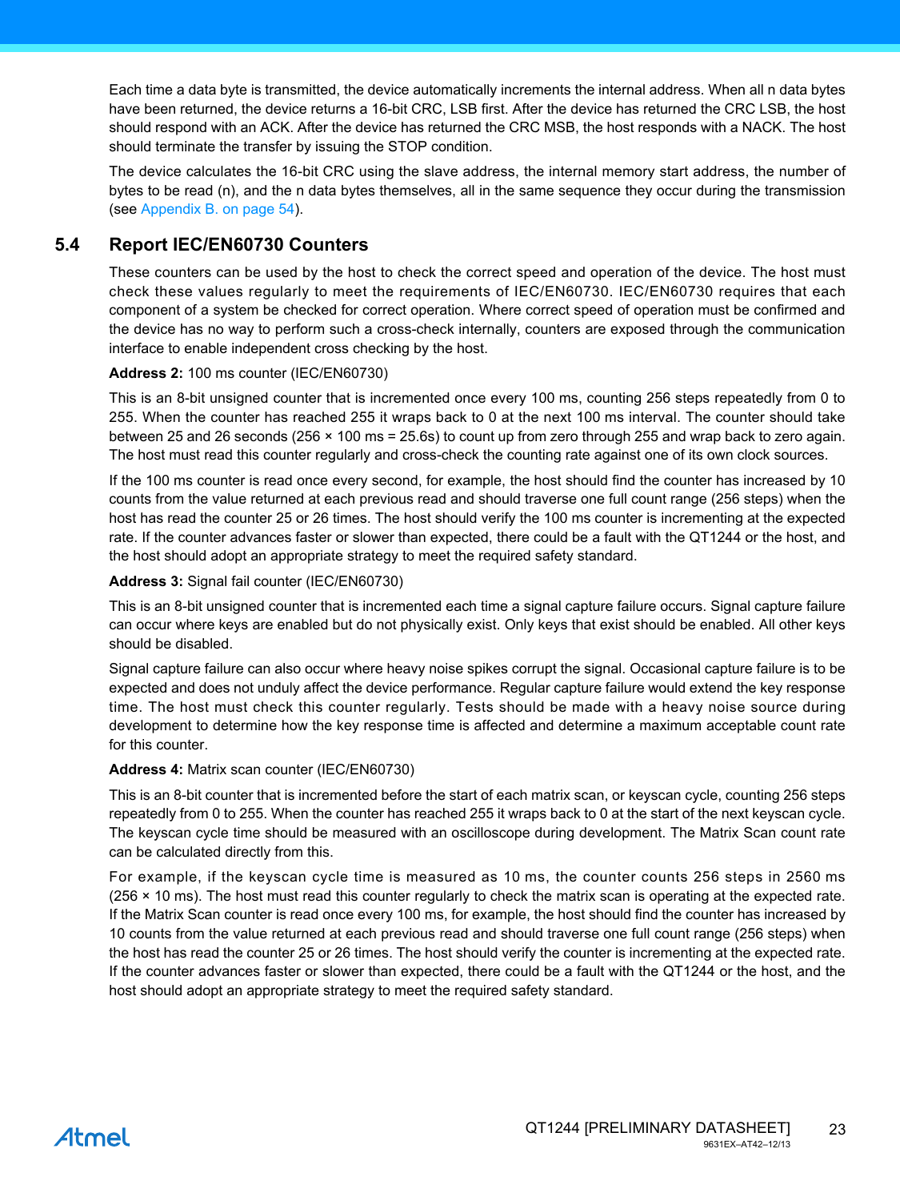Each time a data byte is transmitted, the device automatically increments the internal address. When all n data bytes have been returned, the device returns a 16-bit CRC, LSB first. After the device has returned the CRC LSB, the host should respond with an ACK. After the device has returned the CRC MSB, the host responds with a NACK. The host should terminate the transfer by issuing the STOP condition.

The device calculates the 16-bit CRC using the slave address, the internal memory start address, the number of bytes to be read (n), and the n data bytes themselves, all in the same sequence they occur during the transmission (see Appendix B. on page 54).

## 5.4 Report IEC/EN60730 Counters

These counters can be used by the host to check the correct speed and operation of the device. The host must check these values regularly to meet the requirements of IEC/EN60730. IEC/EN60730 requires that each component of a system be checked for correct operation. Where correct speed of operation must be confirmed and the device has no way to perform such a cross-check internally, counters are exposed through the communication interface to enable independent cross checking by the host.

**Address 2:** 100 ms counter (IEC/EN60730)

This is an 8-bit unsigned counter that is incremented once every 100 ms, counting 256 steps repeatedly from 0 to 255. When the counter has reached 255 it wraps back to 0 at the next 100 ms interval. The counter should take between 25 and 26 seconds (256 × 100 ms = 25.6s) to count up from zero through 255 and wrap back to zero again. The host must read this counter regularly and cross-check the counting rate against one of its own clock sources.

If the 100 ms counter is read once every second, for example, the host should find the counter has increased by 10 counts from the value returned at each previous read and should traverse one full count range (256 steps) when the host has read the counter 25 or 26 times. The host should verify the 100 ms counter is incrementing at the expected rate. If the counter advances faster or slower than expected, there could be a fault with the QT1244 or the host, and the host should adopt an appropriate strategy to meet the required safety standard.

**Address 3:** Signal fail counter (IEC/EN60730)

This is an 8-bit unsigned counter that is incremented each time a signal capture failure occurs. Signal capture failure can occur where keys are enabled but do not physically exist. Only keys that exist should be enabled. All other keys should be disabled.

Signal capture failure can also occur where heavy noise spikes corrupt the signal. Occasional capture failure is to be expected and does not unduly affect the device performance. Regular capture failure would extend the key response time. The host must check this counter regularly. Tests should be made with a heavy noise source during development to determine how the key response time is affected and determine a maximum acceptable count rate for this counter.

**Address 4:** Matrix scan counter (IEC/EN60730)

This is an 8-bit counter that is incremented before the start of each matrix scan, or keyscan cycle, counting 256 steps repeatedly from 0 to 255. When the counter has reached 255 it wraps back to 0 at the start of the next keyscan cycle. The keyscan cycle time should be measured with an oscilloscope during development. The Matrix Scan count rate can be calculated directly from this.

For example, if the keyscan cycle time is measured as 10 ms, the counter counts 256 steps in 2560 ms (256 × 10 ms). The host must read this counter regularly to check the matrix scan is operating at the expected rate. If the Matrix Scan counter is read once every 100 ms, for example, the host should find the counter has increased by 10 counts from the value returned at each previous read and should traverse one full count range (256 steps) when the host has read the counter 25 or 26 times. The host should verify the counter is incrementing at the expected rate. If the counter advances faster or slower than expected, there could be a fault with the QT1244 or the host, and the host should adopt an appropriate strategy to meet the required safety standard.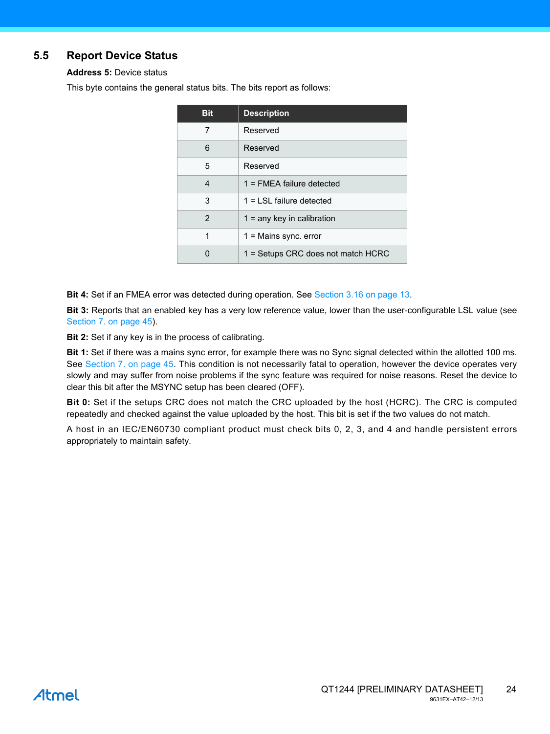## 5.5 Report Device Status

**Address 5:** Device status

This byte contains the general status bits. The bits report as follows:

| Bit | Description |
|---|---|
| 7 | Reserved |
| 6 | Reserved |
| 5 | Reserved |
| 4 | 1 = FMEA failure detected |
| 3 | 1 = LSL failure detected |
| 2 | 1 = any key in calibration |
| 1 | 1 = Mains sync. error |
| 0 | 1 = Setups CRC does not match HCRC |

**Bit 4:** Set if an FMEA error was detected during operation. See Section 3.16 on page 13.

**Bit 3:** Reports that an enabled key has a very low reference value, lower than the user-configurable LSL value (see Section 7. on page 45).

**Bit 2:** Set if any key is in the process of calibrating.

**Bit 1:** Set if there was a mains sync error, for example there was no Sync signal detected within the allotted 100 ms. See Section 7. on page 45. This condition is not necessarily fatal to operation, however the device operates very slowly and may suffer from noise problems if the sync feature was required for noise reasons. Reset the device to clear this bit after the MSYNC setup has been cleared (OFF).

**Bit 0:** Set if the setups CRC does not match the CRC uploaded by the host (HCRC). The CRC is computed repeatedly and checked against the value uploaded by the host. This bit is set if the two values do not match.

A host in an IEC/EN60730 compliant product must check bits 0, 2, 3, and 4 and handle persistent errors appropriately to maintain safety.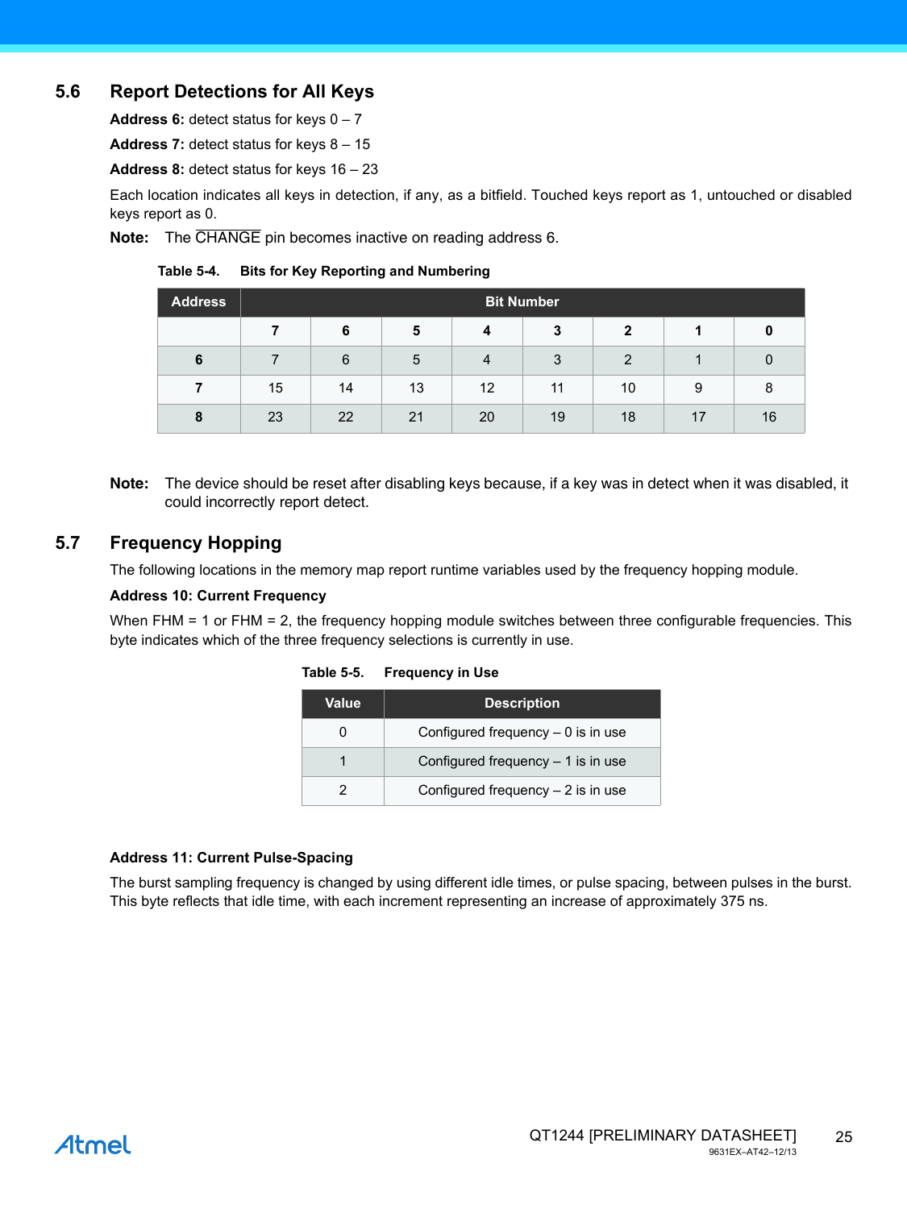## 5.6 Report Detections for All Keys

**Address 6:** detect status for keys 0 – 7

**Address 7:** detect status for keys 8 – 15

**Address 8:** detect status for keys 16 – 23

Each location indicates all keys in detection, if any, as a bitfield. Touched keys report as 1, untouched or disabled keys report as 0.

**Note:** The $\overline{\text{CHANGE}}$ pin becomes inactive on reading address 6.

**Table 5-4. Bits for Key Reporting and Numbering**

| Address | Bit Number | | | | | | | |
|---|---|---|---|---|---|---|---|---|
| | **7** | **6** | **5** | **4** | **3** | **2** | **1** | **0** |
| **6** | 7 | 6 | 5 | 4 | 3 | 2 | 1 | 0 |
| **7** | 15 | 14 | 13 | 12 | 11 | 10 | 9 | 8 |
| **8** | 23 | 22 | 21 | 20 | 19 | 18 | 17 | 16 |

**Note:** The device should be reset after disabling keys because, if a key was in detect when it was disabled, it could incorrectly report detect.

## 5.7 Frequency Hopping

The following locations in the memory map report runtime variables used by the frequency hopping module.

**Address 10: Current Frequency**

When FHM = 1 or FHM = 2, the frequency hopping module switches between three configurable frequencies. This byte indicates which of the three frequency selections is currently in use.

**Table 5-5. Frequency in Use**

| Value | Description |
|---|---|
| 0 | Configured frequency – 0 is in use |
| 1 | Configured frequency – 1 is in use |
| 2 | Configured frequency – 2 is in use |

**Address 11: Current Pulse-Spacing**

The burst sampling frequency is changed by using different idle times, or pulse spacing, between pulses in the burst. This byte reflects that idle time, with each increment representing an increase of approximately 375 ns.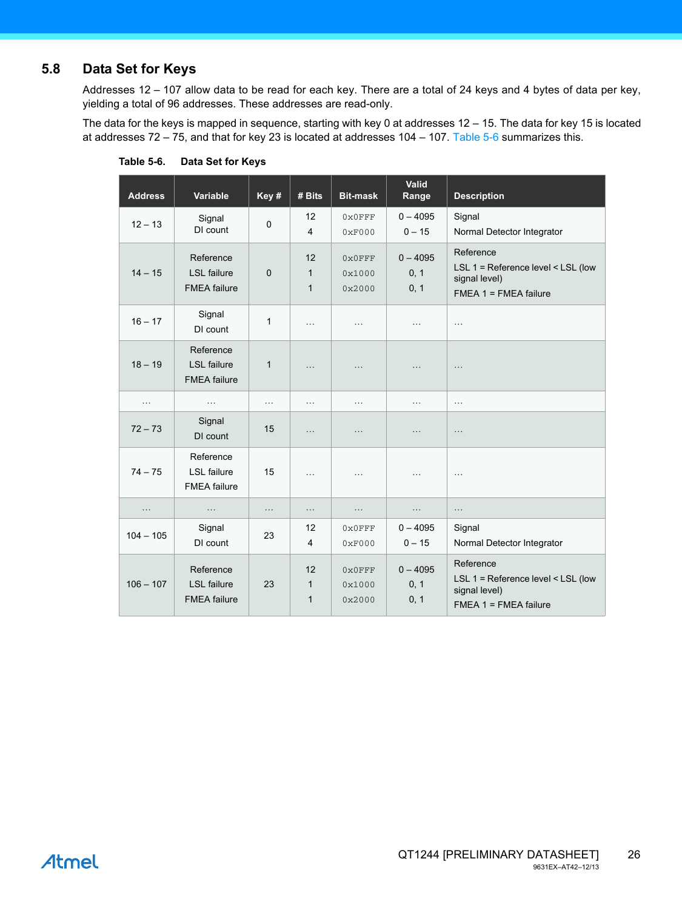## 5.8 Data Set for Keys

Addresses 12 – 107 allow data to be read for each key. There are a total of 24 keys and 4 bytes of data per key, yielding a total of 96 addresses. These addresses are read-only.

The data for the keys is mapped in sequence, starting with key 0 at addresses 12 – 15. The data for key 15 is located at addresses 72 – 75, and that for key 23 is located at addresses 104 – 107. Table 5-6 summarizes this.

**Table 5-6. Data Set for Keys**

| Address | Variable | Key # | # Bits | Bit-mask | Valid Range | Description |
|---|---|---|---|---|---|---|
| 12 – 13 | Signal<br>DI count | 0 | 12<br>4 | 0x0FFF<br>0xF000 | 0 – 4095<br>0 – 15 | Signal<br>Normal Detector Integrator |
| 14 – 15 | Reference<br>LSL failure<br>FMEA failure | 0 | 12<br>1<br>1 | 0x0FFF<br>0x1000<br>0x2000 | 0 – 4095<br>0, 1<br>0, 1 | Reference<br>LSL 1 = Reference level < LSL (low signal level)<br>FMEA 1 = FMEA failure |
| 16 – 17 | Signal<br>DI count | 1 | … | … | … | … |
| 18 – 19 | Reference<br>LSL failure<br>FMEA failure | 1 | … | … | … | … |
| … | … | … | … | … | … | … |
| 72 – 73 | Signal<br>DI count | 15 | … | … | … | … |
| 74 – 75 | Reference<br>LSL failure<br>FMEA failure | 15 | … | … | … | … |
| … | … | … | … | … | … | … |
| 104 – 105 | Signal<br>DI count | 23 | 12<br>4 | 0x0FFF<br>0xF000 | 0 – 4095<br>0 – 15 | Signal<br>Normal Detector Integrator |
| 106 – 107 | Reference<br>LSL failure<br>FMEA failure | 23 | 12<br>1<br>1 | 0x0FFF<br>0x1000<br>0x2000 | 0 – 4095<br>0, 1<br>0, 1 | Reference<br>LSL 1 = Reference level < LSL (low signal level)<br>FMEA 1 = FMEA failure |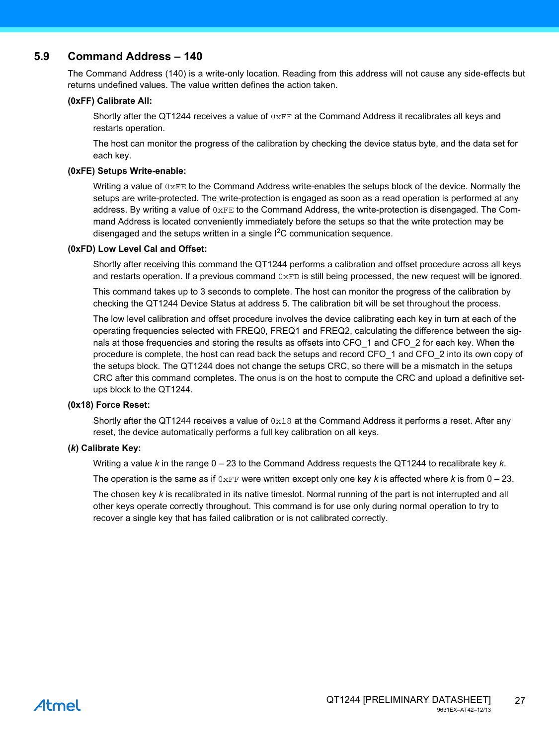## 5.9 Command Address – 140

The Command Address (140) is a write-only location. Reading from this address will not cause any side-effects but returns undefined values. The value written defines the action taken.

**(0xFF) Calibrate All:**

Shortly after the QT1244 receives a value of `0xFF` at the Command Address it recalibrates all keys and restarts operation.

The host can monitor the progress of the calibration by checking the device status byte, and the data set for each key.

**(0xFE) Setups Write-enable:**

Writing a value of `0xFE` to the Command Address write-enables the setups block of the device. Normally the setups are write-protected. The write-protection is engaged as soon as a read operation is performed at any address. By writing a value of `0xFE` to the Command Address, the write-protection is disengaged. The Command Address is located conveniently immediately before the setups so that the write protection may be disengaged and the setups written in a single $I^2C$ communication sequence.

**(0xFD) Low Level Cal and Offset:**

Shortly after receiving this command the QT1244 performs a calibration and offset procedure across all keys and restarts operation. If a previous command `0xFD` is still being processed, the new request will be ignored.

This command takes up to 3 seconds to complete. The host can monitor the progress of the calibration by checking the QT1244 Device Status at address 5. The calibration bit will be set throughout the process.

The low level calibration and offset procedure involves the device calibrating each key in turn at each of the operating frequencies selected with FREQ0, FREQ1 and FREQ2, calculating the difference between the signals at those frequencies and storing the results as offsets into CFO_1 and CFO_2 for each key. When the procedure is complete, the host can read back the setups and record CFO_1 and CFO_2 into its own copy of the setups block. The QT1244 does not change the setups CRC, so there will be a mismatch in the setups CRC after this command completes. The onus is on the host to compute the CRC and upload a definitive setups block to the QT1244.

**(0x18) Force Reset:**

Shortly after the QT1244 receives a value of `0x18` at the Command Address it performs a reset. After any reset, the device automatically performs a full key calibration on all keys.

**(*k*) Calibrate Key:**

Writing a value *k* in the range 0 – 23 to the Command Address requests the QT1244 to recalibrate key *k*.

The operation is the same as if `0xFF` were written except only one key *k* is affected where *k* is from 0 – 23.

The chosen key *k* is recalibrated in its native timeslot. Normal running of the part is not interrupted and all other keys operate correctly throughout. This command is for use only during normal operation to try to recover a single key that has failed calibration or is not calibrated correctly.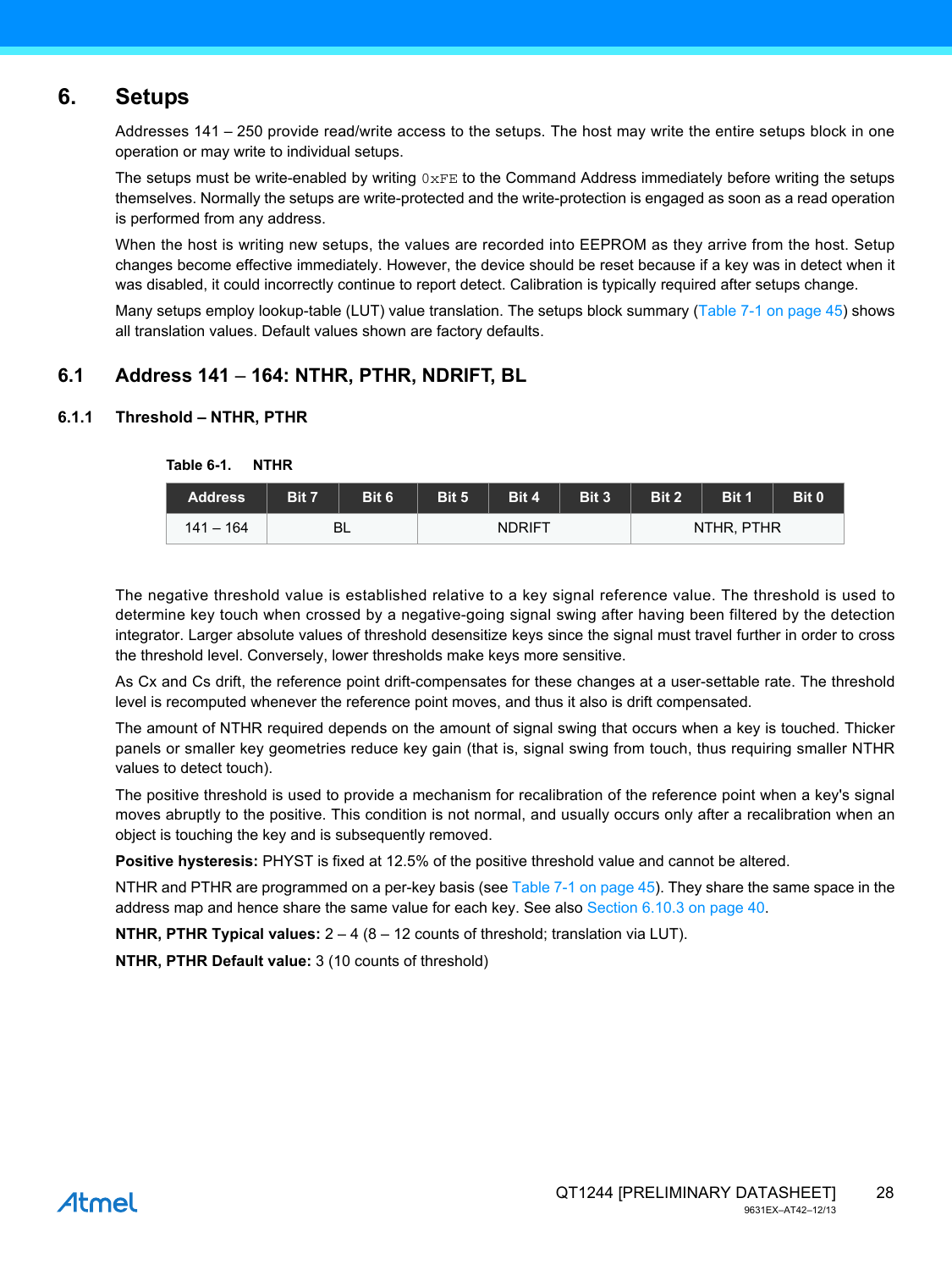# 6. Setups

Addresses 141 – 250 provide read/write access to the setups. The host may write the entire setups block in one operation or may write to individual setups.

The setups must be write-enabled by writing `0xFE` to the Command Address immediately before writing the setups themselves. Normally the setups are write-protected and the write-protection is engaged as soon as a read operation is performed from any address.

When the host is writing new setups, the values are recorded into EEPROM as they arrive from the host. Setup changes become effective immediately. However, the device should be reset because if a key was in detect when it was disabled, it could incorrectly continue to report detect. Calibration is typically required after setups change.

Many setups employ lookup-table (LUT) value translation. The setups block summary (Table 7-1 on page 45) shows all translation values. Default values shown are factory defaults.

## 6.1 Address 141 – 164: NTHR, PTHR, NDRIFT, BL

### 6.1.1 Threshold – NTHR, PTHR

**Table 6-1. NTHR**

| Address | Bit 7 | Bit 6 | Bit 5 | Bit 4 | Bit 3 | Bit 2 | Bit 1 | Bit 0 |
|---|---|---|---|---|---|---|---|---|
| 141 – 164 | BL | | NDRIFT | | | NTHR, PTHR | | |

The negative threshold value is established relative to a key signal reference value. The threshold is used to determine key touch when crossed by a negative-going signal swing after having been filtered by the detection integrator. Larger absolute values of threshold desensitize keys since the signal must travel further in order to cross the threshold level. Conversely, lower thresholds make keys more sensitive.

As Cx and Cs drift, the reference point drift-compensates for these changes at a user-settable rate. The threshold level is recomputed whenever the reference point moves, and thus it also is drift compensated.

The amount of NTHR required depends on the amount of signal swing that occurs when a key is touched. Thicker panels or smaller key geometries reduce key gain (that is, signal swing from touch, thus requiring smaller NTHR values to detect touch).

The positive threshold is used to provide a mechanism for recalibration of the reference point when a key's signal moves abruptly to the positive. This condition is not normal, and usually occurs only after a recalibration when an object is touching the key and is subsequently removed.

**Positive hysteresis:** PHYST is fixed at 12.5% of the positive threshold value and cannot be altered.

NTHR and PTHR are programmed on a per-key basis (see Table 7-1 on page 45). They share the same space in the address map and hence share the same value for each key. See also Section 6.10.3 on page 40.

**NTHR, PTHR Typical values:** 2 – 4 (8 – 12 counts of threshold; translation via LUT).

**NTHR, PTHR Default value:** 3 (10 counts of threshold)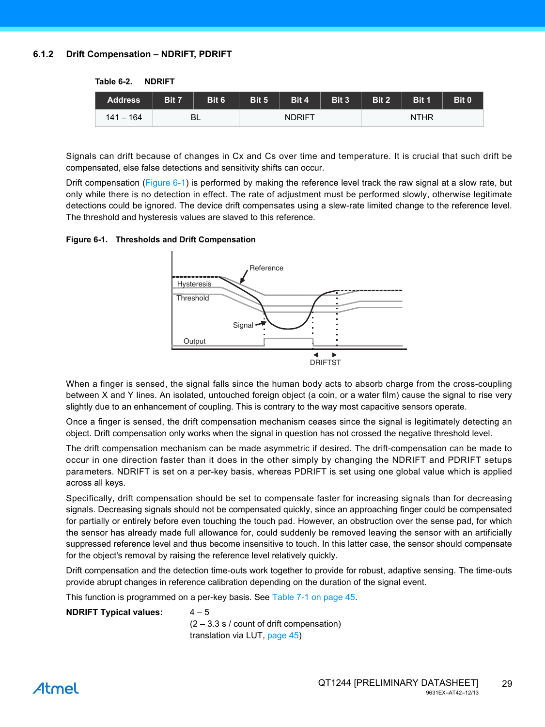### 6.1.2 Drift Compensation – NDRIFT, PDRIFT

**Table 6-2. NDRIFT**

| Address | Bit 7 | Bit 6 | Bit 5 | Bit 4 | Bit 3 | Bit 2 | Bit 1 | Bit 0 |
|---|---|---|---|---|---|---|---|---|
| 141 – 164 | BL | | NDRIFT | | | NTHR | | |

Signals can drift because of changes in Cx and Cs over time and temperature. It is crucial that such drift be compensated, else false detections and sensitivity shifts can occur.

Drift compensation (Figure 6-1) is performed by making the reference level track the raw signal at a slow rate, but only while there is no detection in effect. The rate of adjustment must be performed slowly, otherwise legitimate detections could be ignored. The device drift compensates using a slew-rate limited change to the reference level. The threshold and hysteresis values are slaved to this reference.

**Figure 6-1. Thresholds and Drift Compensation**

When a finger is sensed, the signal falls since the human body acts to absorb charge from the cross-coupling between X and Y lines. An isolated, untouched foreign object (a coin, or a water film) cause the signal to rise very slightly due to an enhancement of coupling. This is contrary to the way most capacitive sensors operate.

Once a finger is sensed, the drift compensation mechanism ceases since the signal is legitimately detecting an object. Drift compensation only works when the signal in question has not crossed the negative threshold level.

The drift compensation mechanism can be made asymmetric if desired. The drift-compensation can be made to occur in one direction faster than it does in the other simply by changing the NDRIFT and PDRIFT setups parameters. NDRIFT is set on a per-key basis, whereas PDRIFT is set using one global value which is applied across all keys.

Specifically, drift compensation should be set to compensate faster for increasing signals than for decreasing signals. Decreasing signals should not be compensated quickly, since an approaching finger could be compensated for partially or entirely before even touching the touch pad. However, an obstruction over the sense pad, for which the sensor has already made full allowance for, could suddenly be removed leaving the sensor with an artificially suppressed reference level and thus become insensitive to touch. In this latter case, the sensor should compensate for the object's removal by raising the reference level relatively quickly.

Drift compensation and the detection time-outs work together to provide for robust, adaptive sensing. The time-outs provide abrupt changes in reference calibration depending on the duration of the signal event.

This function is programmed on a per-key basis. See Table 7-1 on page 45.

**NDRIFT Typical values:** 4 – 5
(2 – 3.3 s / count of drift compensation)
translation via LUT, page 45)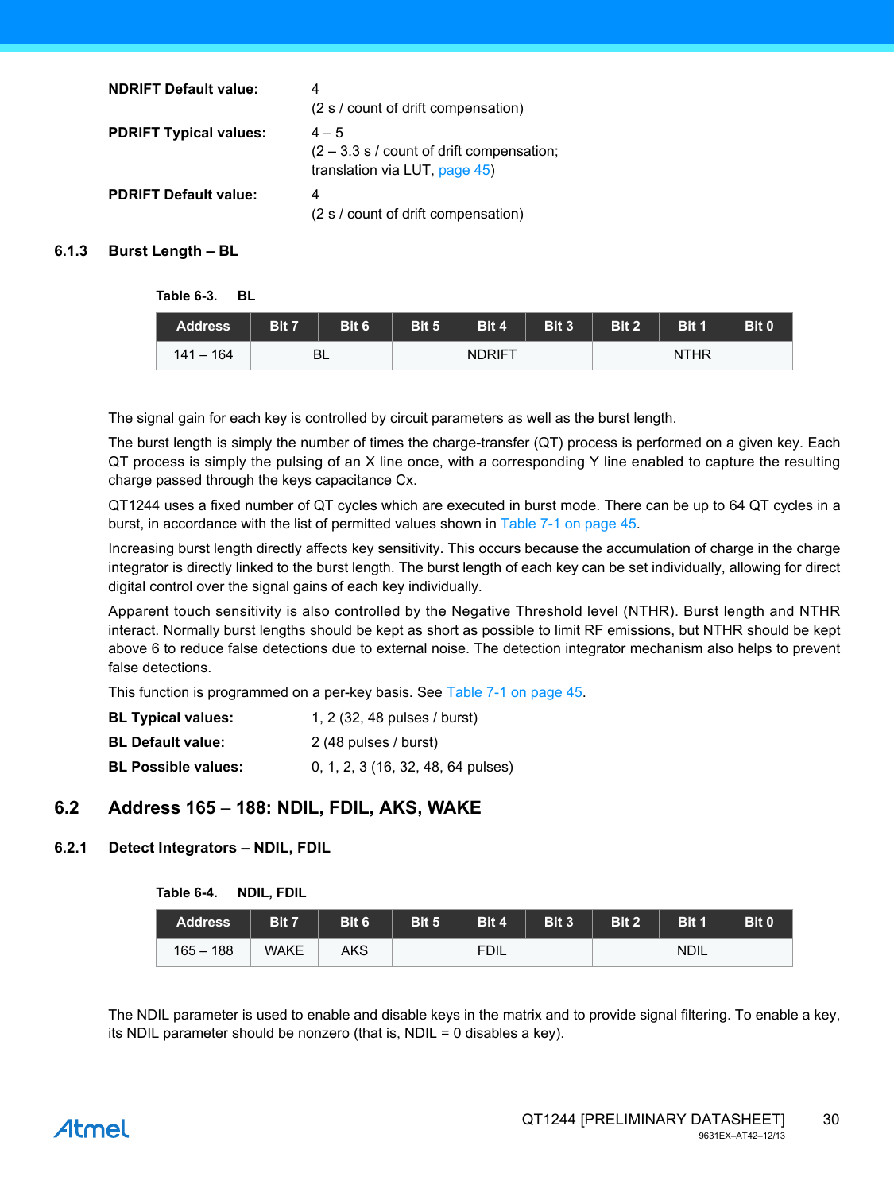**NDRIFT Default value:** 4
(2 s / count of drift compensation)

**PDRIFT Typical values:** 4 – 5
(2 – 3.3 s / count of drift compensation; translation via LUT, page 45)

**PDRIFT Default value:** 4
(2 s / count of drift compensation)

### 6.1.3 Burst Length – BL

**Table 6-3. BL**

| Address | Bit 7 | Bit 6 | Bit 5 | Bit 4 | Bit 3 | Bit 2 | Bit 1 | Bit 0 |
|---|---|---|---|---|---|---|---|---|
| 141 – 164 | BL | | NDRIFT | | | NTHR | | |

The signal gain for each key is controlled by circuit parameters as well as the burst length.

The burst length is simply the number of times the charge-transfer (QT) process is performed on a given key. Each QT process is simply the pulsing of an X line once, with a corresponding Y line enabled to capture the resulting charge passed through the keys capacitance Cx.

QT1244 uses a fixed number of QT cycles which are executed in burst mode. There can be up to 64 QT cycles in a burst, in accordance with the list of permitted values shown in Table 7-1 on page 45.

Increasing burst length directly affects key sensitivity. This occurs because the accumulation of charge in the charge integrator is directly linked to the burst length. The burst length of each key can be set individually, allowing for direct digital control over the signal gains of each key individually.

Apparent touch sensitivity is also controlled by the Negative Threshold level (NTHR). Burst length and NTHR interact. Normally burst lengths should be kept as short as possible to limit RF emissions, but NTHR should be kept above 6 to reduce false detections due to external noise. The detection integrator mechanism also helps to prevent false detections.

This function is programmed on a per-key basis. See Table 7-1 on page 45.

**BL Typical values:** 1, 2 (32, 48 pulses / burst)

**BL Default value:** 2 (48 pulses / burst)

**BL Possible values:** 0, 1, 2, 3 (16, 32, 48, 64 pulses)

## 6.2 Address 165 – 188: NDIL, FDIL, AKS, WAKE

### 6.2.1 Detect Integrators – NDIL, FDIL

**Table 6-4. NDIL, FDIL**

| Address | Bit 7 | Bit 6 | Bit 5 | Bit 4 | Bit 3 | Bit 2 | Bit 1 | Bit 0 |
|---|---|---|---|---|---|---|---|---|
| 165 – 188 | WAKE | AKS | FDIL | | | NDIL | | |

The NDIL parameter is used to enable and disable keys in the matrix and to provide signal filtering. To enable a key, its NDIL parameter should be nonzero (that is, NDIL = 0 disables a key).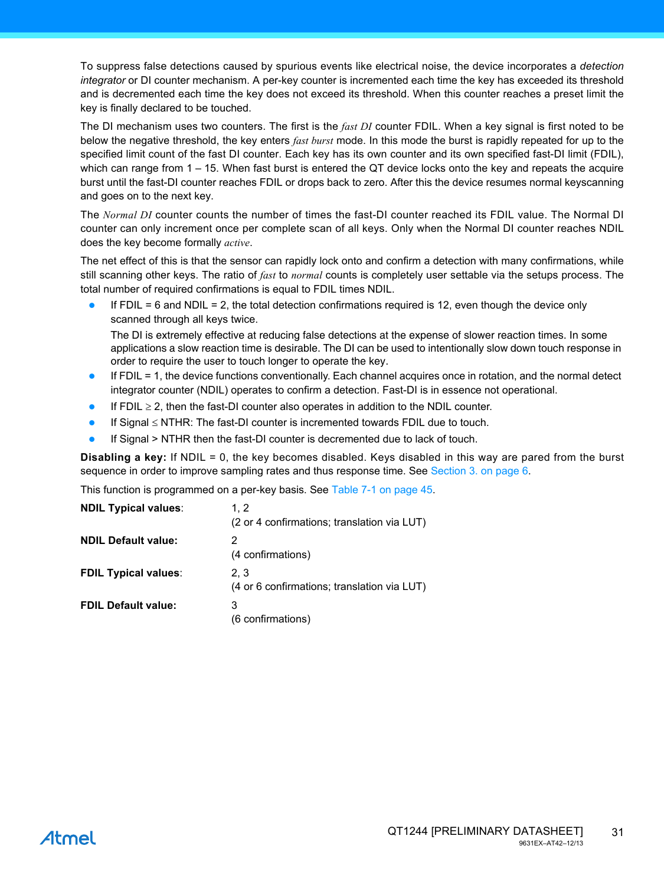To suppress false detections caused by spurious events like electrical noise, the device incorporates a *detection integrator* or DI counter mechanism. A per-key counter is incremented each time the key has exceeded its threshold and is decremented each time the key does not exceed its threshold. When this counter reaches a preset limit the key is finally declared to be touched.

The DI mechanism uses two counters. The first is the *fast DI* counter FDIL. When a key signal is first noted to be below the negative threshold, the key enters *fast burst* mode. In this mode the burst is rapidly repeated for up to the specified limit count of the fast DI counter. Each key has its own counter and its own specified fast-DI limit (FDIL), which can range from 1 – 15. When fast burst is entered the QT device locks onto the key and repeats the acquire burst until the fast-DI counter reaches FDIL or drops back to zero. After this the device resumes normal keyscanning and goes on to the next key.

The *Normal DI* counter counts the number of times the fast-DI counter reached its FDIL value. The Normal DI counter can only increment once per complete scan of all keys. Only when the Normal DI counter reaches NDIL does the key become formally *active*.

The net effect of this is that the sensor can rapidly lock onto and confirm a detection with many confirmations, while still scanning other keys. The ratio of *fast* to *normal* counts is completely user settable via the setups process. The total number of required confirmations is equal to FDIL times NDIL.

- If FDIL = 6 and NDIL = 2, the total detection confirmations required is 12, even though the device only scanned through all keys twice.

  The DI is extremely effective at reducing false detections at the expense of slower reaction times. In some applications a slow reaction time is desirable. The DI can be used to intentionally slow down touch response in order to require the user to touch longer to operate the key.
- If FDIL = 1, the device functions conventionally. Each channel acquires once in rotation, and the normal detect integrator counter (NDIL) operates to confirm a detection. Fast-DI is in essence not operational.
- If FDIL ≥ 2, then the fast-DI counter also operates in addition to the NDIL counter.
- If Signal ≤ NTHR: The fast-DI counter is incremented towards FDIL due to touch.
- If Signal > NTHR then the fast-DI counter is decremented due to lack of touch.

**Disabling a key:** If NDIL = 0, the key becomes disabled. Keys disabled in this way are pared from the burst sequence in order to improve sampling rates and thus response time. See Section 3. on page 6.

This function is programmed on a per-key basis. See Table 7-1 on page 45.

| | |
|---|---|
| **NDIL Typical values**: | 1, 2<br>(2 or 4 confirmations; translation via LUT) |
| **NDIL Default value:** | 2<br>(4 confirmations) |
| **FDIL Typical values**: | 2, 3<br>(4 or 6 confirmations; translation via LUT) |
| **FDIL Default value:** | 3<br>(6 confirmations) |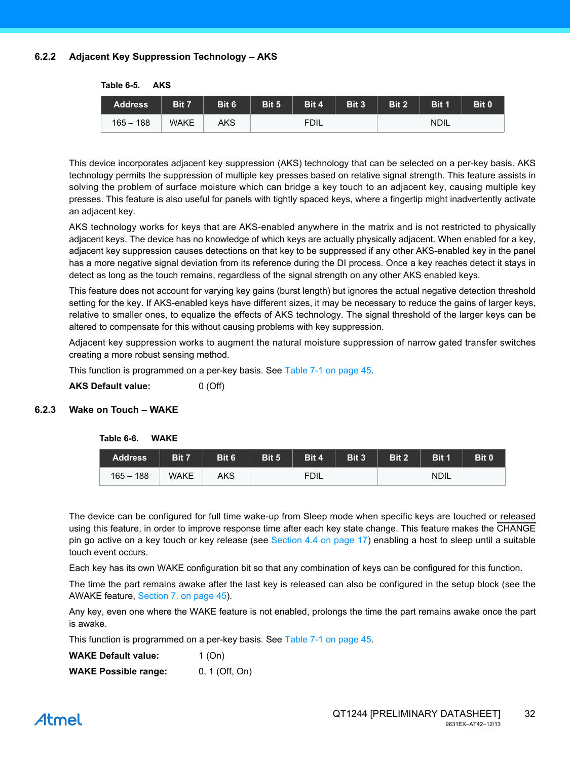### 6.2.2 Adjacent Key Suppression Technology – AKS

**Table 6-5. AKS**

| Address | Bit 7 | Bit 6 | Bit 5 | Bit 4 | Bit 3 | Bit 2 | Bit 1 | Bit 0 |
|---|---|---|---|---|---|---|---|---|
| 165 – 188 | WAKE | AKS | | FDIL | | | NDIL | |

This device incorporates adjacent key suppression (AKS) technology that can be selected on a per-key basis. AKS technology permits the suppression of multiple key presses based on relative signal strength. This feature assists in solving the problem of surface moisture which can bridge a key touch to an adjacent key, causing multiple key presses. This feature is also useful for panels with tightly spaced keys, where a fingertip might inadvertently activate an adjacent key.

AKS technology works for keys that are AKS-enabled anywhere in the matrix and is not restricted to physically adjacent keys. The device has no knowledge of which keys are actually physically adjacent. When enabled for a key, adjacent key suppression causes detections on that key to be suppressed if any other AKS-enabled key in the panel has a more negative signal deviation from its reference during the DI process. Once a key reaches detect it stays in detect as long as the touch remains, regardless of the signal strength on any other AKS enabled keys.

This feature does not account for varying key gains (burst length) but ignores the actual negative detection threshold setting for the key. If AKS-enabled keys have different sizes, it may be necessary to reduce the gains of larger keys, relative to smaller ones, to equalize the effects of AKS technology. The signal threshold of the larger keys can be altered to compensate for this without causing problems with key suppression.

Adjacent key suppression works to augment the natural moisture suppression of narrow gated transfer switches creating a more robust sensing method.

This function is programmed on a per-key basis. See Table 7-1 on page 45.

**AKS Default value:** 0 (Off)

### 6.2.3 Wake on Touch – WAKE

**Table 6-6. WAKE**

| Address | Bit 7 | Bit 6 | Bit 5 | Bit 4 | Bit 3 | Bit 2 | Bit 1 | Bit 0 |
|---|---|---|---|---|---|---|---|---|
| 165 – 188 | WAKE | AKS | | FDIL | | | NDIL | |

The device can be configured for full time wake-up from Sleep mode when specific keys are touched or released using this feature, in order to improve response time after each key state change. This feature makes the CHANGE pin go active on a key touch or key release (see Section 4.4 on page 17) enabling a host to sleep until a suitable touch event occurs.

Each key has its own WAKE configuration bit so that any combination of keys can be configured for this function.

The time the part remains awake after the last key is released can also be configured in the setup block (see the AWAKE feature, Section 7. on page 45).

Any key, even one where the WAKE feature is not enabled, prolongs the time the part remains awake once the part is awake.

This function is programmed on a per-key basis. See Table 7-1 on page 45.

**WAKE Default value:** 1 (On)

**WAKE Possible range:** 0, 1 (Off, On)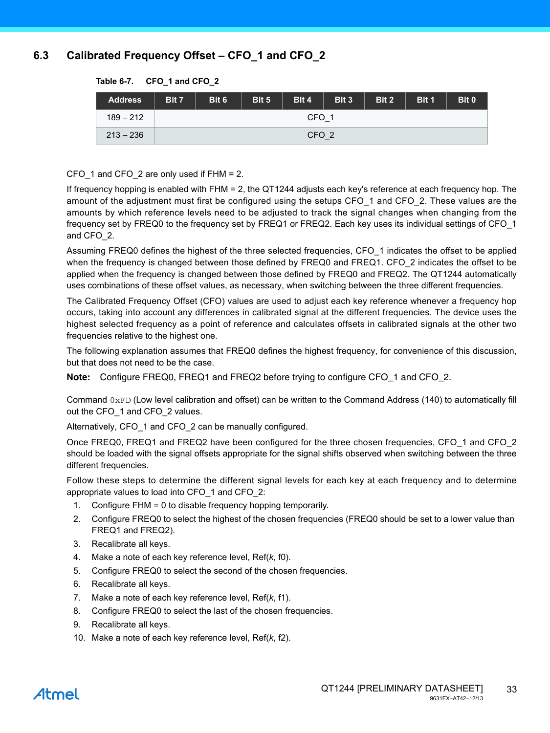### 6.3 Calibrated Frequency Offset – CFO_1 and CFO_2

**Table 6-7. CFO_1 and CFO_2**

| Address | Bit 7 | Bit 6 | Bit 5 | Bit 4 | Bit 3 | Bit 2 | Bit 1 | Bit 0 |
|---|---|---|---|---|---|---|---|---|
| 189 – 212 | CFO_1 | | | | | | | |
| 213 – 236 | CFO_2 | | | | | | | |

CFO_1 and CFO_2 are only used if FHM = 2.

If frequency hopping is enabled with FHM = 2, the QT1244 adjusts each key's reference at each frequency hop. The amount of the adjustment must first be configured using the setups CFO_1 and CFO_2. These values are the amounts by which reference levels need to be adjusted to track the signal changes when changing from the frequency set by FREQ0 to the frequency set by FREQ1 or FREQ2. Each key uses its individual settings of CFO_1 and CFO_2.

Assuming FREQ0 defines the highest of the three selected frequencies, CFO_1 indicates the offset to be applied when the frequency is changed between those defined by FREQ0 and FREQ1. CFO_2 indicates the offset to be applied when the frequency is changed between those defined by FREQ0 and FREQ2. The QT1244 automatically uses combinations of these offset values, as necessary, when switching between the three different frequencies.

The Calibrated Frequency Offset (CFO) values are used to adjust each key reference whenever a frequency hop occurs, taking into account any differences in calibrated signal at the different frequencies. The device uses the highest selected frequency as a point of reference and calculates offsets in calibrated signals at the other two frequencies relative to the highest one.

The following explanation assumes that FREQ0 defines the highest frequency, for convenience of this discussion, but that does not need to be the case.

**Note:** Configure FREQ0, FREQ1 and FREQ2 before trying to configure CFO_1 and CFO_2.

Command `0xFD` (Low level calibration and offset) can be written to the Command Address (140) to automatically fill out the CFO_1 and CFO_2 values.

Alternatively, CFO_1 and CFO_2 can be manually configured.

Once FREQ0, FREQ1 and FREQ2 have been configured for the three chosen frequencies, CFO_1 and CFO_2 should be loaded with the signal offsets appropriate for the signal shifts observed when switching between the three different frequencies.

Follow these steps to determine the different signal levels for each key at each frequency and to determine appropriate values to load into CFO_1 and CFO_2:

1. Configure FHM = 0 to disable frequency hopping temporarily.
2. Configure FREQ0 to select the highest of the chosen frequencies (FREQ0 should be set to a lower value than FREQ1 and FREQ2).
3. Recalibrate all keys.
4. Make a note of each key reference level, Ref(*k*, f0).
5. Configure FREQ0 to select the second of the chosen frequencies.
6. Recalibrate all keys.
7. Make a note of each key reference level, Ref(*k*, f1).
8. Configure FREQ0 to select the last of the chosen frequencies.
9. Recalibrate all keys.
10. Make a note of each key reference level, Ref(*k*, f2).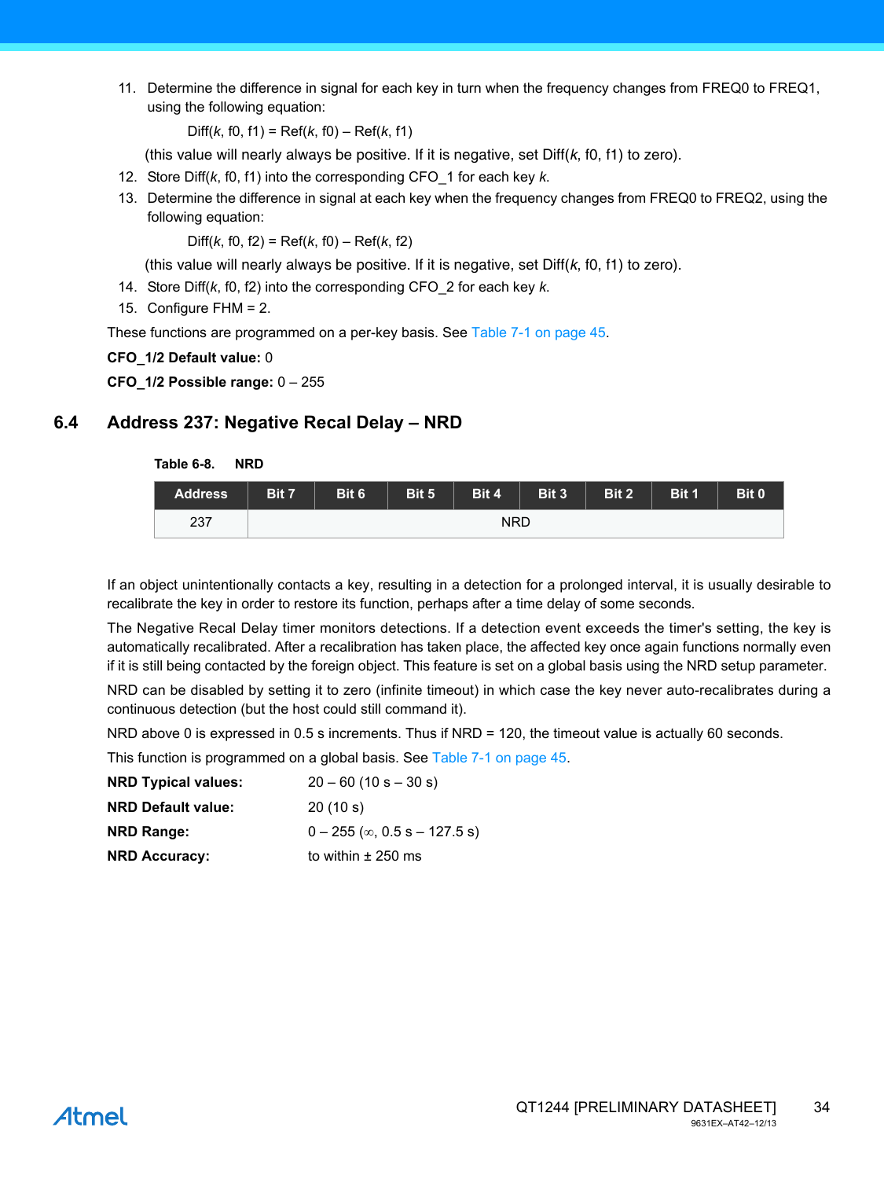11. Determine the difference in signal for each key in turn when the frequency changes from FREQ0 to FREQ1, using the following equation:

    Diff(*k*, f0, f1) = Ref(*k*, f0) – Ref(*k*, f1)

    (this value will nearly always be positive. If it is negative, set Diff(*k*, f0, f1) to zero).
12. Store Diff(*k*, f0, f1) into the corresponding CFO_1 for each key *k*.
13. Determine the difference in signal at each key when the frequency changes from FREQ0 to FREQ2, using the following equation:

    Diff(*k*, f0, f2) = Ref(*k*, f0) – Ref(*k*, f2)

    (this value will nearly always be positive. If it is negative, set Diff(*k*, f0, f1) to zero).
14. Store Diff(*k*, f0, f2) into the corresponding CFO_2 for each key *k*.
15. Configure FHM = 2.

These functions are programmed on a per-key basis. See Table 7-1 on page 45.

**CFO_1/2 Default value:** 0

**CFO_1/2 Possible range:** 0 – 255

## 6.4 Address 237: Negative Recal Delay – NRD

**Table 6-8. NRD**

| Address | Bit 7 | Bit 6 | Bit 5 | Bit 4 | Bit 3 | Bit 2 | Bit 1 | Bit 0 |
|---|---|---|---|---|---|---|---|---|
| 237 | NRD | | | | | | | |

If an object unintentionally contacts a key, resulting in a detection for a prolonged interval, it is usually desirable to recalibrate the key in order to restore its function, perhaps after a time delay of some seconds.

The Negative Recal Delay timer monitors detections. If a detection event exceeds the timer's setting, the key is automatically recalibrated. After a recalibration has taken place, the affected key once again functions normally even if it is still being contacted by the foreign object. This feature is set on a global basis using the NRD setup parameter.

NRD can be disabled by setting it to zero (infinite timeout) in which case the key never auto-recalibrates during a continuous detection (but the host could still command it).

NRD above 0 is expressed in 0.5 s increments. Thus if NRD = 120, the timeout value is actually 60 seconds.

This function is programmed on a global basis. See Table 7-1 on page 45.

**NRD Typical values:** 20 – 60 (10 s – 30 s)

**NRD Default value:** 20 (10 s)

**NRD Range:** 0 – 255 (∞, 0.5 s – 127.5 s)

**NRD Accuracy:** to within ± 250 ms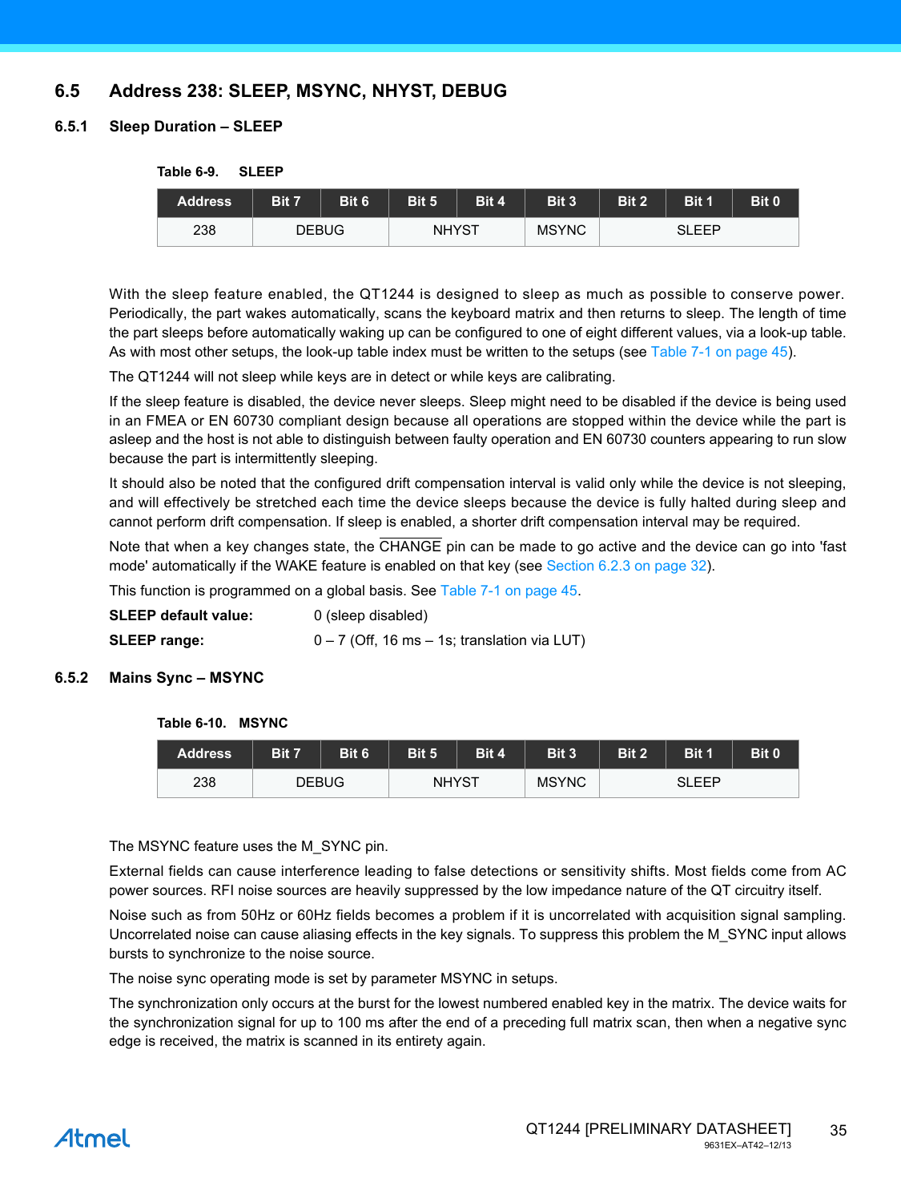## 6.5 Address 238: SLEEP, MSYNC, NHYST, DEBUG

### 6.5.1 Sleep Duration – SLEEP

**Table 6-9. SLEEP**

| Address | Bit 7 | Bit 6 | Bit 5 | Bit 4 | Bit 3 | Bit 2 | Bit 1 | Bit 0 |
|---|---|---|---|---|---|---|---|---|
| 238 | DEBUG | | NHYST | | MSYNC | SLEEP | | |

With the sleep feature enabled, the QT1244 is designed to sleep as much as possible to conserve power. Periodically, the part wakes automatically, scans the keyboard matrix and then returns to sleep. The length of time the part sleeps before automatically waking up can be configured to one of eight different values, via a look-up table. As with most other setups, the look-up table index must be written to the setups (see Table 7-1 on page 45).

The QT1244 will not sleep while keys are in detect or while keys are calibrating.

If the sleep feature is disabled, the device never sleeps. Sleep might need to be disabled if the device is being used in an FMEA or EN 60730 compliant design because all operations are stopped within the device while the part is asleep and the host is not able to distinguish between faulty operation and EN 60730 counters appearing to run slow because the part is intermittently sleeping.

It should also be noted that the configured drift compensation interval is valid only while the device is not sleeping, and will effectively be stretched each time the device sleeps because the device is fully halted during sleep and cannot perform drift compensation. If sleep is enabled, a shorter drift compensation interval may be required.

Note that when a key changes state, the $\overline{\text{CHANGE}}$ pin can be made to go active and the device can go into 'fast mode' automatically if the WAKE feature is enabled on that key (see Section 6.2.3 on page 32).

This function is programmed on a global basis. See Table 7-1 on page 45.

**SLEEP default value:** 0 (sleep disabled)

**SLEEP range:** 0 – 7 (Off, 16 ms – 1s; translation via LUT)

### 6.5.2 Mains Sync – MSYNC

**Table 6-10. MSYNC**

| Address | Bit 7 | Bit 6 | Bit 5 | Bit 4 | Bit 3 | Bit 2 | Bit 1 | Bit 0 |
|---|---|---|---|---|---|---|---|---|
| 238 | DEBUG | | NHYST | | MSYNC | SLEEP | | |

The MSYNC feature uses the M_SYNC pin.

External fields can cause interference leading to false detections or sensitivity shifts. Most fields come from AC power sources. RFI noise sources are heavily suppressed by the low impedance nature of the QT circuitry itself.

Noise such as from 50Hz or 60Hz fields becomes a problem if it is uncorrelated with acquisition signal sampling. Uncorrelated noise can cause aliasing effects in the key signals. To suppress this problem the M_SYNC input allows bursts to synchronize to the noise source.

The noise sync operating mode is set by parameter MSYNC in setups.

The synchronization only occurs at the burst for the lowest numbered enabled key in the matrix. The device waits for the synchronization signal for up to 100 ms after the end of a preceding full matrix scan, then when a negative sync edge is received, the matrix is scanned in its entirety again.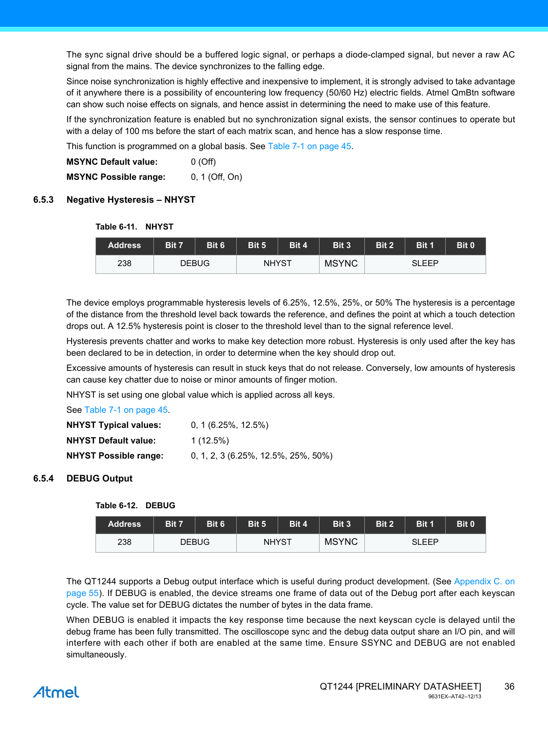The sync signal drive should be a buffered logic signal, or perhaps a diode-clamped signal, but never a raw AC signal from the mains. The device synchronizes to the falling edge.

Since noise synchronization is highly effective and inexpensive to implement, it is strongly advised to take advantage of it anywhere there is a possibility of encountering low frequency (50/60 Hz) electric fields. Atmel QmBtn software can show such noise effects on signals, and hence assist in determining the need to make use of this feature.

If the synchronization feature is enabled but no synchronization signal exists, the sensor continues to operate but with a delay of 100 ms before the start of each matrix scan, and hence has a slow response time.

This function is programmed on a global basis. See Table 7-1 on page 45.

**MSYNC Default value:** 0 (Off)

**MSYNC Possible range:** 0, 1 (Off, On)

### 6.5.3 Negative Hysteresis – NHYST

**Table 6-11. NHYST**

| Address | Bit 7 | Bit 6 | Bit 5 | Bit 4 | Bit 3 | Bit 2 | Bit 1 | Bit 0 |
|---|---|---|---|---|---|---|---|---|
| 238 | DEBUG | | NHYST | | MSYNC | SLEEP | | |

The device employs programmable hysteresis levels of 6.25%, 12.5%, 25%, or 50% The hysteresis is a percentage of the distance from the threshold level back towards the reference, and defines the point at which a touch detection drops out. A 12.5% hysteresis point is closer to the threshold level than to the signal reference level.

Hysteresis prevents chatter and works to make key detection more robust. Hysteresis is only used after the key has been declared to be in detection, in order to determine when the key should drop out.

Excessive amounts of hysteresis can result in stuck keys that do not release. Conversely, low amounts of hysteresis can cause key chatter due to noise or minor amounts of finger motion.

NHYST is set using one global value which is applied across all keys.

See Table 7-1 on page 45.

**NHYST Typical values:** 0, 1 (6.25%, 12.5%)

**NHYST Default value:** 1 (12.5%)

**NHYST Possible range:** 0, 1, 2, 3 (6.25%, 12.5%, 25%, 50%)

### 6.5.4 DEBUG Output

**Table 6-12. DEBUG**

| Address | Bit 7 | Bit 6 | Bit 5 | Bit 4 | Bit 3 | Bit 2 | Bit 1 | Bit 0 |
|---|---|---|---|---|---|---|---|---|
| 238 | DEBUG | | NHYST | | MSYNC | SLEEP | | |

The QT1244 supports a Debug output interface which is useful during product development. (See Appendix C. on page 55). If DEBUG is enabled, the device streams one frame of data out of the Debug port after each keyscan cycle. The value set for DEBUG dictates the number of bytes in the data frame.

When DEBUG is enabled it impacts the key response time because the next keyscan cycle is delayed until the debug frame has been fully transmitted. The oscilloscope sync and the debug data output share an I/O pin, and will interfere with each other if both are enabled at the same time. Ensure SSYNC and DEBUG are not enabled simultaneously.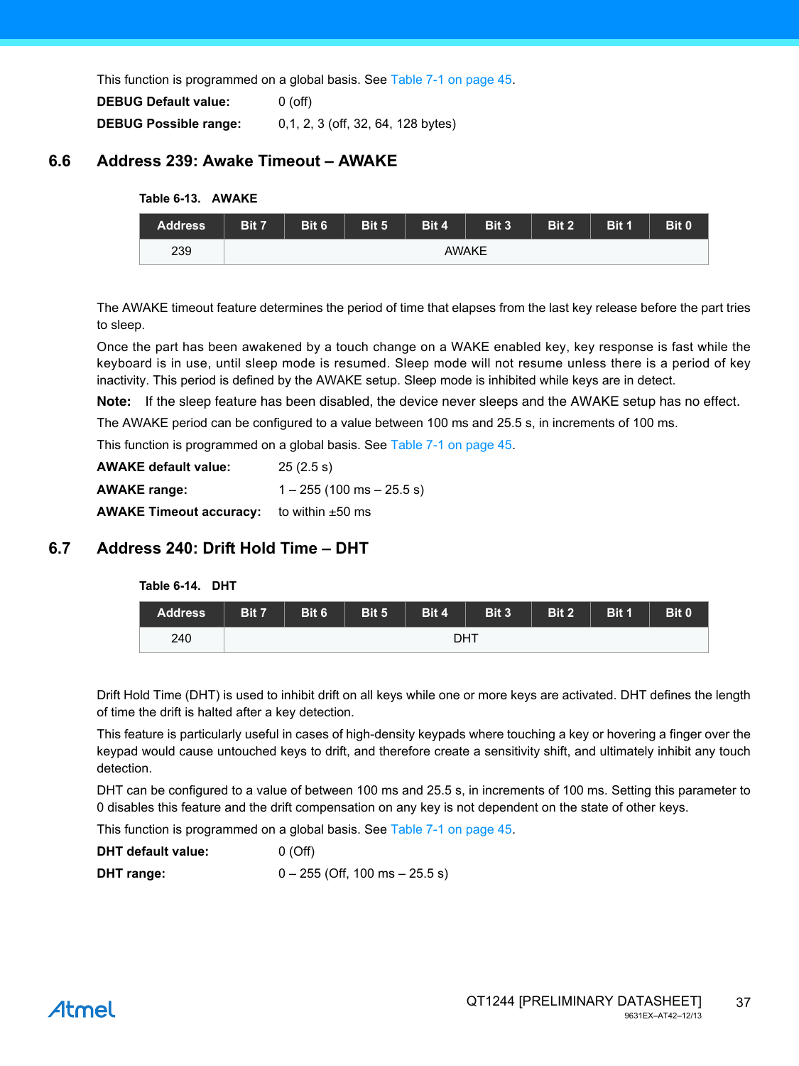This function is programmed on a global basis. See Table 7-1 on page 45.

**DEBUG Default value:** 0 (off)

**DEBUG Possible range:** 0,1, 2, 3 (off, 32, 64, 128 bytes)

## 6.6 Address 239: Awake Timeout – AWAKE

**Table 6-13. AWAKE**

| Address | Bit 7 | Bit 6 | Bit 5 | Bit 4 | Bit 3 | Bit 2 | Bit 1 | Bit 0 |
|---|---|---|---|---|---|---|---|---|
| 239 | AWAKE | | | | | | | |

The AWAKE timeout feature determines the period of time that elapses from the last key release before the part tries to sleep.

Once the part has been awakened by a touch change on a WAKE enabled key, key response is fast while the keyboard is in use, until sleep mode is resumed. Sleep mode will not resume unless there is a period of key inactivity. This period is defined by the AWAKE setup. Sleep mode is inhibited while keys are in detect.

**Note:** If the sleep feature has been disabled, the device never sleeps and the AWAKE setup has no effect.

The AWAKE period can be configured to a value between 100 ms and 25.5 s, in increments of 100 ms.

This function is programmed on a global basis. See Table 7-1 on page 45.

**AWAKE default value:** 25 (2.5 s)

**AWAKE range:** 1 – 255 (100 ms – 25.5 s)

**AWAKE Timeout accuracy:** to within ±50 ms

## 6.7 Address 240: Drift Hold Time – DHT

**Table 6-14. DHT**

| Address | Bit 7 | Bit 6 | Bit 5 | Bit 4 | Bit 3 | Bit 2 | Bit 1 | Bit 0 |
|---|---|---|---|---|---|---|---|---|
| 240 | DHT | | | | | | | |

Drift Hold Time (DHT) is used to inhibit drift on all keys while one or more keys are activated. DHT defines the length of time the drift is halted after a key detection.

This feature is particularly useful in cases of high-density keypads where touching a key or hovering a finger over the keypad would cause untouched keys to drift, and therefore create a sensitivity shift, and ultimately inhibit any touch detection.

DHT can be configured to a value of between 100 ms and 25.5 s, in increments of 100 ms. Setting this parameter to 0 disables this feature and the drift compensation on any key is not dependent on the state of other keys.

This function is programmed on a global basis. See Table 7-1 on page 45.

**DHT default value:** 0 (Off)

**DHT range:** 0 – 255 (Off, 100 ms – 25.5 s)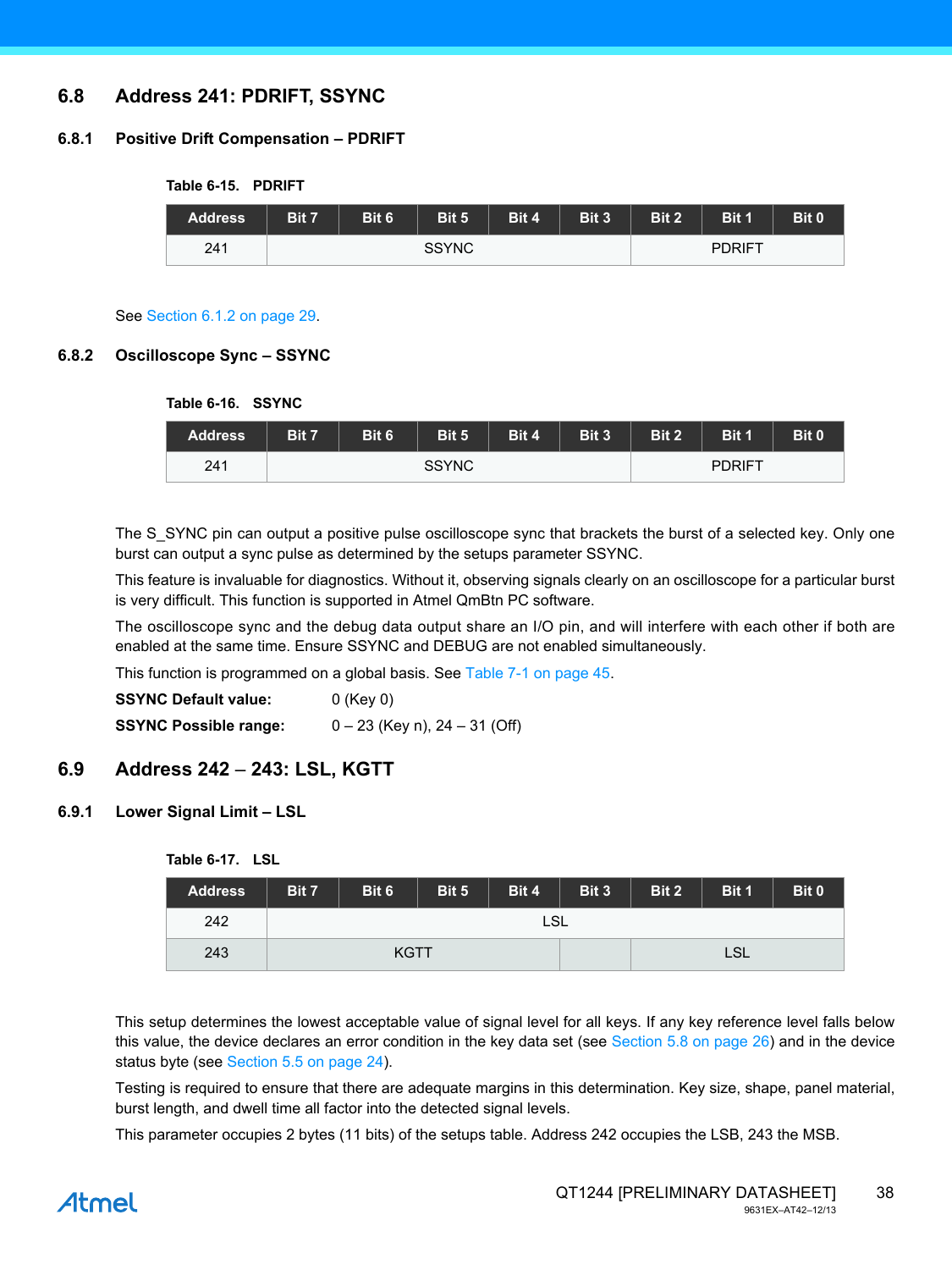## 6.8 Address 241: PDRIFT, SSYNC

### 6.8.1 Positive Drift Compensation – PDRIFT

**Table 6-15. PDRIFT**

| Address | Bit 7 | Bit 6 | Bit 5 | Bit 4 | Bit 3 | Bit 2 | Bit 1 | Bit 0 |
|---|---|---|---|---|---|---|---|---|
| 241 | SSYNC | | | | | PDRIFT | | |

See Section 6.1.2 on page 29.

### 6.8.2 Oscilloscope Sync – SSYNC

**Table 6-16. SSYNC**

| Address | Bit 7 | Bit 6 | Bit 5 | Bit 4 | Bit 3 | Bit 2 | Bit 1 | Bit 0 |
|---|---|---|---|---|---|---|---|---|
| 241 | SSYNC | | | | | PDRIFT | | |

The S_SYNC pin can output a positive pulse oscilloscope sync that brackets the burst of a selected key. Only one burst can output a sync pulse as determined by the setups parameter SSYNC.

This feature is invaluable for diagnostics. Without it, observing signals clearly on an oscilloscope for a particular burst is very difficult. This function is supported in Atmel QmBtn PC software.

The oscilloscope sync and the debug data output share an I/O pin, and will interfere with each other if both are enabled at the same time. Ensure SSYNC and DEBUG are not enabled simultaneously.

This function is programmed on a global basis. See Table 7-1 on page 45.

**SSYNC Default value:** 0 (Key 0)

**SSYNC Possible range:** 0 – 23 (Key n), 24 – 31 (Off)

## 6.9 Address 242 – 243: LSL, KGTT

### 6.9.1 Lower Signal Limit – LSL

**Table 6-17. LSL**

| Address | Bit 7 | Bit 6 | Bit 5 | Bit 4 | Bit 3 | Bit 2 | Bit 1 | Bit 0 |
|---|---|---|---|---|---|---|---|---|
| 242 | LSL | | | | | | | |
| 243 | KGTT | | | | | LSL | | |

This setup determines the lowest acceptable value of signal level for all keys. If any key reference level falls below this value, the device declares an error condition in the key data set (see Section 5.8 on page 26) and in the device status byte (see Section 5.5 on page 24).

Testing is required to ensure that there are adequate margins in this determination. Key size, shape, panel material, burst length, and dwell time all factor into the detected signal levels.

This parameter occupies 2 bytes (11 bits) of the setups table. Address 242 occupies the LSB, 243 the MSB.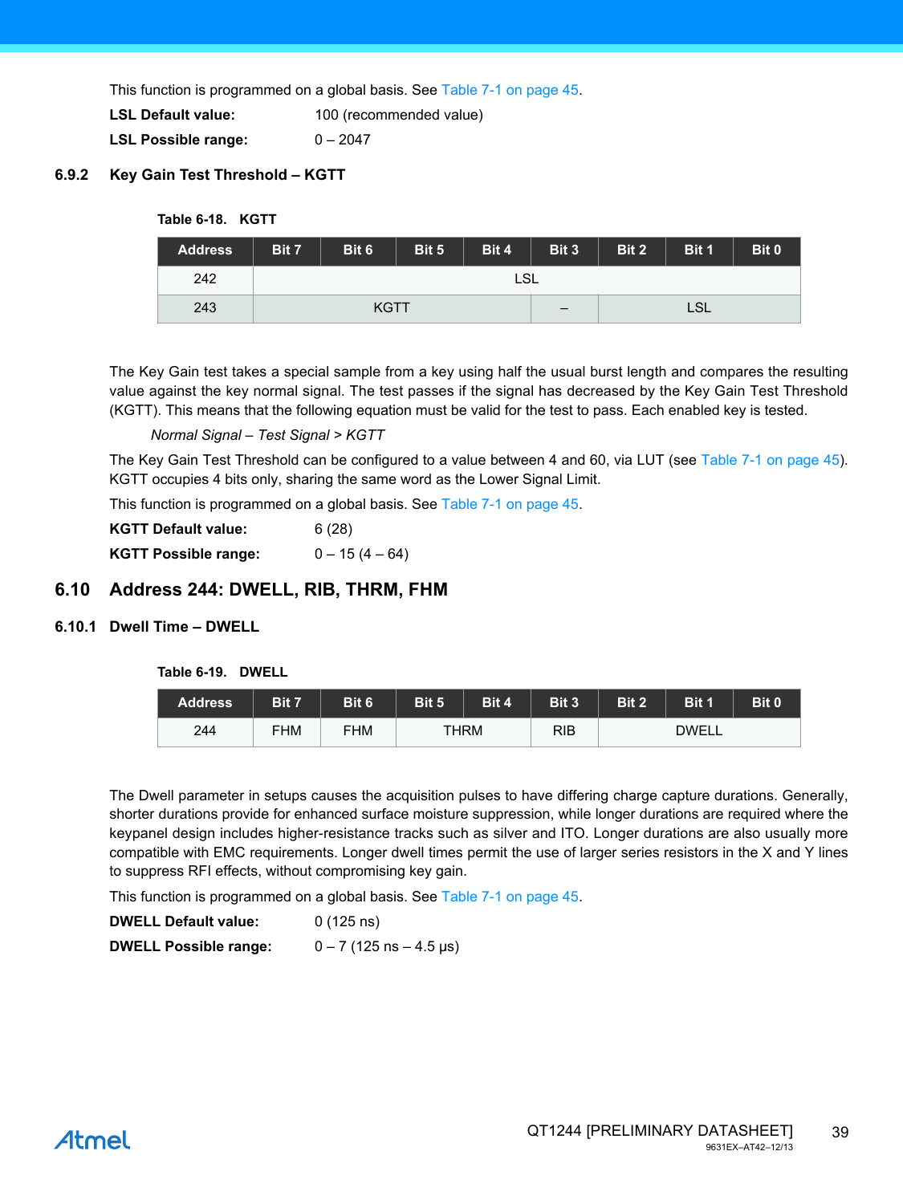This function is programmed on a global basis. See Table 7-1 on page 45.

**LSL Default value:** 100 (recommended value)

**LSL Possible range:** 0 – 2047

### 6.9.2 Key Gain Test Threshold – KGTT

**Table 6-18. KGTT**

| Address | Bit 7 | Bit 6 | Bit 5 | Bit 4 | Bit 3 | Bit 2 | Bit 1 | Bit 0 |
|---|---|---|---|---|---|---|---|---|
| 242 | LSL | | | | | | | |
| 243 | KGTT | | | | – | LSL | | |

The Key Gain test takes a special sample from a key using half the usual burst length and compares the resulting value against the key normal signal. The test passes if the signal has decreased by the Key Gain Test Threshold (KGTT). This means that the following equation must be valid for the test to pass. Each enabled key is tested.

*Normal Signal – Test Signal > KGTT*

The Key Gain Test Threshold can be configured to a value between 4 and 60, via LUT (see Table 7-1 on page 45). KGTT occupies 4 bits only, sharing the same word as the Lower Signal Limit.

This function is programmed on a global basis. See Table 7-1 on page 45.

**KGTT Default value:** 6 (28)

**KGTT Possible range:** 0 – 15 (4 – 64)

## 6.10 Address 244: DWELL, RIB, THRM, FHM

### 6.10.1 Dwell Time – DWELL

**Table 6-19. DWELL**

| Address | Bit 7 | Bit 6 | Bit 5 | Bit 4 | Bit 3 | Bit 2 | Bit 1 | Bit 0 |
|---|---|---|---|---|---|---|---|---|
| 244 | FHM | FHM | THRM | | RIB | DWELL | | |

The Dwell parameter in setups causes the acquisition pulses to have differing charge capture durations. Generally, shorter durations provide for enhanced surface moisture suppression, while longer durations are required where the keypanel design includes higher-resistance tracks such as silver and ITO. Longer durations are also usually more compatible with EMC requirements. Longer dwell times permit the use of larger series resistors in the X and Y lines to suppress RFI effects, without compromising key gain.

This function is programmed on a global basis. See Table 7-1 on page 45.

**DWELL Default value:** 0 (125 ns)

**DWELL Possible range:** 0 – 7 (125 ns – 4.5 µs)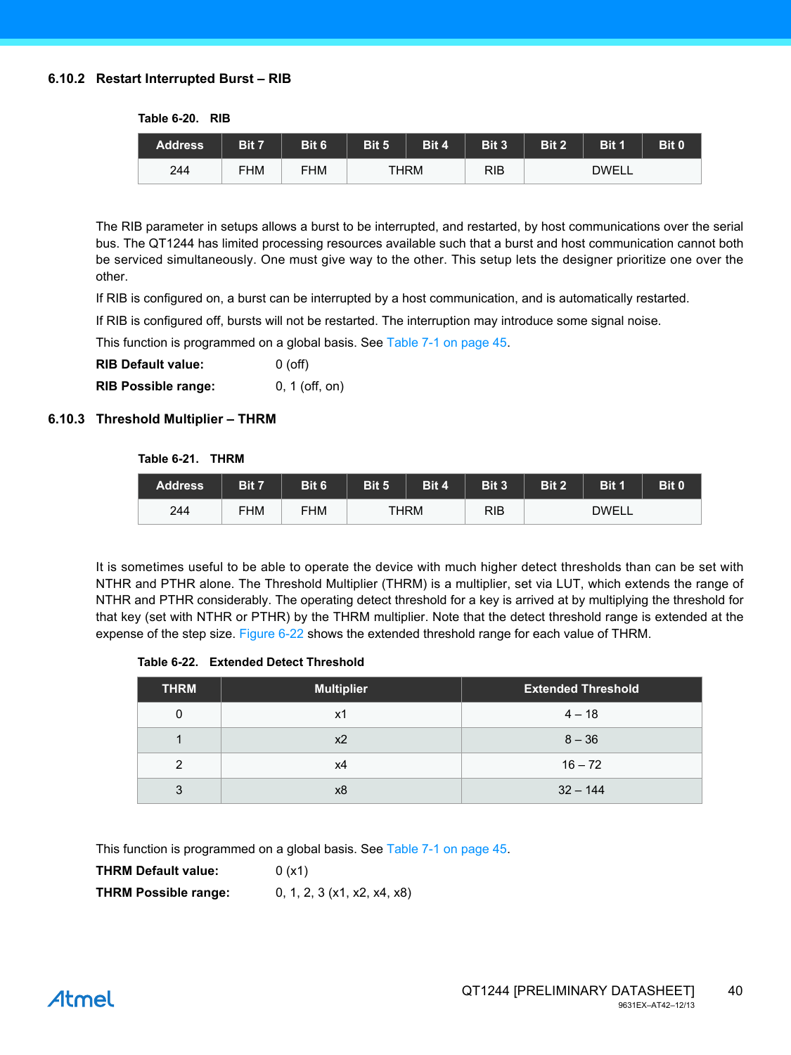### 6.10.2 Restart Interrupted Burst – RIB

**Table 6-20. RIB**

| Address | Bit 7 | Bit 6 | Bit 5 | Bit 4 | Bit 3 | Bit 2 | Bit 1 | Bit 0 |
|---|---|---|---|---|---|---|---|---|
| 244 | FHM | FHM | THRM | | RIB | DWELL | | |

The RIB parameter in setups allows a burst to be interrupted, and restarted, by host communications over the serial bus. The QT1244 has limited processing resources available such that a burst and host communication cannot both be serviced simultaneously. One must give way to the other. This setup lets the designer prioritize one over the other.

If RIB is configured on, a burst can be interrupted by a host communication, and is automatically restarted.

If RIB is configured off, bursts will not be restarted. The interruption may introduce some signal noise.

This function is programmed on a global basis. See Table 7-1 on page 45.

**RIB Default value:** 0 (off)

**RIB Possible range:** 0, 1 (off, on)

### 6.10.3 Threshold Multiplier – THRM

**Table 6-21. THRM**

| Address | Bit 7 | Bit 6 | Bit 5 | Bit 4 | Bit 3 | Bit 2 | Bit 1 | Bit 0 |
|---|---|---|---|---|---|---|---|---|
| 244 | FHM | FHM | THRM | | RIB | DWELL | | |

It is sometimes useful to be able to operate the device with much higher detect thresholds than can be set with NTHR and PTHR alone. The Threshold Multiplier (THRM) is a multiplier, set via LUT, which extends the range of NTHR and PTHR considerably. The operating detect threshold for a key is arrived at by multiplying the threshold for that key (set with NTHR or PTHR) by the THRM multiplier. Note that the detect threshold range is extended at the expense of the step size. Figure 6-22 shows the extended threshold range for each value of THRM.

**Table 6-22. Extended Detect Threshold**

| THRM | Multiplier | Extended Threshold |
|---|---|---|
| 0 | x1 | 4 – 18 |
| 1 | x2 | 8 – 36 |
| 2 | x4 | 16 – 72 |
| 3 | x8 | 32 – 144 |

This function is programmed on a global basis. See Table 7-1 on page 45.

**THRM Default value:** 0 (x1)

**THRM Possible range:** 0, 1, 2, 3 (x1, x2, x4, x8)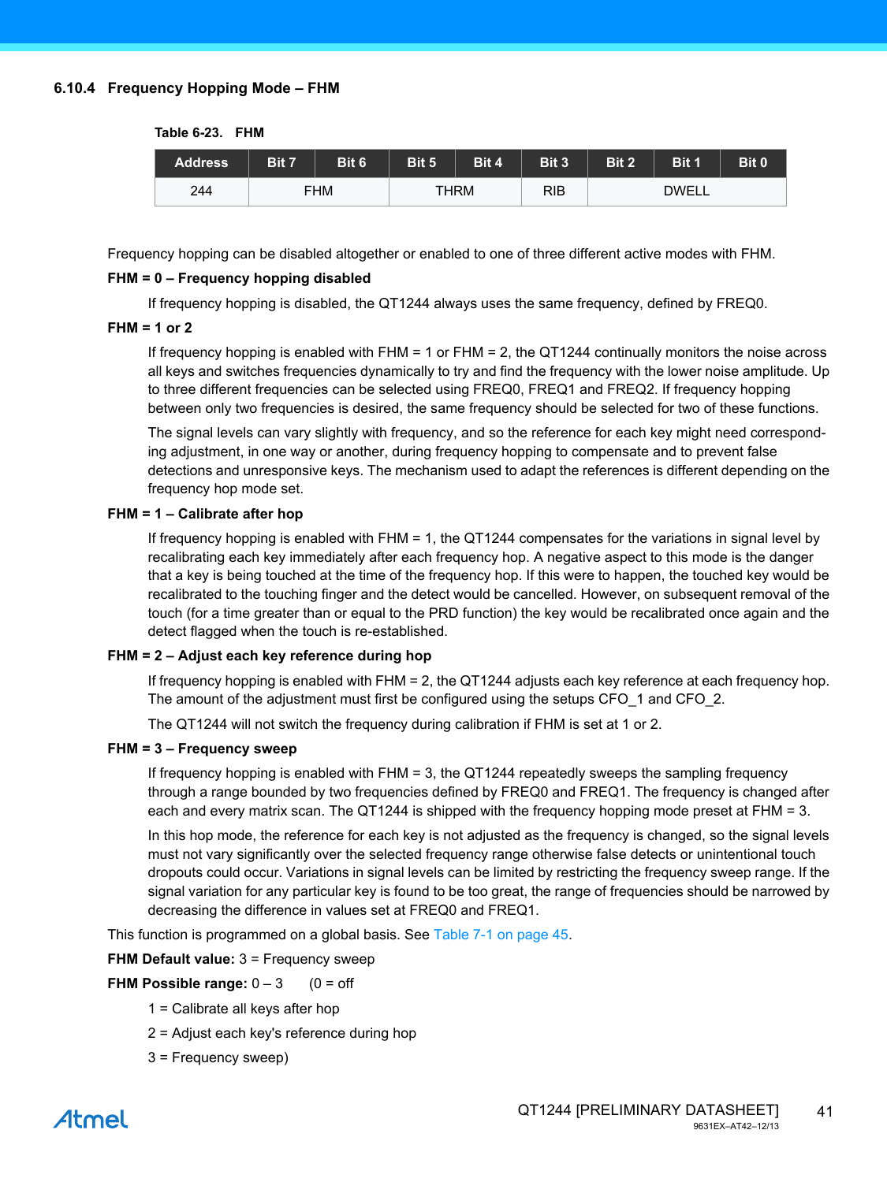### 6.10.4 Frequency Hopping Mode – FHM

Table 6-23. FHM

| Address | Bit 7 | Bit 6 | Bit 5 | Bit 4 | Bit 3 | Bit 2 | Bit 1 | Bit 0 |
|---|---|---|---|---|---|---|---|---|
| 244 | FHM | | THRM | | RIB | DWELL | | |

Frequency hopping can be disabled altogether or enabled to one of three different active modes with FHM.

**FHM = 0 – Frequency hopping disabled**

If frequency hopping is disabled, the QT1244 always uses the same frequency, defined by FREQ0.

**FHM = 1 or 2**

If frequency hopping is enabled with FHM = 1 or FHM = 2, the QT1244 continually monitors the noise across all keys and switches frequencies dynamically to try and find the frequency with the lower noise amplitude. Up to three different frequencies can be selected using FREQ0, FREQ1 and FREQ2. If frequency hopping between only two frequencies is desired, the same frequency should be selected for two of these functions.

The signal levels can vary slightly with frequency, and so the reference for each key might need corresponding adjustment, in one way or another, during frequency hopping to compensate and to prevent false detections and unresponsive keys. The mechanism used to adapt the references is different depending on the frequency hop mode set.

**FHM = 1 – Calibrate after hop**

If frequency hopping is enabled with FHM = 1, the QT1244 compensates for the variations in signal level by recalibrating each key immediately after each frequency hop. A negative aspect to this mode is the danger that a key is being touched at the time of the frequency hop. If this were to happen, the touched key would be recalibrated to the touching finger and the detect would be cancelled. However, on subsequent removal of the touch (for a time greater than or equal to the PRD function) the key would be recalibrated once again and the detect flagged when the touch is re-established.

**FHM = 2 – Adjust each key reference during hop**

If frequency hopping is enabled with FHM = 2, the QT1244 adjusts each key reference at each frequency hop. The amount of the adjustment must first be configured using the setups CFO_1 and CFO_2.

The QT1244 will not switch the frequency during calibration if FHM is set at 1 or 2.

**FHM = 3 – Frequency sweep**

If frequency hopping is enabled with FHM = 3, the QT1244 repeatedly sweeps the sampling frequency through a range bounded by two frequencies defined by FREQ0 and FREQ1. The frequency is changed after each and every matrix scan. The QT1244 is shipped with the frequency hopping mode preset at FHM = 3.

In this hop mode, the reference for each key is not adjusted as the frequency is changed, so the signal levels must not vary significantly over the selected frequency range otherwise false detects or unintentional touch dropouts could occur. Variations in signal levels can be limited by restricting the frequency sweep range. If the signal variation for any particular key is found to be too great, the range of frequencies should be narrowed by decreasing the difference in values set at FREQ0 and FREQ1.

This function is programmed on a global basis. See Table 7-1 on page 45.

**FHM Default value:** 3 = Frequency sweep

**FHM Possible range:** 0 – 3 (0 = off

1 = Calibrate all keys after hop

2 = Adjust each key's reference during hop

3 = Frequency sweep)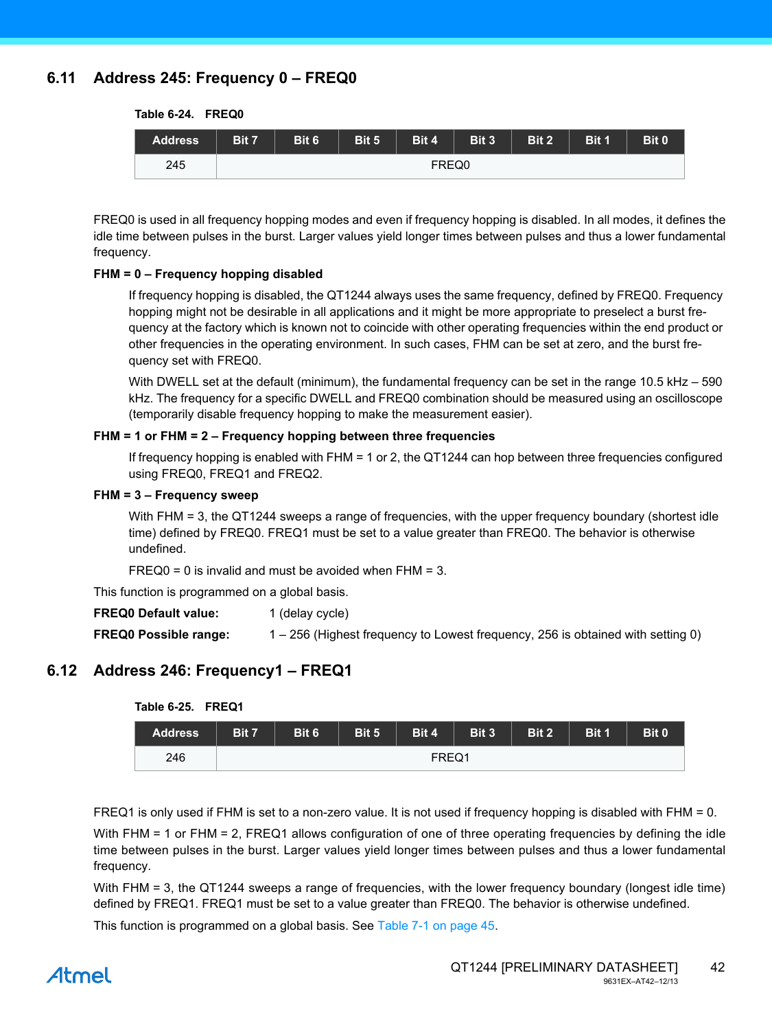## 6.11 Address 245: Frequency 0 – FREQ0

**Table 6-24. FREQ0**

| Address | Bit 7 | Bit 6 | Bit 5 | Bit 4 | Bit 3 | Bit 2 | Bit 1 | Bit 0 |
|---|---|---|---|---|---|---|---|---|
| 245 | FREQ0 | | | | | | | |

FREQ0 is used in all frequency hopping modes and even if frequency hopping is disabled. In all modes, it defines the idle time between pulses in the burst. Larger values yield longer times between pulses and thus a lower fundamental frequency.

**FHM = 0 – Frequency hopping disabled**

If frequency hopping is disabled, the QT1244 always uses the same frequency, defined by FREQ0. Frequency hopping might not be desirable in all applications and it might be more appropriate to preselect a burst frequency at the factory which is known not to coincide with other operating frequencies within the end product or other frequencies in the operating environment. In such cases, FHM can be set at zero, and the burst frequency set with FREQ0.

With DWELL set at the default (minimum), the fundamental frequency can be set in the range 10.5 kHz – 590 kHz. The frequency for a specific DWELL and FREQ0 combination should be measured using an oscilloscope (temporarily disable frequency hopping to make the measurement easier).

**FHM = 1 or FHM = 2 – Frequency hopping between three frequencies**

If frequency hopping is enabled with FHM = 1 or 2, the QT1244 can hop between three frequencies configured using FREQ0, FREQ1 and FREQ2.

**FHM = 3 – Frequency sweep**

With FHM = 3, the QT1244 sweeps a range of frequencies, with the upper frequency boundary (shortest idle time) defined by FREQ0. FREQ1 must be set to a value greater than FREQ0. The behavior is otherwise undefined.

FREQ0 = 0 is invalid and must be avoided when FHM = 3.

This function is programmed on a global basis.

**FREQ0 Default value:** 1 (delay cycle)

**FREQ0 Possible range:** 1 – 256 (Highest frequency to Lowest frequency, 256 is obtained with setting 0)

## 6.12 Address 246: Frequency1 – FREQ1

**Table 6-25. FREQ1**

| Address | Bit 7 | Bit 6 | Bit 5 | Bit 4 | Bit 3 | Bit 2 | Bit 1 | Bit 0 |
|---|---|---|---|---|---|---|---|---|
| 246 | FREQ1 | | | | | | | |

FREQ1 is only used if FHM is set to a non-zero value. It is not used if frequency hopping is disabled with FHM = 0.

With FHM = 1 or FHM = 2, FREQ1 allows configuration of one of three operating frequencies by defining the idle time between pulses in the burst. Larger values yield longer times between pulses and thus a lower fundamental frequency.

With FHM = 3, the QT1244 sweeps a range of frequencies, with the lower frequency boundary (longest idle time) defined by FREQ1. FREQ1 must be set to a value greater than FREQ0. The behavior is otherwise undefined.

This function is programmed on a global basis. See Table 7-1 on page 45.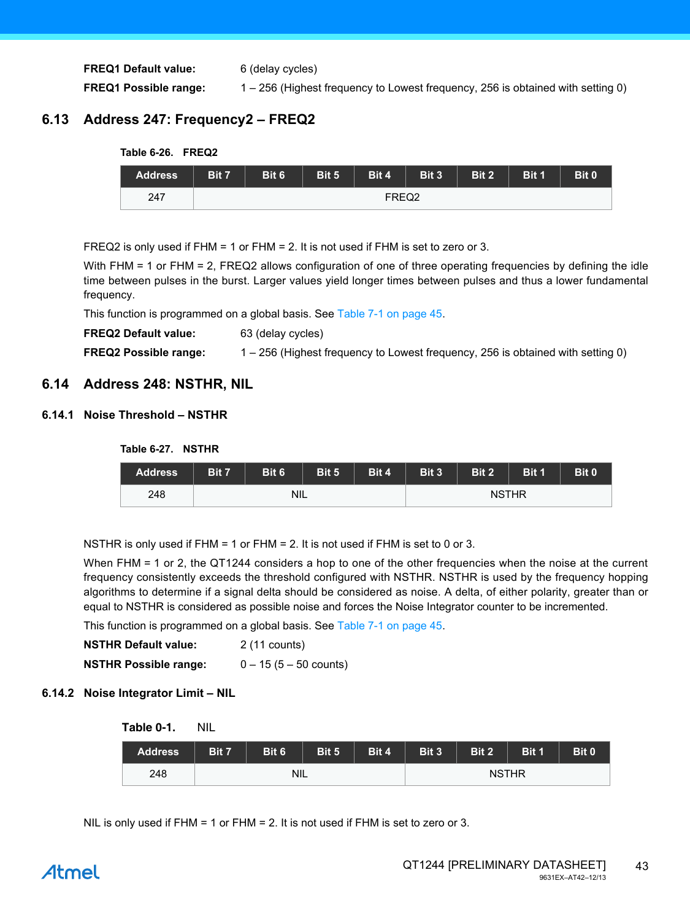**FREQ1 Default value:** 6 (delay cycles)

**FREQ1 Possible range:** 1 – 256 (Highest frequency to Lowest frequency, 256 is obtained with setting 0)

## 6.13 Address 247: Frequency2 – FREQ2

**Table 6-26. FREQ2**

| Address | Bit 7 | Bit 6 | Bit 5 | Bit 4 | Bit 3 | Bit 2 | Bit 1 | Bit 0 |
|---|---|---|---|---|---|---|---|---|
| 247 | FREQ2 | | | | | | | |

FREQ2 is only used if FHM = 1 or FHM = 2. It is not used if FHM is set to zero or 3.

With FHM = 1 or FHM = 2, FREQ2 allows configuration of one of three operating frequencies by defining the idle time between pulses in the burst. Larger values yield longer times between pulses and thus a lower fundamental frequency.

This function is programmed on a global basis. See Table 7-1 on page 45.

**FREQ2 Default value:** 63 (delay cycles)

**FREQ2 Possible range:** 1 – 256 (Highest frequency to Lowest frequency, 256 is obtained with setting 0)

## 6.14 Address 248: NSTHR, NIL

### 6.14.1 Noise Threshold – NSTHR

**Table 6-27. NSTHR**

| Address | Bit 7 | Bit 6 | Bit 5 | Bit 4 | Bit 3 | Bit 2 | Bit 1 | Bit 0 |
|---|---|---|---|---|---|---|---|---|
| 248 | NIL | | | | NSTHR | | | |

NSTHR is only used if FHM = 1 or FHM = 2. It is not used if FHM is set to 0 or 3.

When FHM = 1 or 2, the QT1244 considers a hop to one of the other frequencies when the noise at the current frequency consistently exceeds the threshold configured with NSTHR. NSTHR is used by the frequency hopping algorithms to determine if a signal delta should be considered as noise. A delta, of either polarity, greater than or equal to NSTHR is considered as possible noise and forces the Noise Integrator counter to be incremented.

This function is programmed on a global basis. See Table 7-1 on page 45.

**NSTHR Default value:** 2 (11 counts)

**NSTHR Possible range:** 0 – 15 (5 – 50 counts)

### 6.14.2 Noise Integrator Limit – NIL

**Table 0-1. NIL**

| Address | Bit 7 | Bit 6 | Bit 5 | Bit 4 | Bit 3 | Bit 2 | Bit 1 | Bit 0 |
|---|---|---|---|---|---|---|---|---|
| 248 | NIL | | | | NSTHR | | | |

NIL is only used if FHM = 1 or FHM = 2. It is not used if FHM is set to zero or 3.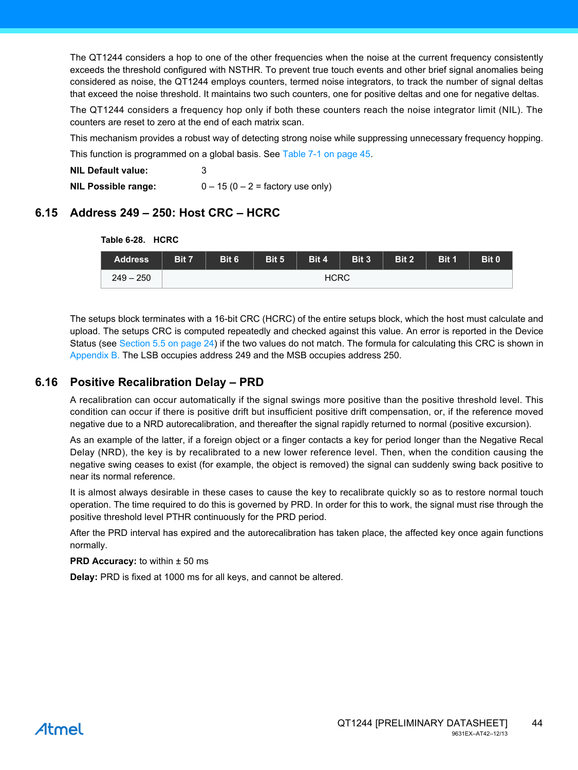The QT1244 considers a hop to one of the other frequencies when the noise at the current frequency consistently exceeds the threshold configured with NSTHR. To prevent true touch events and other brief signal anomalies being considered as noise, the QT1244 employs counters, termed noise integrators, to track the number of signal deltas that exceed the noise threshold. It maintains two such counters, one for positive deltas and one for negative deltas.

The QT1244 considers a frequency hop only if both these counters reach the noise integrator limit (NIL). The counters are reset to zero at the end of each matrix scan.

This mechanism provides a robust way of detecting strong noise while suppressing unnecessary frequency hopping.

This function is programmed on a global basis. See Table 7-1 on page 45.

**NIL Default value:** 3

**NIL Possible range:** 0 – 15 (0 – 2 = factory use only)

## 6.15 Address 249 – 250: Host CRC – HCRC

**Table 6-28. HCRC**

| Address | Bit 7 | Bit 6 | Bit 5 | Bit 4 | Bit 3 | Bit 2 | Bit 1 | Bit 0 |
|---|---|---|---|---|---|---|---|---|
| 249 – 250 | HCRC | | | | | | | |

The setups block terminates with a 16-bit CRC (HCRC) of the entire setups block, which the host must calculate and upload. The setups CRC is computed repeatedly and checked against this value. An error is reported in the Device Status (see Section 5.5 on page 24) if the two values do not match. The formula for calculating this CRC is shown in Appendix B. The LSB occupies address 249 and the MSB occupies address 250.

## 6.16 Positive Recalibration Delay – PRD

A recalibration can occur automatically if the signal swings more positive than the positive threshold level. This condition can occur if there is positive drift but insufficient positive drift compensation, or, if the reference moved negative due to a NRD autorecalibration, and thereafter the signal rapidly returned to normal (positive excursion).

As an example of the latter, if a foreign object or a finger contacts a key for period longer than the Negative Recal Delay (NRD), the key is by recalibrated to a new lower reference level. Then, when the condition causing the negative swing ceases to exist (for example, the object is removed) the signal can suddenly swing back positive to near its normal reference.

It is almost always desirable in these cases to cause the key to recalibrate quickly so as to restore normal touch operation. The time required to do this is governed by PRD. In order for this to work, the signal must rise through the positive threshold level PTHR continuously for the PRD period.

After the PRD interval has expired and the autorecalibration has taken place, the affected key once again functions normally.

**PRD Accuracy:** to within ± 50 ms

**Delay:** PRD is fixed at 1000 ms for all keys, and cannot be altered.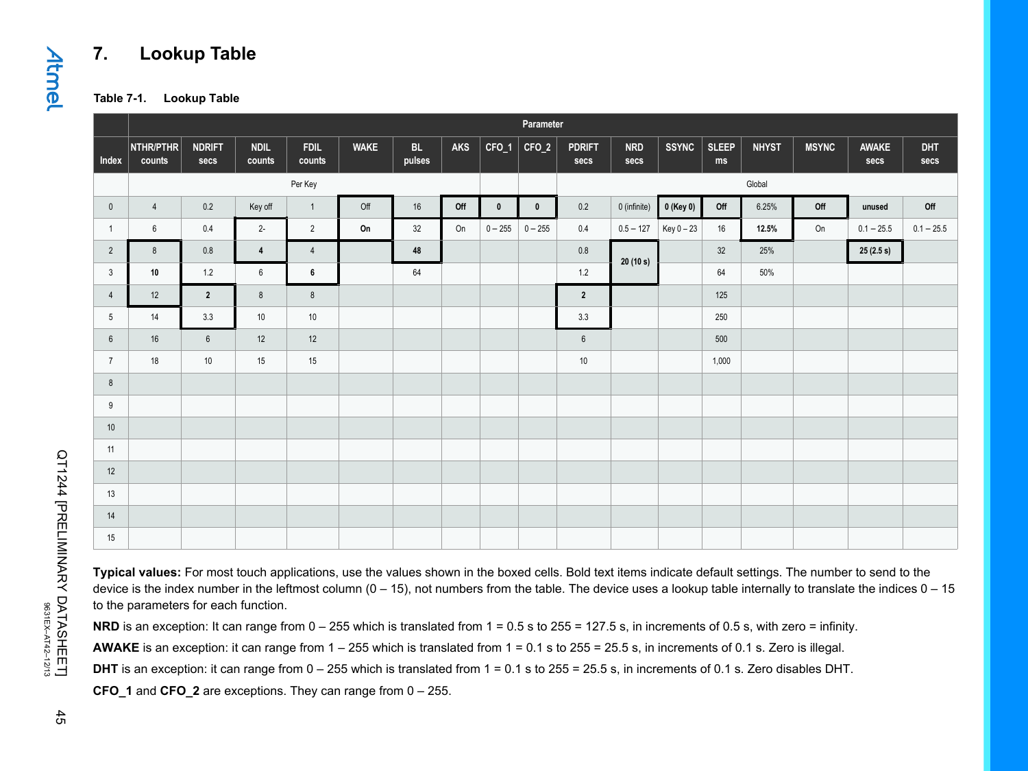# 7. Lookup Table

**Table 7-1. Lookup Table**

| Index | NTHR/PTHR counts | NDRIFT secs | NDIL counts | FDIL counts | WAKE | BL pulses | AKS | CFO_1 | CFO_2 | PDRIFT secs | NRD secs | SSYNC | SLEEP ms | NHYST | MSYNC | AWAKE secs | DHT secs |
|---|---|---|---|---|---|---|---|---|---|---|---|---|---|---|---|---|---|
| | Per Key | | | | | | | | | Global | | | | | | | |
| 0 | 4 | 0.2 | Key off | 1 | Off | 16 | **Off** | **0** | **0** | 0.2 | 0 (infinite) | **0 (Key 0)** | **Off** | 6.25% | **Off** | **unused** | **Off** |
| 1 | 6 | 0.4 | 2- | 2 | **On** | 32 | On | 0 – 255 | 0 – 255 | 0.4 | 0.5 – 127 | Key 0 – 23 | 16 | **12.5%** | On | 0.1 – 25.5 | 0.1 – 25.5 |
| 2 | 8 | 0.8 | **4** | 4 | | **48** | | | | 0.8 | **20 (10 s)** | | 32 | 25% | | **25 (2.5 s)** | |
| 3 | **10** | 1.2 | 6 | **6** | | 64 | | | | 1.2 | | | 64 | 50% | | | |
| 4 | 12 | **2** | 8 | 8 | | | | | | **2** | | | 125 | | | | |
| 5 | 14 | 3.3 | 10 | 10 | | | | | | 3.3 | | | 250 | | | | |
| 6 | 16 | 6 | 12 | 12 | | | | | | 6 | | | 500 | | | | |
| 7 | 18 | 10 | 15 | 15 | | | | | | 10 | | | 1,000 | | | | |
| 8 | | | | | | | | | | | | | | | | | |
| 9 | | | | | | | | | | | | | | | | | |
| 10 | | | | | | | | | | | | | | | | | |
| 11 | | | | | | | | | | | | | | | | | |
| 12 | | | | | | | | | | | | | | | | | |
| 13 | | | | | | | | | | | | | | | | | |
| 14 | | | | | | | | | | | | | | | | | |
| 15 | | | | | | | | | | | | | | | | | |

**Typical values:** For most touch applications, use the values shown in the boxed cells. Bold text items indicate default settings. The number to send to the device is the index number in the leftmost column (0 – 15), not numbers from the table. The device uses a lookup table internally to translate the indices 0 – 15 to the parameters for each function.

**NRD** is an exception: It can range from 0 – 255 which is translated from 1 = 0.5 s to 255 = 127.5 s, in increments of 0.5 s, with zero = infinity.

**AWAKE** is an exception: it can range from 1 – 255 which is translated from 1 = 0.1 s to 255 = 25.5 s, in increments of 0.1 s. Zero is illegal.

**DHT** is an exception: it can range from 0 – 255 which is translated from 1 = 0.1 s to 255 = 25.5 s, in increments of 0.1 s. Zero disables DHT.

**CFO_1** and **CFO_2** are exceptions. They can range from 0 – 255.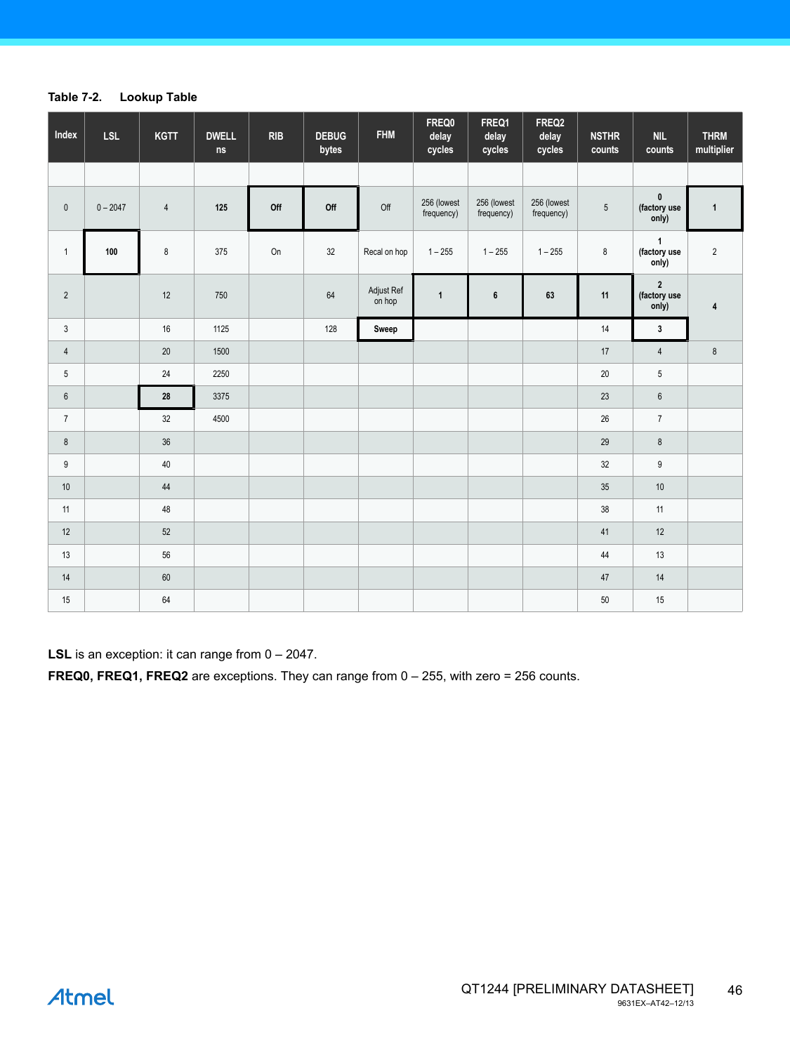**Table 7-2. Lookup Table**

| Index | LSL | KGTT | DWELL ns | RIB | DEBUG bytes | FHM | FREQ0 delay cycles | FREQ1 delay cycles | FREQ2 delay cycles | NSTHR counts | NIL counts | THRM multiplier |
|---|---|---|---|---|---|---|---|---|---|---|---|---|
| | | | | | | | | | | | | |
| 0 | 0 – 2047 | 4 | **125** | **Off** | **Off** | Off | 256 (lowest frequency) | 256 (lowest frequency) | 256 (lowest frequency) | 5 | **0 (factory use only)** | **1** |
| 1 | **100** | 8 | 375 | On | 32 | Recal on hop | 1 – 255 | 1 – 255 | 1 – 255 | 8 | **1 (factory use only)** | 2 |
| 2 | | 12 | 750 | | 64 | Adjust Ref on hop | **1** | **6** | **63** | **11** | **2 (factory use only)** | **4** |
| 3 | | 16 | 1125 | | 128 | **Sweep** | | | | 14 | **3** | |
| 4 | | 20 | 1500 | | | | | | | 17 | 4 | 8 |
| 5 | | 24 | 2250 | | | | | | | 20 | 5 | |
| 6 | | **28** | 3375 | | | | | | | 23 | 6 | |
| 7 | | 32 | 4500 | | | | | | | 26 | 7 | |
| 8 | | 36 | | | | | | | | 29 | 8 | |
| 9 | | 40 | | | | | | | | 32 | 9 | |
| 10 | | 44 | | | | | | | | 35 | 10 | |
| 11 | | 48 | | | | | | | | 38 | 11 | |
| 12 | | 52 | | | | | | | | 41 | 12 | |
| 13 | | 56 | | | | | | | | 44 | 13 | |
| 14 | | 60 | | | | | | | | 47 | 14 | |
| 15 | | 64 | | | | | | | | 50 | 15 | |

**LSL** is an exception: it can range from 0 – 2047.

**FREQ0, FREQ1, FREQ2** are exceptions. They can range from 0 – 255, with zero = 256 counts.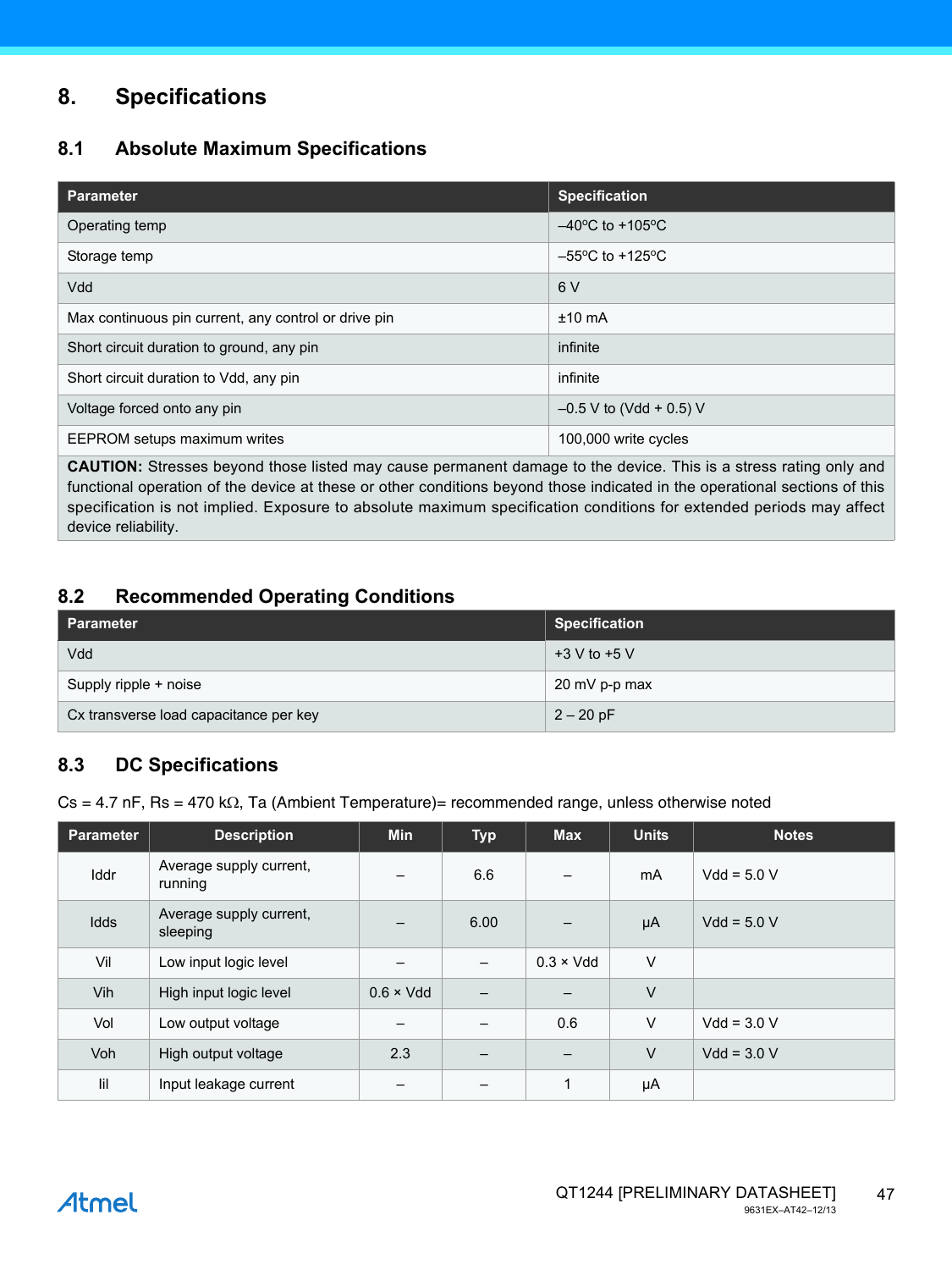# 8. Specifications

## 8.1 Absolute Maximum Specifications

| Parameter | Specification |
|---|---|
| Operating temp | –40ºC to +105ºC |
| Storage temp | –55ºC to +125ºC |
| Vdd | 6 V |
| Max continuous pin current, any control or drive pin | ±10 mA |
| Short circuit duration to ground, any pin | infinite |
| Short circuit duration to Vdd, any pin | infinite |
| Voltage forced onto any pin | –0.5 V to (Vdd + 0.5) V |
| EEPROM setups maximum writes | 100,000 write cycles |
| **CAUTION:** Stresses beyond those listed may cause permanent damage to the device. This is a stress rating only and functional operation of the device at these or other conditions beyond those indicated in the operational sections of this specification is not implied. Exposure to absolute maximum specification conditions for extended periods may affect device reliability. | |

## 8.2 Recommended Operating Conditions

| Parameter | Specification |
|---|---|
| Vdd | +3 V to +5 V |
| Supply ripple + noise | 20 mV p-p max |
| Cx transverse load capacitance per key | 2 – 20 pF |

## 8.3 DC Specifications

Cs = 4.7 nF, Rs = 470 kΩ, Ta (Ambient Temperature)= recommended range, unless otherwise noted

| Parameter | Description | Min | Typ | Max | Units | Notes |
|---|---|---|---|---|---|---|
| Iddr | Average supply current, running | – | 6.6 | – | mA | Vdd = 5.0 V |
| Idds | Average supply current, sleeping | – | 6.00 | – | µA | Vdd = 5.0 V |
| Vil | Low input logic level | – | – | 0.3 × Vdd | V | |
| Vih | High input logic level | 0.6 × Vdd | – | – | V | |
| Vol | Low output voltage | – | – | 0.6 | V | Vdd = 3.0 V |
| Voh | High output voltage | 2.3 | – | – | V | Vdd = 3.0 V |
| Iil | Input leakage current | – | – | 1 | µA | |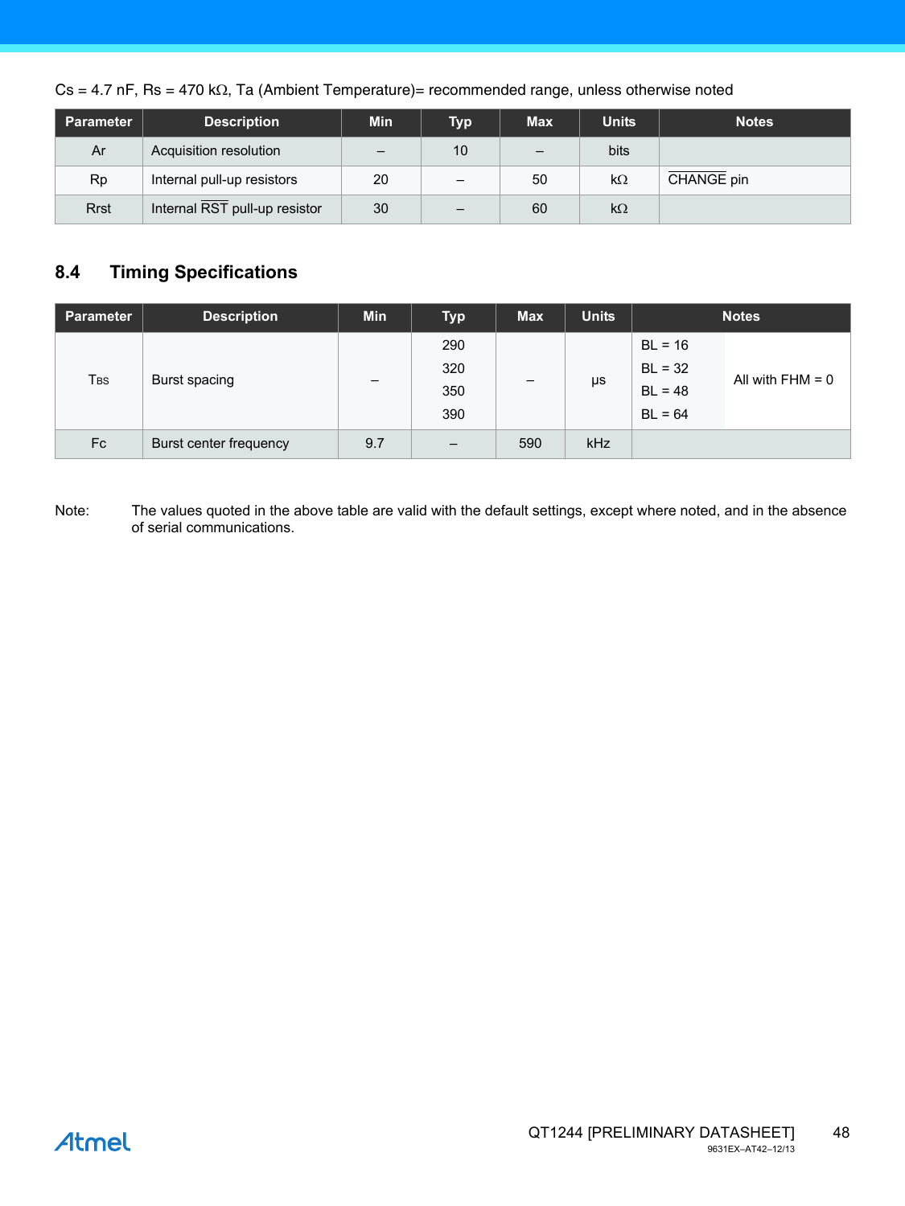Cs = 4.7 nF, Rs = 470 kΩ, Ta (Ambient Temperature)= recommended range, unless otherwise noted

| Parameter | Description | Min | Typ | Max | Units | Notes |
|---|---|---|---|---|---|---|
| Ar | Acquisition resolution | – | 10 | – | bits | |
| Rp | Internal pull-up resistors | 20 | – | 50 | kΩ | $\overline{\text{CHANGE}}$ pin |
| Rrst | Internal $\overline{\text{RST}}$ pull-up resistor | 30 | – | 60 | kΩ | |

## 8.4 Timing Specifications

| Parameter | Description | Min | Typ | Max | Units | Notes | |
|---|---|---|---|---|---|---|---|
| $T_{BS}$ | Burst spacing | – | 290<br>320<br>350<br>390 | – | μs | BL = 16<br>BL = 32<br>BL = 48<br>BL = 64 | All with FHM = 0 |
| Fc | Burst center frequency | 9.7 | – | 590 | kHz | | |

Note: The values quoted in the above table are valid with the default settings, except where noted, and in the absence of serial communications.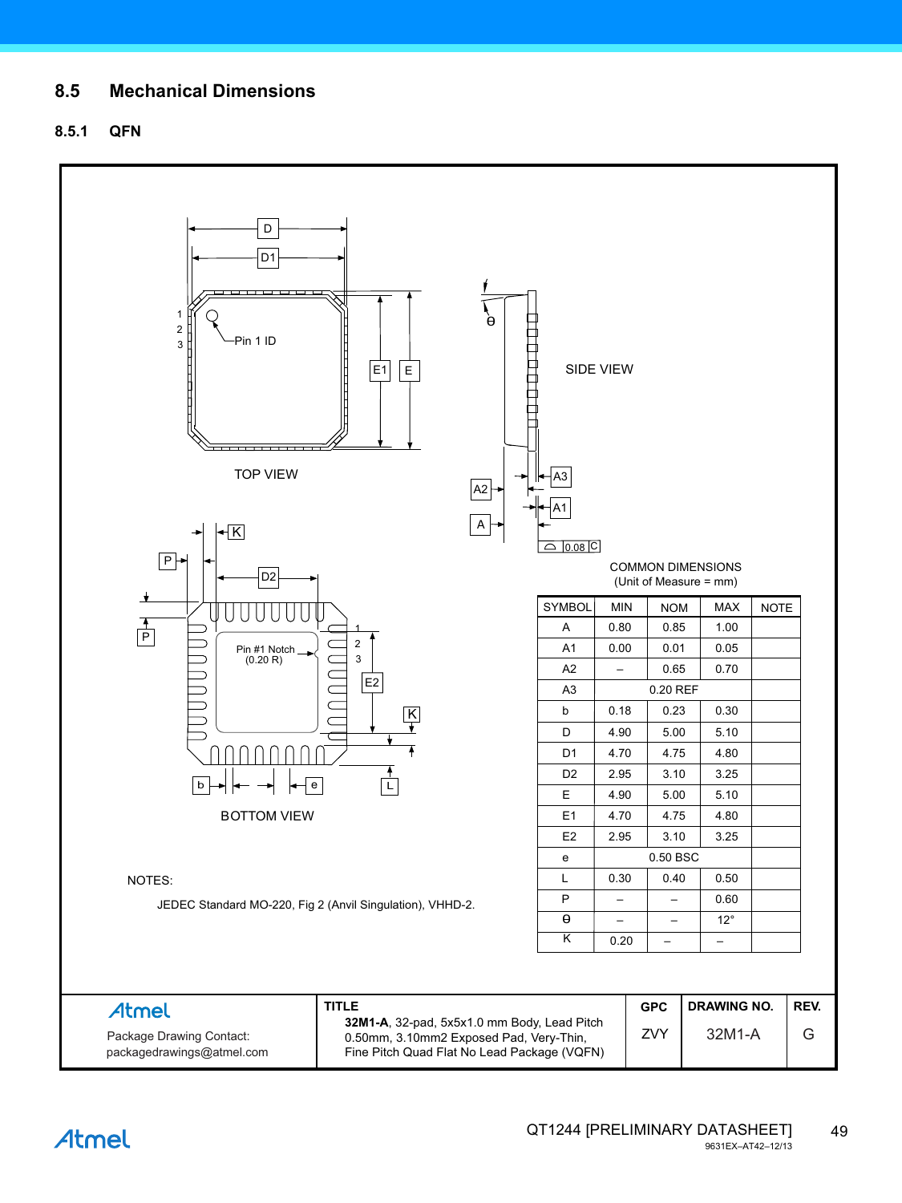## 8.5 Mechanical Dimensions

### 8.5.1 QFN

TOP VIEW

SIDE VIEW

BOTTOM VIEW

COMMON DIMENSIONS
(Unit of Measure = mm)

| SYMBOL | MIN | NOM | MAX | NOTE |
|---|---|---|---|---|
| A | 0.80 | 0.85 | 1.00 | |
| A1 | 0.00 | 0.01 | 0.05 | |
| A2 | – | 0.65 | 0.70 | |
| A3 | | 0.20 REF | | |
| b | 0.18 | 0.23 | 0.30 | |
| D | 4.90 | 5.00 | 5.10 | |
| D1 | 4.70 | 4.75 | 4.80 | |
| D2 | 2.95 | 3.10 | 3.25 | |
| E | 4.90 | 5.00 | 5.10 | |
| E1 | 4.70 | 4.75 | 4.80 | |
| E2 | 2.95 | 3.10 | 3.25 | |
| e | | 0.50 BSC | | |
| L | 0.30 | 0.40 | 0.50 | |
| P | – | – | 0.60 | |
| ϴ | – | – | 12° | |
| K | 0.20 | – | – | |

NOTES:

JEDEC Standard MO-220, Fig 2 (Anvil Singulation), VHHD-2.

| Atmel<br>Package Drawing Contact:<br>packagedrawings@atmel.com | TITLE<br>**32M1-A**, 32-pad, 5x5x1.0 mm Body, Lead Pitch 0.50mm, 3.10mm2 Exposed Pad, Very-Thin, Fine Pitch Quad Flat No Lead Package (VQFN) | GPC<br>ZVY | DRAWING NO.<br>32M1-A | REV.<br>G |
|---|---|---|---|---|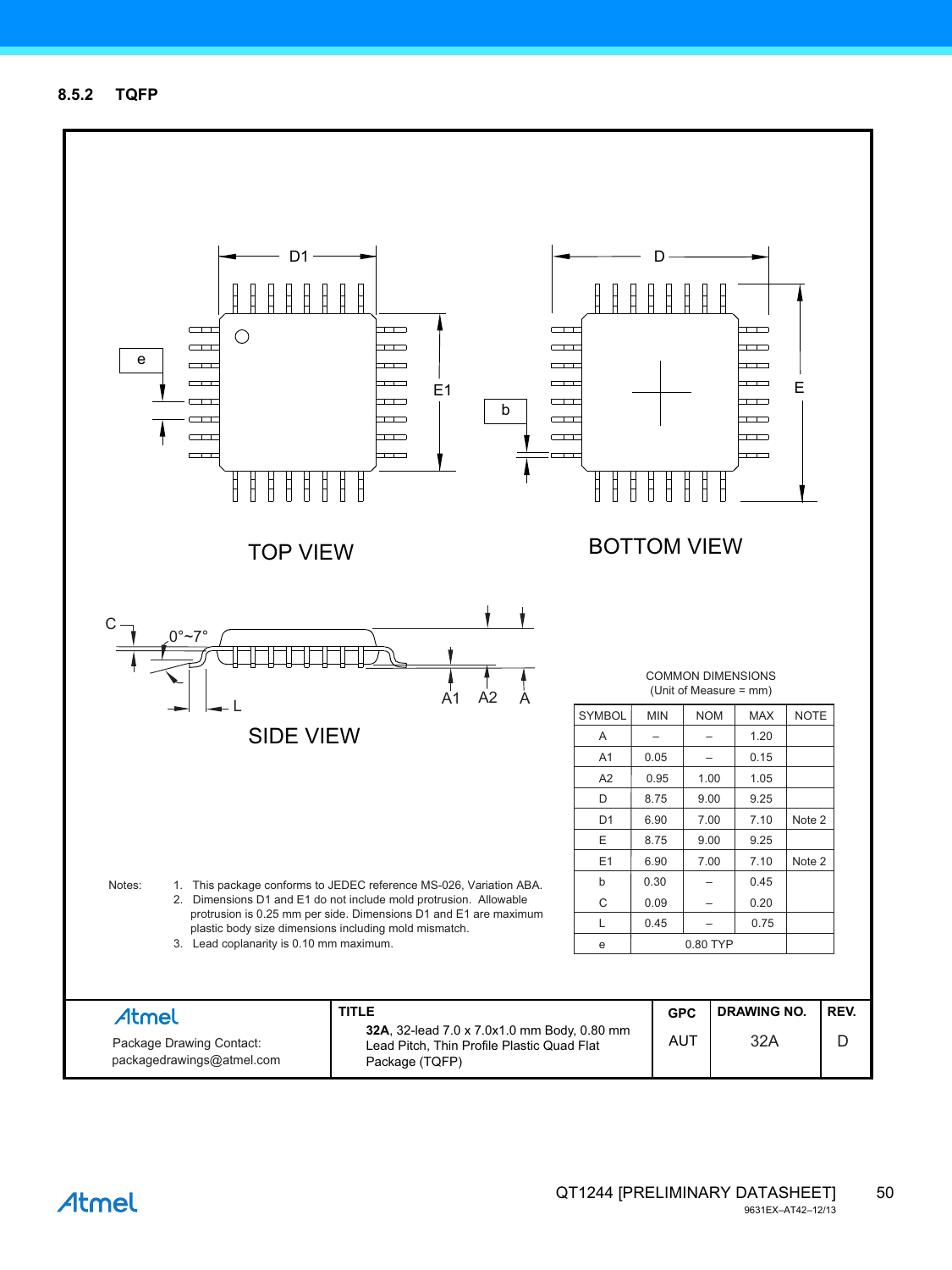### 8.5.2 TQFP

TOP VIEW

BOTTOM VIEW

SIDE VIEW

COMMON DIMENSIONS
(Unit of Measure = mm)

| SYMBOL | MIN | NOM | MAX | NOTE |
|---|---|---|---|---|
| A | – | – | 1.20 | |
| A1 | 0.05 | – | 0.15 | |
| A2 | 0.95 | 1.00 | 1.05 | |
| D | 8.75 | 9.00 | 9.25 | |
| D1 | 6.90 | 7.00 | 7.10 | Note 2 |
| E | 8.75 | 9.00 | 9.25 | |
| E1 | 6.90 | 7.00 | 7.10 | Note 2 |
| b | 0.30 | – | 0.45 | |
| C | 0.09 | – | 0.20 | |
| L | 0.45 | – | 0.75 | |
| e | | 0.80 TYP | | |

Notes:
1. This package conforms to JEDEC reference MS-026, Variation ABA.
2. Dimensions D1 and E1 do not include mold protrusion. Allowable protrusion is 0.25 mm per side. Dimensions D1 and E1 are maximum plastic body size dimensions including mold mismatch.
3. Lead coplanarity is 0.10 mm maximum.

| Atmel Package Drawing Contact: packagedrawings@atmel.com | TITLE **32A**, 32-lead 7.0 x 7.0x1.0 mm Body, 0.80 mm Lead Pitch, Thin Profile Plastic Quad Flat Package (TQFP) | GPC | DRAWING NO. | REV. |
|---|---|---|---|---|
| | | AUT | 32A | D |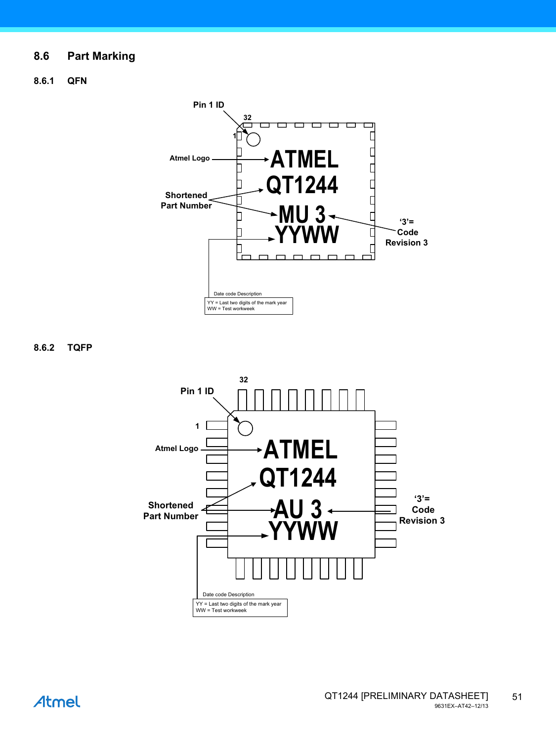## 8.6 Part Marking

### 8.6.1 QFN

Pin 1 ID

32

1

Atmel Logo → ATMEL

QT1244

Shortened Part Number → MU 3

YYWW

'3'= Code Revision 3

Date code Description

YY = Last two digits of the mark year
WW = Test workweek

### 8.6.2 TQFP

32

Pin 1 ID

1

Atmel Logo → ATMEL

QT1244

Shortened Part Number → AU 3

YYWW

'3'= Code Revision 3

Date code Description

YY = Last two digits of the mark year
WW = Test workweek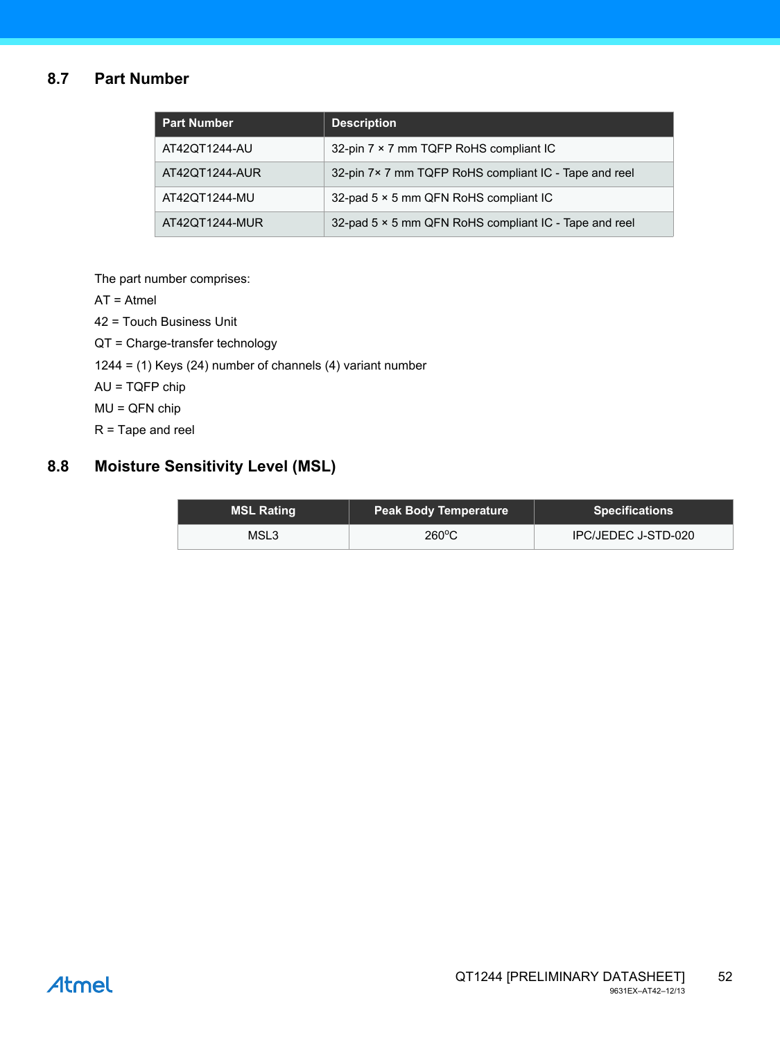## 8.7 Part Number

| Part Number | Description |
|---|---|
| AT42QT1244-AU | 32-pin 7 × 7 mm TQFP RoHS compliant IC |
| AT42QT1244-AUR | 32-pin 7× 7 mm TQFP RoHS compliant IC - Tape and reel |
| AT42QT1244-MU | 32-pad 5 × 5 mm QFN RoHS compliant IC |
| AT42QT1244-MUR | 32-pad 5 × 5 mm QFN RoHS compliant IC - Tape and reel |

The part number comprises:

AT = Atmel

42 = Touch Business Unit

QT = Charge-transfer technology

1244 = (1) Keys (24) number of channels (4) variant number

AU = TQFP chip

MU = QFN chip

R = Tape and reel

## 8.8 Moisture Sensitivity Level (MSL)

| MSL Rating | Peak Body Temperature | Specifications |
|---|---|---|
| MSL3 | 260°C | IPC/JEDEC J-STD-020 |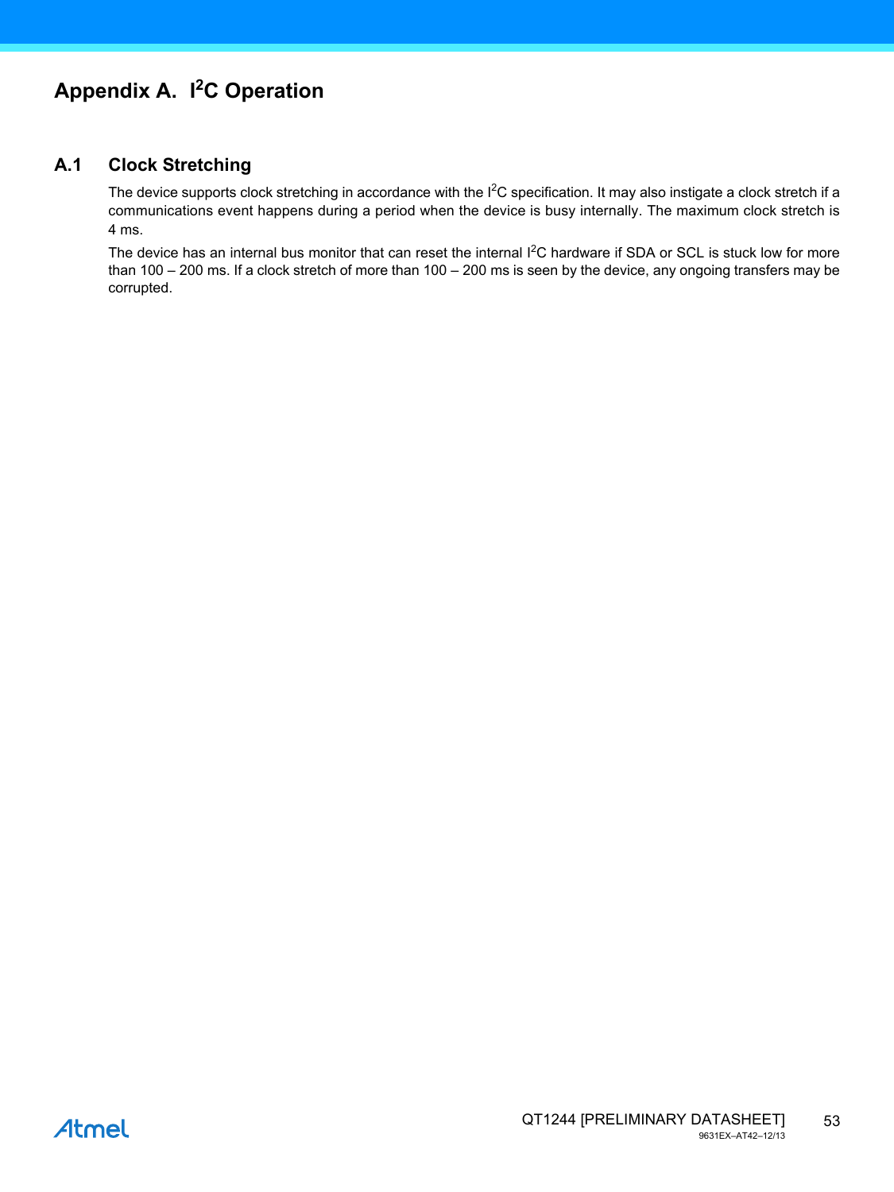# Appendix A. $I^2C$ Operation

## A.1 Clock Stretching

The device supports clock stretching in accordance with the $I^2C$ specification. It may also instigate a clock stretch if a communications event happens during a period when the device is busy internally. The maximum clock stretch is 4 ms.

The device has an internal bus monitor that can reset the internal $I^2C$ hardware if SDA or SCL is stuck low for more than 100 – 200 ms. If a clock stretch of more than 100 – 200 ms is seen by the device, any ongoing transfers may be corrupted.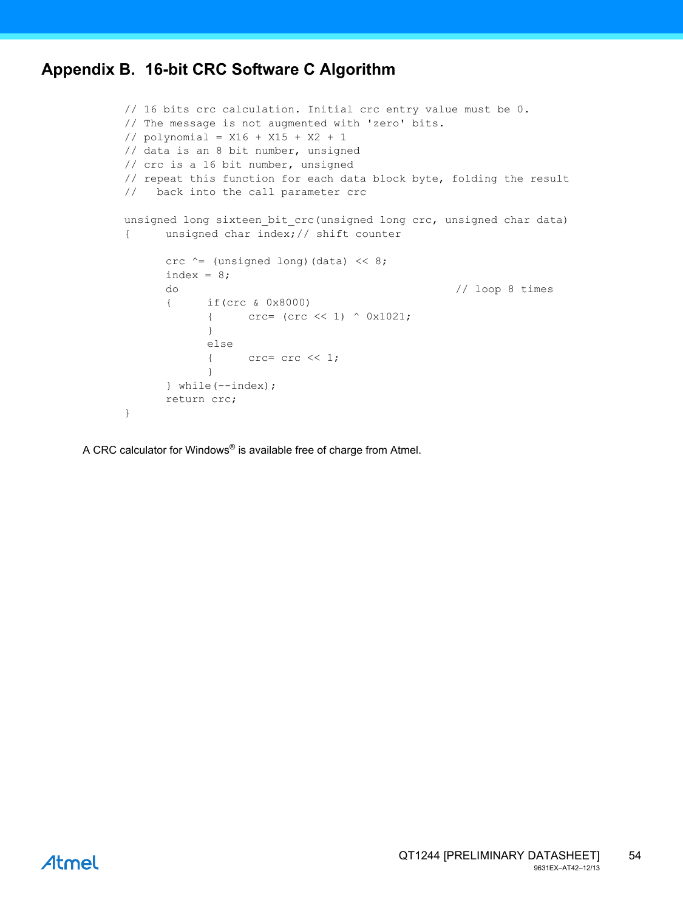# Appendix B. 16-bit CRC Software C Algorithm

```
// 16 bits crc calculation. Initial crc entry value must be 0.
// The message is not augmented with 'zero' bits.
// polynomial = X16 + X15 + X2 + 1
// data is an 8 bit number, unsigned
// crc is a 16 bit number, unsigned
// repeat this function for each data block byte, folding the result
//   back into the call parameter crc

unsigned long sixteen_bit_crc(unsigned long crc, unsigned char data)
{      unsigned char index;// shift counter

       crc ^= (unsigned long)(data) << 8;
       index = 8;
       do                                            // loop 8 times
       {      if(crc & 0x8000)
              {      crc= (crc << 1) ^ 0x1021;
              }
              else
              {      crc= crc << 1;
              }
       } while(--index);
       return crc;
}
```

A CRC calculator for Windows® is available free of charge from Atmel.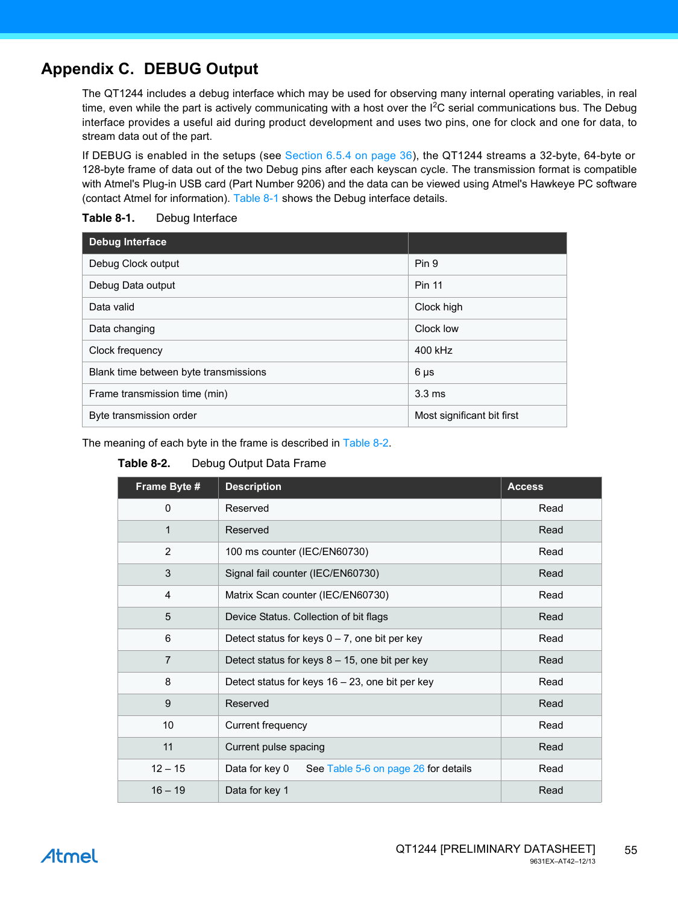# Appendix C. DEBUG Output

The QT1244 includes a debug interface which may be used for observing many internal operating variables, in real time, even while the part is actively communicating with a host over the $I^2C$ serial communications bus. The Debug interface provides a useful aid during product development and uses two pins, one for clock and one for data, to stream data out of the part.

If DEBUG is enabled in the setups (see Section 6.5.4 on page 36), the QT1244 streams a 32-byte, 64-byte or 128-byte frame of data out of the two Debug pins after each keyscan cycle. The transmission format is compatible with Atmel's Plug-in USB card (Part Number 9206) and the data can be viewed using Atmel's Hawkeye PC software (contact Atmel for information). Table 8-1 shows the Debug interface details.

**Table 8-1.** Debug Interface

| Debug Interface | |
|---|---|
| Debug Clock output | Pin 9 |
| Debug Data output | Pin 11 |
| Data valid | Clock high |
| Data changing | Clock low |
| Clock frequency | 400 kHz |
| Blank time between byte transmissions | 6 µs |
| Frame transmission time (min) | 3.3 ms |
| Byte transmission order | Most significant bit first |

The meaning of each byte in the frame is described in Table 8-2.

**Table 8-2.** Debug Output Data Frame

| Frame Byte # | Description | Access |
|---|---|---|
| 0 | Reserved | Read |
| 1 | Reserved | Read |
| 2 | 100 ms counter (IEC/EN60730) | Read |
| 3 | Signal fail counter (IEC/EN60730) | Read |
| 4 | Matrix Scan counter (IEC/EN60730) | Read |
| 5 | Device Status. Collection of bit flags | Read |
| 6 | Detect status for keys 0 – 7, one bit per key | Read |
| 7 | Detect status for keys 8 – 15, one bit per key | Read |
| 8 | Detect status for keys 16 – 23, one bit per key | Read |
| 9 | Reserved | Read |
| 10 | Current frequency | Read |
| 11 | Current pulse spacing | Read |
| 12 – 15 | Data for key 0     See Table 5-6 on page 26 for details | Read |
| 16 – 19 | Data for key 1 | Read |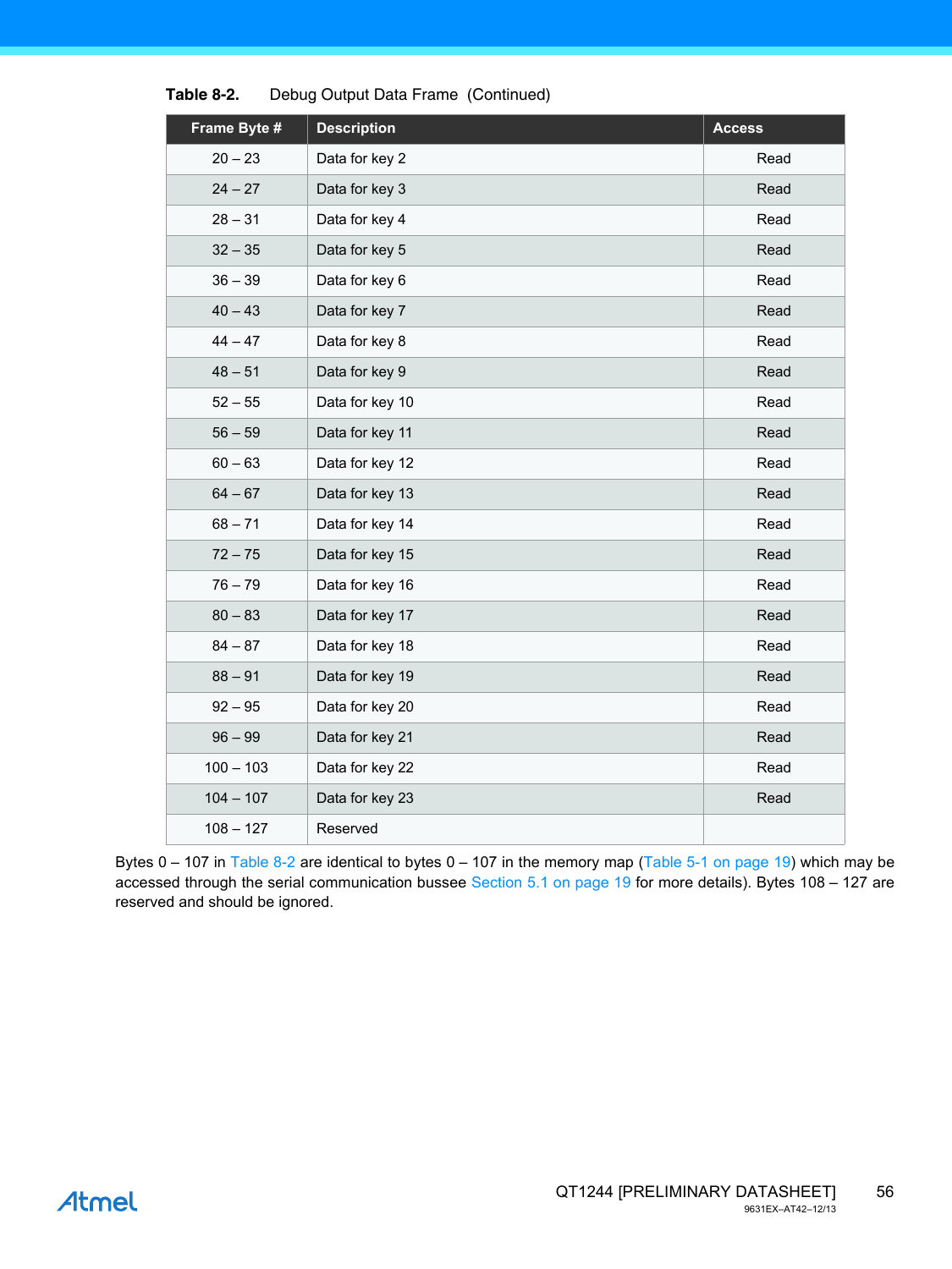**Table 8-2.** Debug Output Data Frame (Continued)

| Frame Byte # | Description | Access |
|---|---|---|
| 20 – 23 | Data for key 2 | Read |
| 24 – 27 | Data for key 3 | Read |
| 28 – 31 | Data for key 4 | Read |
| 32 – 35 | Data for key 5 | Read |
| 36 – 39 | Data for key 6 | Read |
| 40 – 43 | Data for key 7 | Read |
| 44 – 47 | Data for key 8 | Read |
| 48 – 51 | Data for key 9 | Read |
| 52 – 55 | Data for key 10 | Read |
| 56 – 59 | Data for key 11 | Read |
| 60 – 63 | Data for key 12 | Read |
| 64 – 67 | Data for key 13 | Read |
| 68 – 71 | Data for key 14 | Read |
| 72 – 75 | Data for key 15 | Read |
| 76 – 79 | Data for key 16 | Read |
| 80 – 83 | Data for key 17 | Read |
| 84 – 87 | Data for key 18 | Read |
| 88 – 91 | Data for key 19 | Read |
| 92 – 95 | Data for key 20 | Read |
| 96 – 99 | Data for key 21 | Read |
| 100 – 103 | Data for key 22 | Read |
| 104 – 107 | Data for key 23 | Read |
| 108 – 127 | Reserved | |

Bytes 0 – 107 in Table 8-2 are identical to bytes 0 – 107 in the memory map (Table 5-1 on page 19) which may be accessed through the serial communication bussee Section 5.1 on page 19 for more details). Bytes 108 – 127 are reserved and should be ignored.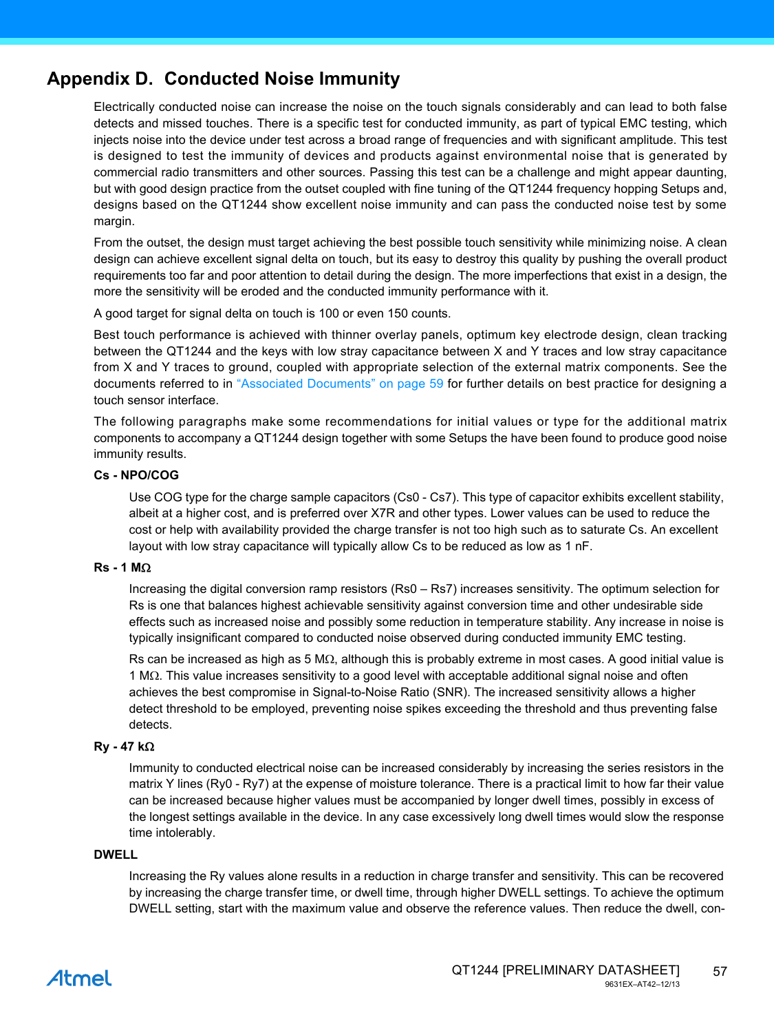# Appendix D. Conducted Noise Immunity

Electrically conducted noise can increase the noise on the touch signals considerably and can lead to both false detects and missed touches. There is a specific test for conducted immunity, as part of typical EMC testing, which injects noise into the device under test across a broad range of frequencies and with significant amplitude. This test is designed to test the immunity of devices and products against environmental noise that is generated by commercial radio transmitters and other sources. Passing this test can be a challenge and might appear daunting, but with good design practice from the outset coupled with fine tuning of the QT1244 frequency hopping Setups and, designs based on the QT1244 show excellent noise immunity and can pass the conducted noise test by some margin.

From the outset, the design must target achieving the best possible touch sensitivity while minimizing noise. A clean design can achieve excellent signal delta on touch, but its easy to destroy this quality by pushing the overall product requirements too far and poor attention to detail during the design. The more imperfections that exist in a design, the more the sensitivity will be eroded and the conducted immunity performance with it.

A good target for signal delta on touch is 100 or even 150 counts.

Best touch performance is achieved with thinner overlay panels, optimum key electrode design, clean tracking between the QT1244 and the keys with low stray capacitance between X and Y traces and low stray capacitance from X and Y traces to ground, coupled with appropriate selection of the external matrix components. See the documents referred to in "Associated Documents" on page 59 for further details on best practice for designing a touch sensor interface.

The following paragraphs make some recommendations for initial values or type for the additional matrix components to accompany a QT1244 design together with some Setups the have been found to produce good noise immunity results.

**Cs - NPO/COG**

Use COG type for the charge sample capacitors (Cs0 - Cs7). This type of capacitor exhibits excellent stability, albeit at a higher cost, and is preferred over X7R and other types. Lower values can be used to reduce the cost or help with availability provided the charge transfer is not too high such as to saturate Cs. An excellent layout with low stray capacitance will typically allow Cs to be reduced as low as 1 nF.

**Rs - 1 MΩ**

Increasing the digital conversion ramp resistors (Rs0 – Rs7) increases sensitivity. The optimum selection for Rs is one that balances highest achievable sensitivity against conversion time and other undesirable side effects such as increased noise and possibly some reduction in temperature stability. Any increase in noise is typically insignificant compared to conducted noise observed during conducted immunity EMC testing.

Rs can be increased as high as 5 MΩ, although this is probably extreme in most cases. A good initial value is 1 MΩ. This value increases sensitivity to a good level with acceptable additional signal noise and often achieves the best compromise in Signal-to-Noise Ratio (SNR). The increased sensitivity allows a higher detect threshold to be employed, preventing noise spikes exceeding the threshold and thus preventing false detects.

**Ry - 47 kΩ**

Immunity to conducted electrical noise can be increased considerably by increasing the series resistors in the matrix Y lines (Ry0 - Ry7) at the expense of moisture tolerance. There is a practical limit to how far their value can be increased because higher values must be accompanied by longer dwell times, possibly in excess of the longest settings available in the device. In any case excessively long dwell times would slow the response time intolerably.

**DWELL**

Increasing the Ry values alone results in a reduction in charge transfer and sensitivity. This can be recovered by increasing the charge transfer time, or dwell time, through higher DWELL settings. To achieve the optimum DWELL setting, start with the maximum value and observe the reference values. Then reduce the dwell, con-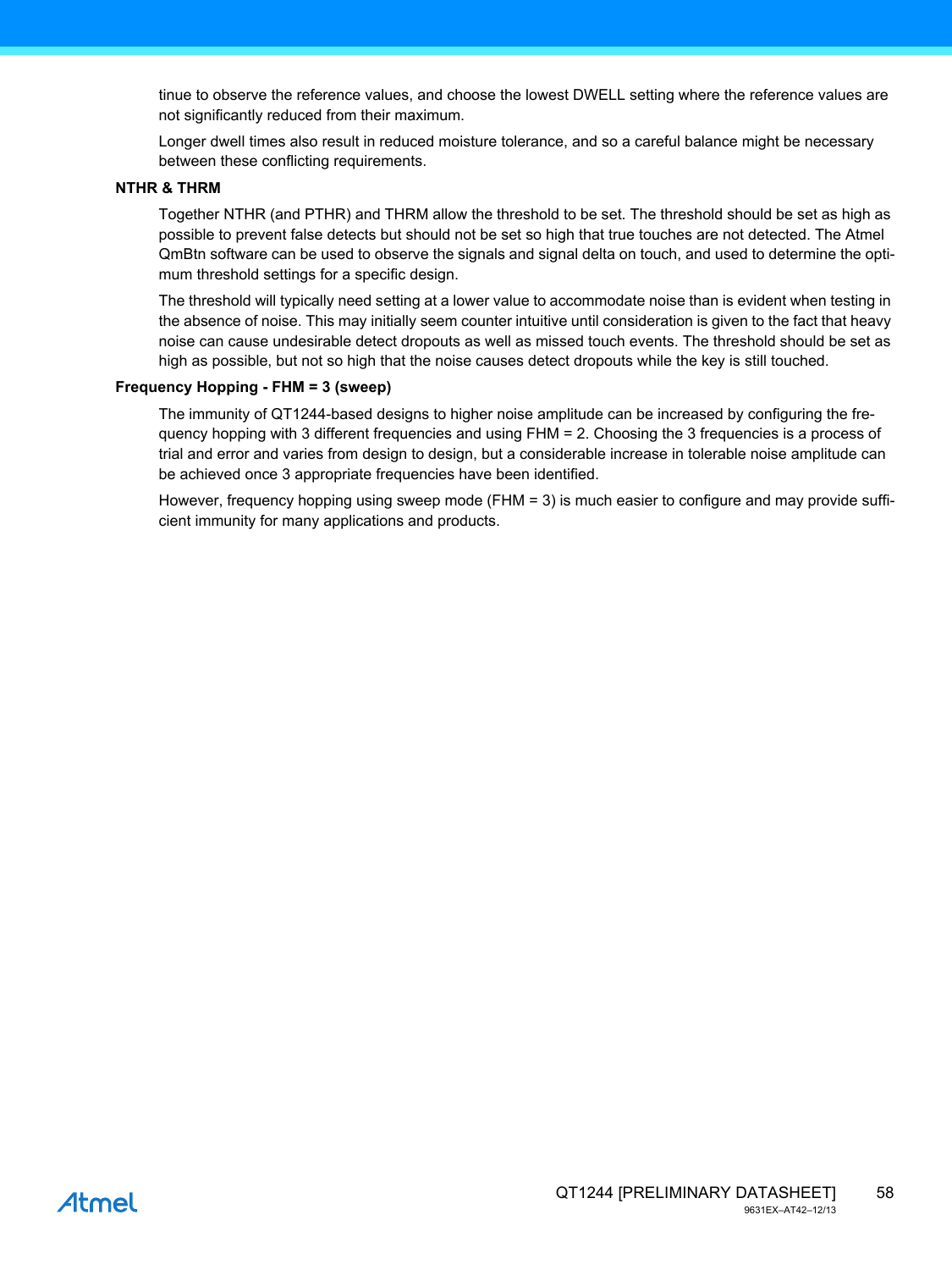tinue to observe the reference values, and choose the lowest DWELL setting where the reference values are not significantly reduced from their maximum.

Longer dwell times also result in reduced moisture tolerance, and so a careful balance might be necessary between these conflicting requirements.

**NTHR & THRM**

Together NTHR (and PTHR) and THRM allow the threshold to be set. The threshold should be set as high as possible to prevent false detects but should not be set so high that true touches are not detected. The Atmel QmBtn software can be used to observe the signals and signal delta on touch, and used to determine the optimum threshold settings for a specific design.

The threshold will typically need setting at a lower value to accommodate noise than is evident when testing in the absence of noise. This may initially seem counter intuitive until consideration is given to the fact that heavy noise can cause undesirable detect dropouts as well as missed touch events. The threshold should be set as high as possible, but not so high that the noise causes detect dropouts while the key is still touched.

**Frequency Hopping - FHM = 3 (sweep)**

The immunity of QT1244-based designs to higher noise amplitude can be increased by configuring the frequency hopping with 3 different frequencies and using FHM = 2. Choosing the 3 frequencies is a process of trial and error and varies from design to design, but a considerable increase in tolerable noise amplitude can be achieved once 3 appropriate frequencies have been identified.

However, frequency hopping using sweep mode (FHM = 3) is much easier to configure and may provide sufficient immunity for many applications and products.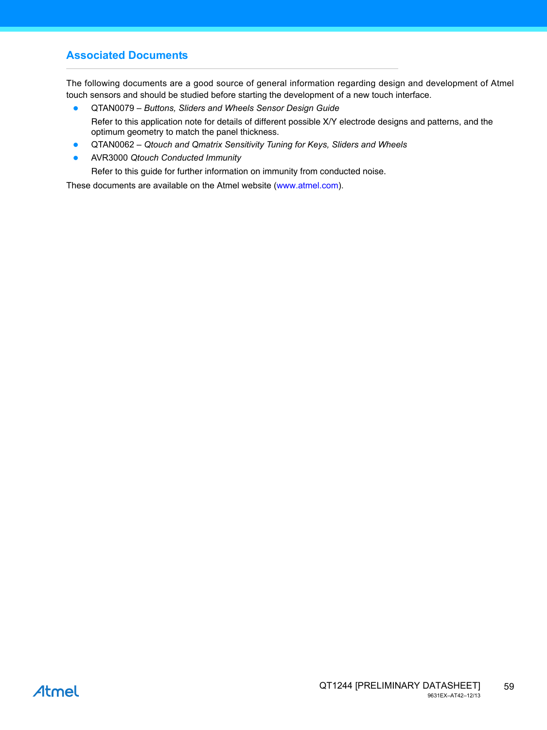## Associated Documents

The following documents are a good source of general information regarding design and development of Atmel touch sensors and should be studied before starting the development of a new touch interface.

- QTAN0079 – *Buttons, Sliders and Wheels Sensor Design Guide*

  Refer to this application note for details of different possible X/Y electrode designs and patterns, and the optimum geometry to match the panel thickness.
- QTAN0062 – *Qtouch and Qmatrix Sensitivity Tuning for Keys, Sliders and Wheels*
- AVR3000 *Qtouch Conducted Immunity*

  Refer to this guide for further information on immunity from conducted noise.

These documents are available on the Atmel website (www.atmel.com).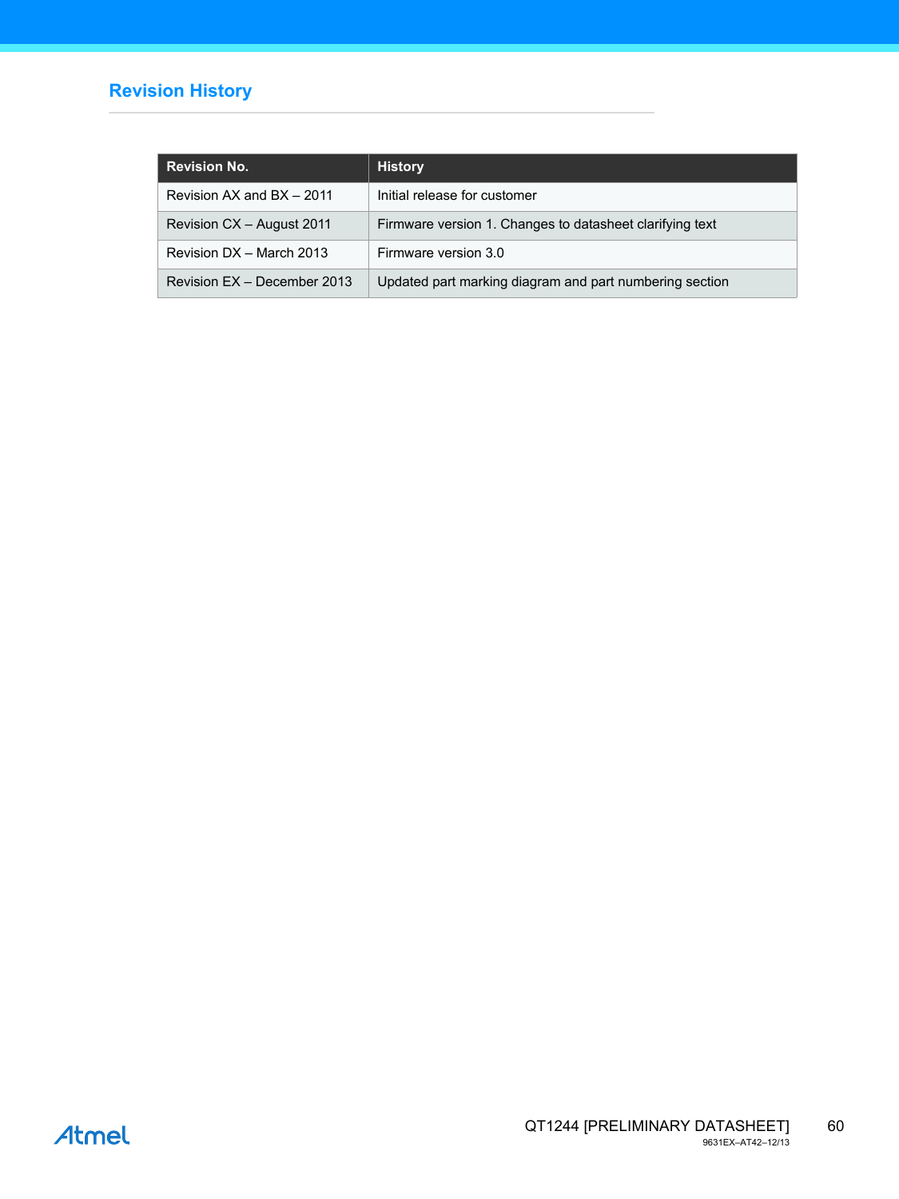# Revision History

| Revision No. | History |
|---|---|
| Revision AX and BX – 2011 | Initial release for customer |
| Revision CX – August 2011 | Firmware version 1. Changes to datasheet clarifying text |
| Revision DX – March 2013 | Firmware version 3.0 |
| Revision EX – December 2013 | Updated part marking diagram and part numbering section |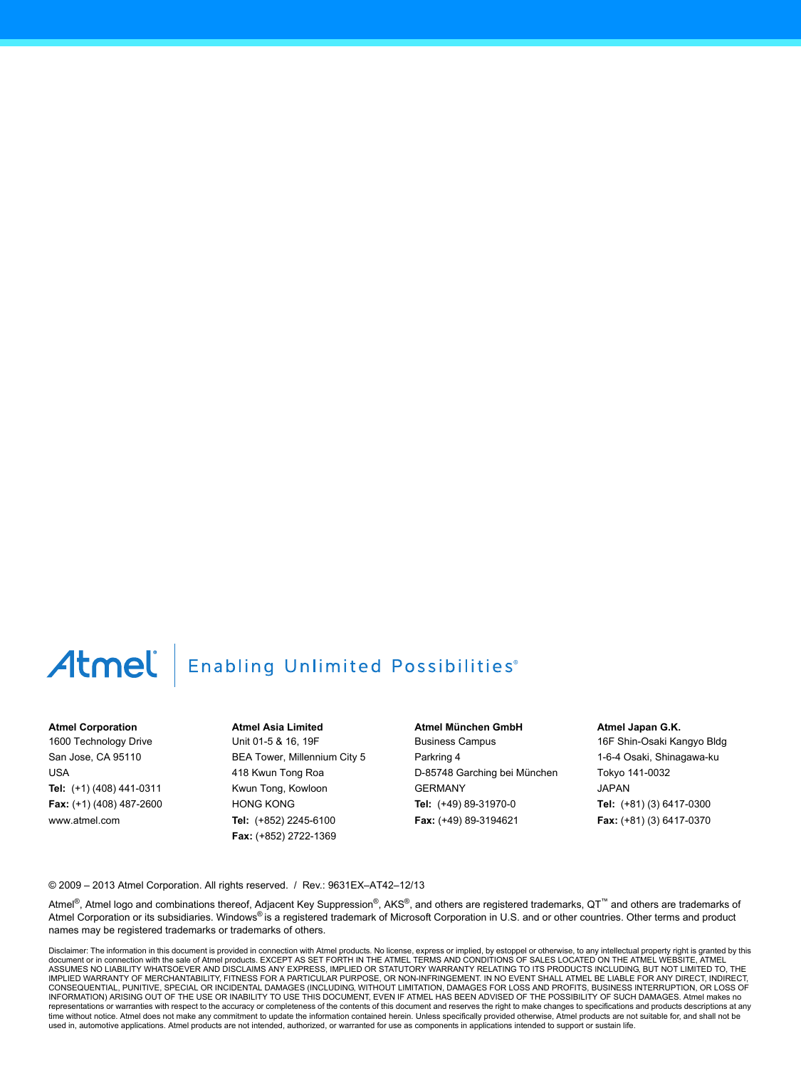Atmel | Enabling Unlimited Possibilities®

**Atmel Corporation**
1600 Technology Drive
San Jose, CA 95110
USA
**Tel:** (+1) (408) 441-0311
**Fax:** (+1) (408) 487-2600
www.atmel.com

**Atmel Asia Limited**
Unit 01-5 & 16, 19F
BEA Tower, Millennium City 5
418 Kwun Tong Roa
Kwun Tong, Kowloon
HONG KONG
**Tel:** (+852) 2245-6100
**Fax:** (+852) 2722-1369

**Atmel München GmbH**
Business Campus
Parkring 4
D-85748 Garching bei München
GERMANY
**Tel:** (+49) 89-31970-0
**Fax:** (+49) 89-3194621

**Atmel Japan G.K.**
16F Shin-Osaki Kangyo Bldg
1-6-4 Osaki, Shinagawa-ku
Tokyo 141-0032
JAPAN
**Tel:** (+81) (3) 6417-0300
**Fax:** (+81) (3) 6417-0370

© 2009 – 2013 Atmel Corporation. All rights reserved. / Rev.: 9631EX–AT42–12/13

Atmel®, Atmel logo and combinations thereof, Adjacent Key Suppression®, AKS®, and others are registered trademarks, QT™ and others are trademarks of Atmel Corporation or its subsidiaries. Windows® is a registered trademark of Microsoft Corporation in U.S. and or other countries. Other terms and product names may be registered trademarks or trademarks of others.

Disclaimer: The information in this document is provided in connection with Atmel products. No license, express or implied, by estoppel or otherwise, to any intellectual property right is granted by this document or in connection with the sale of Atmel products. EXCEPT AS SET FORTH IN THE ATMEL TERMS AND CONDITIONS OF SALES LOCATED ON THE ATMEL WEBSITE, ATMEL ASSUMES NO LIABILITY WHATSOEVER AND DISCLAIMS ANY EXPRESS, IMPLIED OR STATUTORY WARRANTY RELATING TO ITS PRODUCTS INCLUDING, BUT NOT LIMITED TO, THE IMPLIED WARRANTY OF MERCHANTABILITY, FITNESS FOR A PARTICULAR PURPOSE, OR NON-INFRINGEMENT. IN NO EVENT SHALL ATMEL BE LIABLE FOR ANY DIRECT, INDIRECT, CONSEQUENTIAL, PUNITIVE, SPECIAL OR INCIDENTAL DAMAGES (INCLUDING, WITHOUT LIMITATION, DAMAGES FOR LOSS AND PROFITS, BUSINESS INTERRUPTION, OR LOSS OF INFORMATION) ARISING OUT OF THE USE OR INABILITY TO USE THIS DOCUMENT, EVEN IF ATMEL HAS BEEN ADVISED OF THE POSSIBILITY OF SUCH DAMAGES. Atmel makes no representations or warranties with respect to the accuracy or completeness of the contents of this document and reserves the right to make changes to specifications and products descriptions at any time without notice. Atmel does not make any commitment to update the information contained herein. Unless specifically provided otherwise, Atmel products are not suitable for, and shall not be used in, automotive applications. Atmel products are not intended, authorized, or warranted for use as components in applications intended to support or sustain life.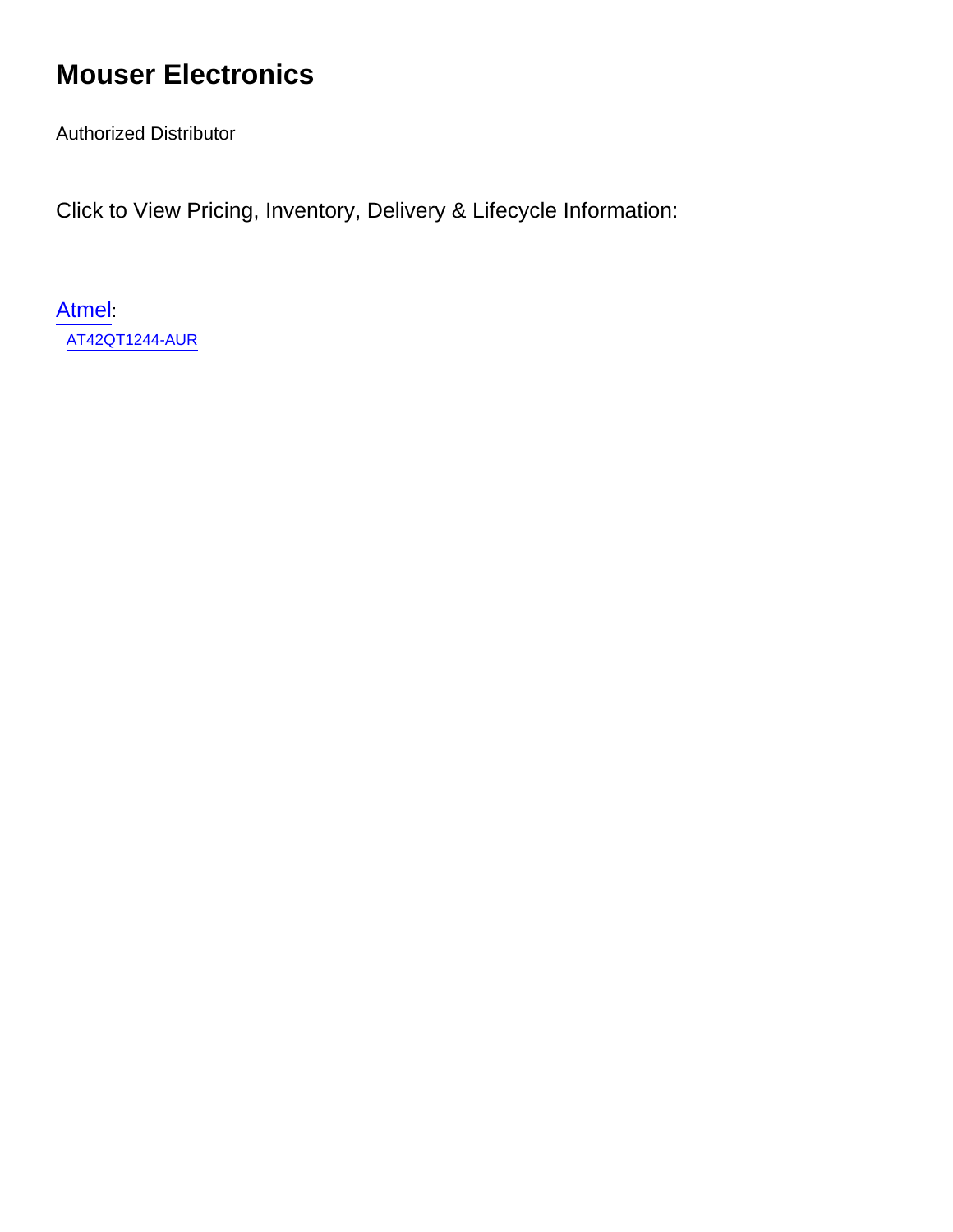# Mouser Electronics

Authorized Distributor

Click to View Pricing, Inventory, Delivery & Lifecycle Information:

Atmel:

AT42QT1244-AUR